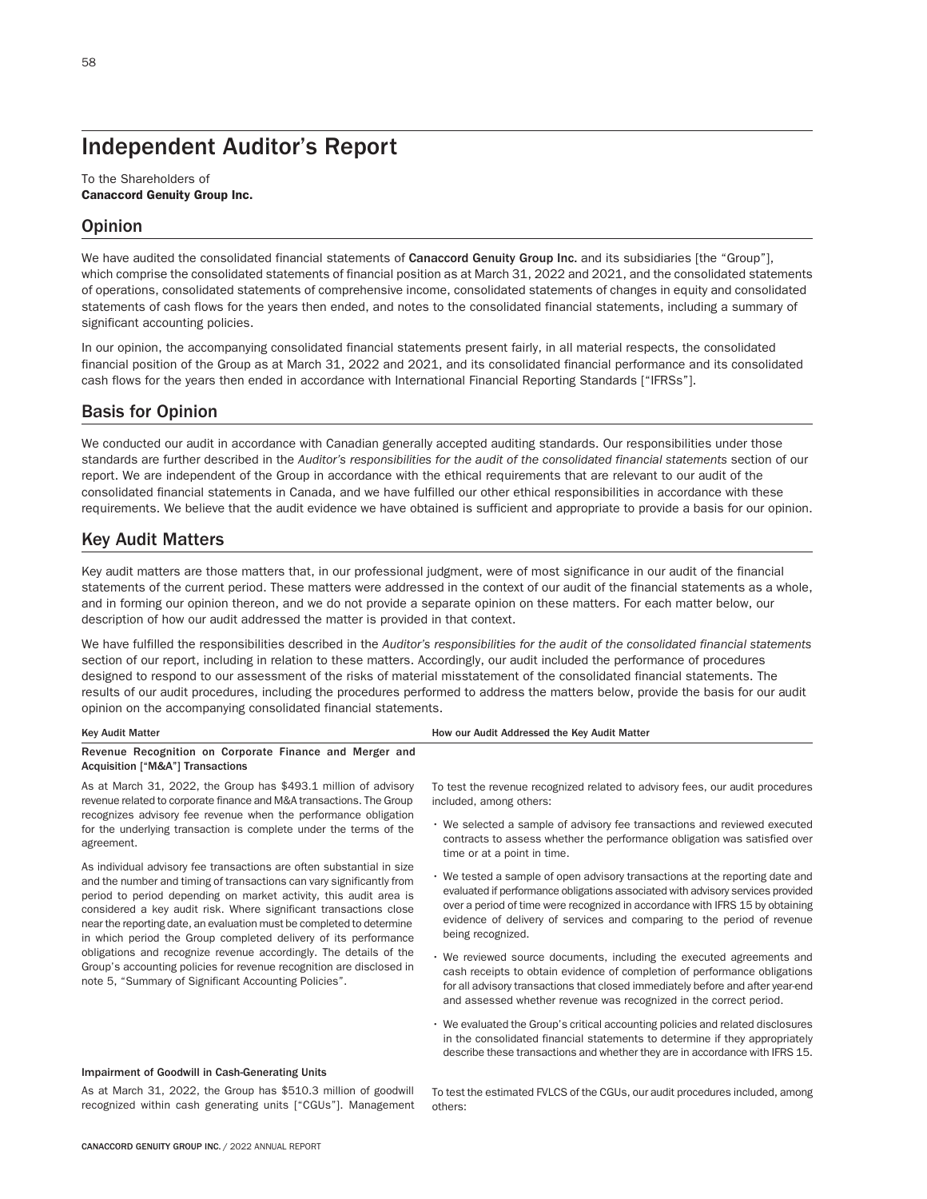# Independent Auditor's Report

To the Shareholders of
**Canaccord Genuity Group Inc.**

## Opinion

We have audited the consolidated financial statements of **Canaccord Genuity Group Inc.** and its subsidiaries [the "Group"], which comprise the consolidated statements of financial position as at March 31, 2022 and 2021, and the consolidated statements of operations, consolidated statements of comprehensive income, consolidated statements of changes in equity and consolidated statements of cash flows for the years then ended, and notes to the consolidated financial statements, including a summary of significant accounting policies.

In our opinion, the accompanying consolidated financial statements present fairly, in all material respects, the consolidated financial position of the Group as at March 31, 2022 and 2021, and its consolidated financial performance and its consolidated cash flows for the years then ended in accordance with International Financial Reporting Standards ["IFRSs"].

## Basis for Opinion

We conducted our audit in accordance with Canadian generally accepted auditing standards. Our responsibilities under those standards are further described in the *Auditor's responsibilities for the audit of the consolidated financial statements* section of our report. We are independent of the Group in accordance with the ethical requirements that are relevant to our audit of the consolidated financial statements in Canada, and we have fulfilled our other ethical responsibilities in accordance with these requirements. We believe that the audit evidence we have obtained is sufficient and appropriate to provide a basis for our opinion.

## Key Audit Matters

Key audit matters are those matters that, in our professional judgment, were of most significance in our audit of the financial statements of the current period. These matters were addressed in the context of our audit of the financial statements as a whole, and in forming our opinion thereon, and we do not provide a separate opinion on these matters. For each matter below, our description of how our audit addressed the matter is provided in that context.

We have fulfilled the responsibilities described in the *Auditor's responsibilities for the audit of the consolidated financial statements* section of our report, including in relation to these matters. Accordingly, our audit included the performance of procedures designed to respond to our assessment of the risks of material misstatement of the consolidated financial statements. The results of our audit procedures, including the procedures performed to address the matters below, provide the basis for our audit opinion on the accompanying consolidated financial statements.

| Key Audit Matter | How our Audit Addressed the Key Audit Matter |
|---|---|
| **Revenue Recognition on Corporate Finance and Merger and Acquisition ["M&A"] Transactions** | |
| As at March 31, 2022, the Group has $493.1 million of advisory revenue related to corporate finance and M&A transactions. The Group recognizes advisory fee revenue when the performance obligation for the underlying transaction is complete under the terms of the agreement.<br><br>As individual advisory fee transactions are often substantial in size and the number and timing of transactions can vary significantly from period to period depending on market activity, this audit area is considered a key audit risk. Where significant transactions close near the reporting date, an evaluation must be completed to determine in which period the Group completed delivery of its performance obligations and recognize revenue accordingly. The details of the Group's accounting policies for revenue recognition are disclosed in note 5, "Summary of Significant Accounting Policies". | To test the revenue recognized related to advisory fees, our audit procedures included, among others:<br><br>• We selected a sample of advisory fee transactions and reviewed executed contracts to assess whether the performance obligation was satisfied over time or at a point in time.<br><br>• We tested a sample of open advisory transactions at the reporting date and evaluated if performance obligations associated with advisory services provided over a period of time were recognized in accordance with IFRS 15 by obtaining evidence of delivery of services and comparing to the period of revenue being recognized.<br><br>• We reviewed source documents, including the executed agreements and cash receipts to obtain evidence of completion of performance obligations for all advisory transactions that closed immediately before and after year-end and assessed whether revenue was recognized in the correct period.<br><br>• We evaluated the Group's critical accounting policies and related disclosures in the consolidated financial statements to determine if they appropriately describe these transactions and whether they are in accordance with IFRS 15. |
| **Impairment of Goodwill in Cash-Generating Units** | |
| As at March 31, 2022, the Group has $510.3 million of goodwill recognized within cash generating units ["CGUs"]. Management | To test the estimated FVLCS of the CGUs, our audit procedures included, among others: |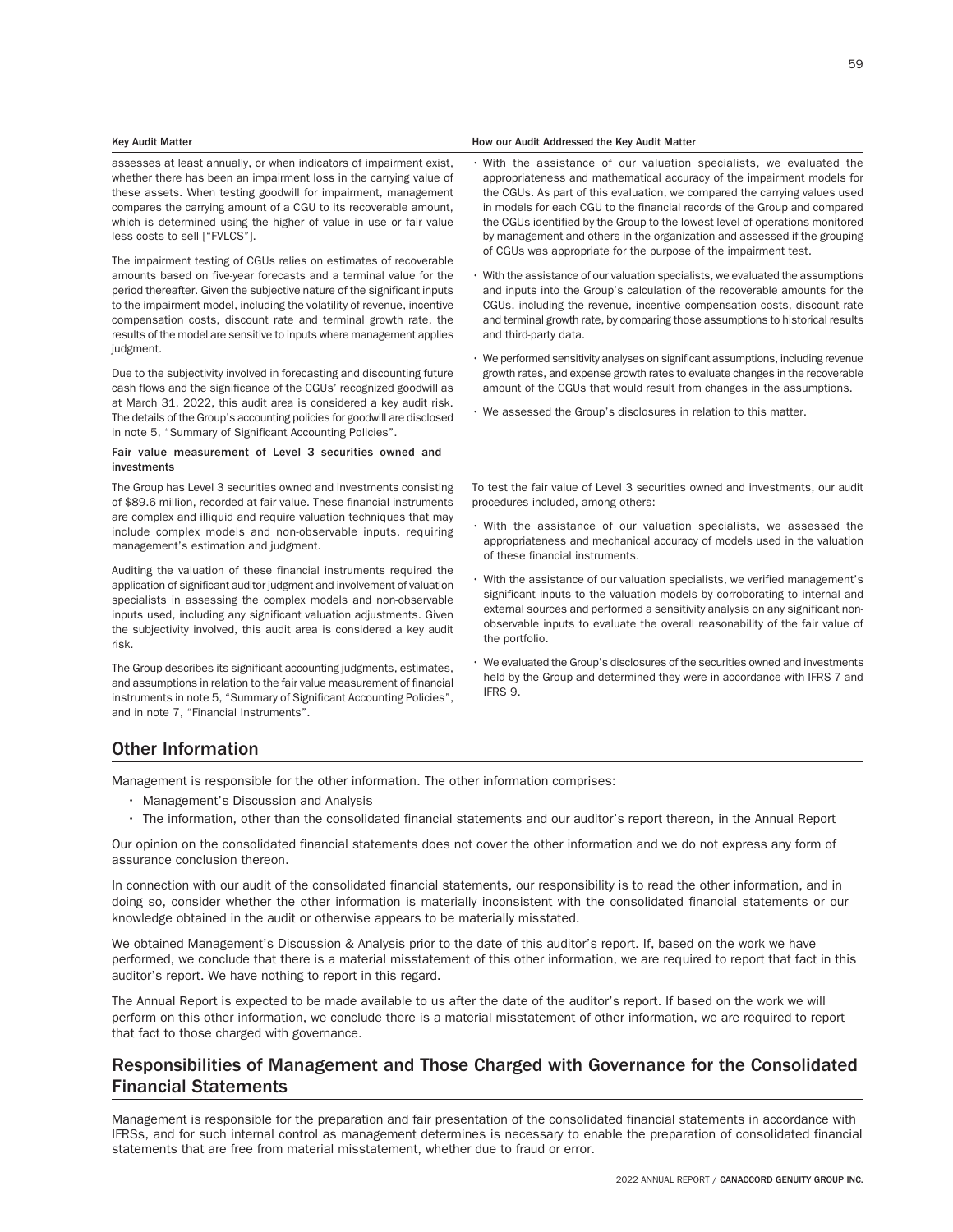| Key Audit Matter | How our Audit Addressed the Key Audit Matter |
| --- | --- |
| assesses at least annually, or when indicators of impairment exist, whether there has been an impairment loss in the carrying value of these assets. When testing goodwill for impairment, management compares the carrying amount of a CGU to its recoverable amount, which is determined using the higher of value in use or fair value less costs to sell ["FVLCS"].<br><br>The impairment testing of CGUs relies on estimates of recoverable amounts based on five-year forecasts and a terminal value for the period thereafter. Given the subjective nature of the significant inputs to the impairment model, including the volatility of revenue, incentive compensation costs, discount rate and terminal growth rate, the results of the model are sensitive to inputs where management applies judgment.<br><br>Due to the subjectivity involved in forecasting and discounting future cash flows and the significance of the CGUs' recognized goodwill as at March 31, 2022, this audit area is considered a key audit risk. The details of the Group's accounting policies for goodwill are disclosed in note 5, "Summary of Significant Accounting Policies". | • With the assistance of our valuation specialists, we evaluated the appropriateness and mathematical accuracy of the impairment models for the CGUs. As part of this evaluation, we compared the carrying values used in models for each CGU to the financial records of the Group and compared the CGUs identified by the Group to the lowest level of operations monitored by management and others in the organization and assessed if the grouping of CGUs was appropriate for the purpose of the impairment test.<br><br>• With the assistance of our valuation specialists, we evaluated the assumptions and inputs into the Group's calculation of the recoverable amounts for the CGUs, including the revenue, incentive compensation costs, discount rate and terminal growth rate, by comparing those assumptions to historical results and third-party data.<br><br>• We performed sensitivity analyses on significant assumptions, including revenue growth rates, and expense growth rates to evaluate changes in the recoverable amount of the CGUs that would result from changes in the assumptions.<br><br>• We assessed the Group's disclosures in relation to this matter. |
| **Fair value measurement of Level 3 securities owned and investments**<br><br>The Group has Level 3 securities owned and investments consisting of $89.6 million, recorded at fair value. These financial instruments are complex and illiquid and require valuation techniques that may include complex models and non-observable inputs, requiring management's estimation and judgment.<br><br>Auditing the valuation of these financial instruments required the application of significant auditor judgment and involvement of valuation specialists in assessing the complex models and non-observable inputs used, including any significant valuation adjustments. Given the subjectivity involved, this audit area is considered a key audit risk.<br><br>The Group describes its significant accounting judgments, estimates, and assumptions in relation to the fair value measurement of financial instruments in note 5, "Summary of Significant Accounting Policies", and in note 7, "Financial Instruments". | To test the fair value of Level 3 securities owned and investments, our audit procedures included, among others:<br><br>• With the assistance of our valuation specialists, we assessed the appropriateness and mechanical accuracy of models used in the valuation of these financial instruments.<br><br>• With the assistance of our valuation specialists, we verified management's significant inputs to the valuation models by corroborating to internal and external sources and performed a sensitivity analysis on any significant non-observable inputs to evaluate the overall reasonability of the fair value of the portfolio.<br><br>• We evaluated the Group's disclosures of the securities owned and investments held by the Group and determined they were in accordance with IFRS 7 and IFRS 9. |

## Other Information

Management is responsible for the other information. The other information comprises:

- Management's Discussion and Analysis
- The information, other than the consolidated financial statements and our auditor's report thereon, in the Annual Report

Our opinion on the consolidated financial statements does not cover the other information and we do not express any form of assurance conclusion thereon.

In connection with our audit of the consolidated financial statements, our responsibility is to read the other information, and in doing so, consider whether the other information is materially inconsistent with the consolidated financial statements or our knowledge obtained in the audit or otherwise appears to be materially misstated.

We obtained Management's Discussion & Analysis prior to the date of this auditor's report. If, based on the work we have performed, we conclude that there is a material misstatement of this other information, we are required to report that fact in this auditor's report. We have nothing to report in this regard.

The Annual Report is expected to be made available to us after the date of the auditor's report. If based on the work we will perform on this other information, we conclude there is a material misstatement of other information, we are required to report that fact to those charged with governance.

## Responsibilities of Management and Those Charged with Governance for the Consolidated Financial Statements

Management is responsible for the preparation and fair presentation of the consolidated financial statements in accordance with IFRSs, and for such internal control as management determines is necessary to enable the preparation of consolidated financial statements that are free from material misstatement, whether due to fraud or error.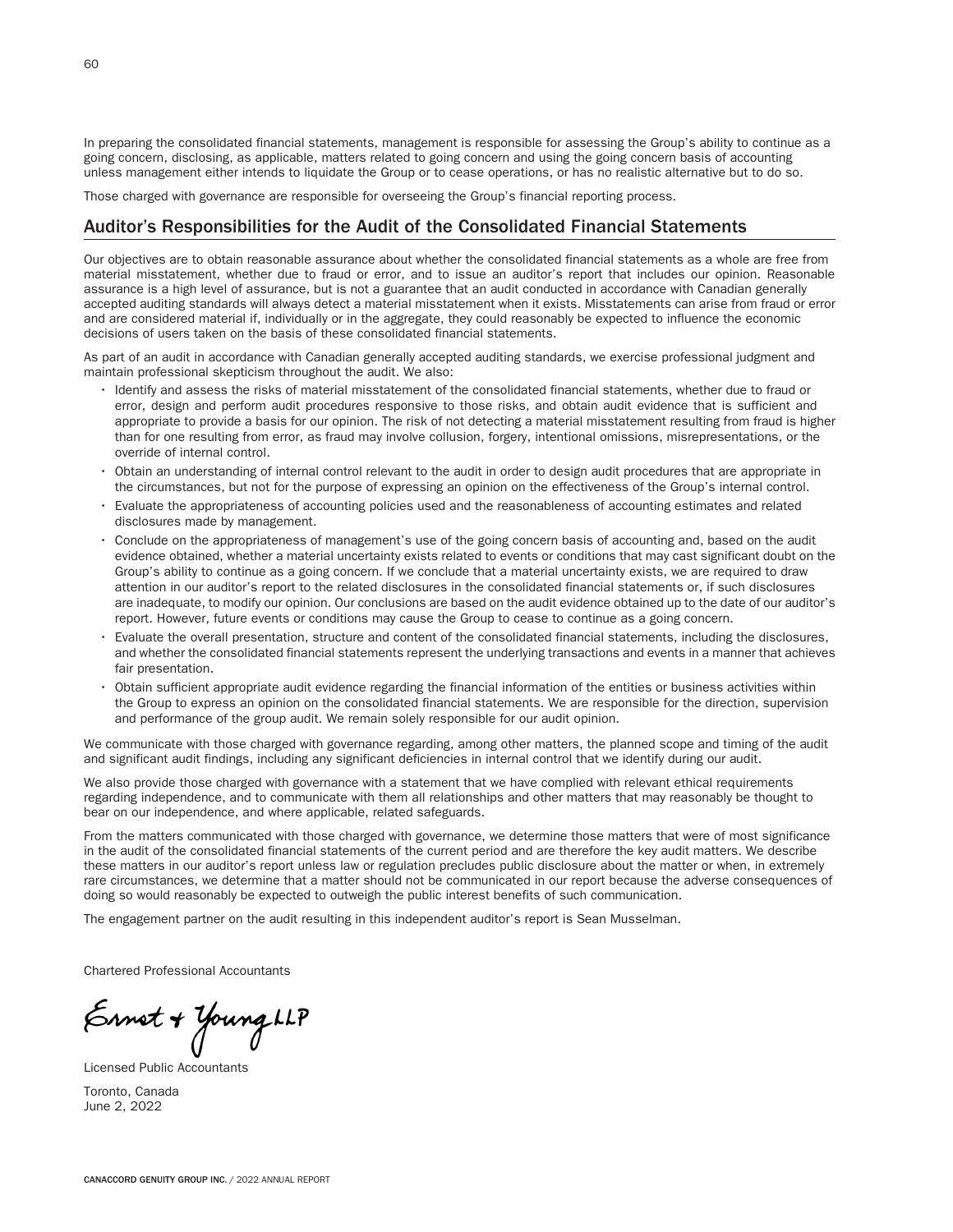In preparing the consolidated financial statements, management is responsible for assessing the Group's ability to continue as a going concern, disclosing, as applicable, matters related to going concern and using the going concern basis of accounting unless management either intends to liquidate the Group or to cease operations, or has no realistic alternative but to do so.

Those charged with governance are responsible for overseeing the Group's financial reporting process.

## Auditor's Responsibilities for the Audit of the Consolidated Financial Statements

Our objectives are to obtain reasonable assurance about whether the consolidated financial statements as a whole are free from material misstatement, whether due to fraud or error, and to issue an auditor's report that includes our opinion. Reasonable assurance is a high level of assurance, but is not a guarantee that an audit conducted in accordance with Canadian generally accepted auditing standards will always detect a material misstatement when it exists. Misstatements can arise from fraud or error and are considered material if, individually or in the aggregate, they could reasonably be expected to influence the economic decisions of users taken on the basis of these consolidated financial statements.

As part of an audit in accordance with Canadian generally accepted auditing standards, we exercise professional judgment and maintain professional skepticism throughout the audit. We also:

- Identify and assess the risks of material misstatement of the consolidated financial statements, whether due to fraud or error, design and perform audit procedures responsive to those risks, and obtain audit evidence that is sufficient and appropriate to provide a basis for our opinion. The risk of not detecting a material misstatement resulting from fraud is higher than for one resulting from error, as fraud may involve collusion, forgery, intentional omissions, misrepresentations, or the override of internal control.
- Obtain an understanding of internal control relevant to the audit in order to design audit procedures that are appropriate in the circumstances, but not for the purpose of expressing an opinion on the effectiveness of the Group's internal control.
- Evaluate the appropriateness of accounting policies used and the reasonableness of accounting estimates and related disclosures made by management.
- Conclude on the appropriateness of management's use of the going concern basis of accounting and, based on the audit evidence obtained, whether a material uncertainty exists related to events or conditions that may cast significant doubt on the Group's ability to continue as a going concern. If we conclude that a material uncertainty exists, we are required to draw attention in our auditor's report to the related disclosures in the consolidated financial statements or, if such disclosures are inadequate, to modify our opinion. Our conclusions are based on the audit evidence obtained up to the date of our auditor's report. However, future events or conditions may cause the Group to cease to continue as a going concern.
- Evaluate the overall presentation, structure and content of the consolidated financial statements, including the disclosures, and whether the consolidated financial statements represent the underlying transactions and events in a manner that achieves fair presentation.
- Obtain sufficient appropriate audit evidence regarding the financial information of the entities or business activities within the Group to express an opinion on the consolidated financial statements. We are responsible for the direction, supervision and performance of the group audit. We remain solely responsible for our audit opinion.

We communicate with those charged with governance regarding, among other matters, the planned scope and timing of the audit and significant audit findings, including any significant deficiencies in internal control that we identify during our audit.

We also provide those charged with governance with a statement that we have complied with relevant ethical requirements regarding independence, and to communicate with them all relationships and other matters that may reasonably be thought to bear on our independence, and where applicable, related safeguards.

From the matters communicated with those charged with governance, we determine those matters that were of most significance in the audit of the consolidated financial statements of the current period and are therefore the key audit matters. We describe these matters in our auditor's report unless law or regulation precludes public disclosure about the matter or when, in extremely rare circumstances, we determine that a matter should not be communicated in our report because the adverse consequences of doing so would reasonably be expected to outweigh the public interest benefits of such communication.

The engagement partner on the audit resulting in this independent auditor's report is Sean Musselman.

Chartered Professional Accountants

Ernst & Young LLP

Licensed Public Accountants

Toronto, Canada
June 2, 2022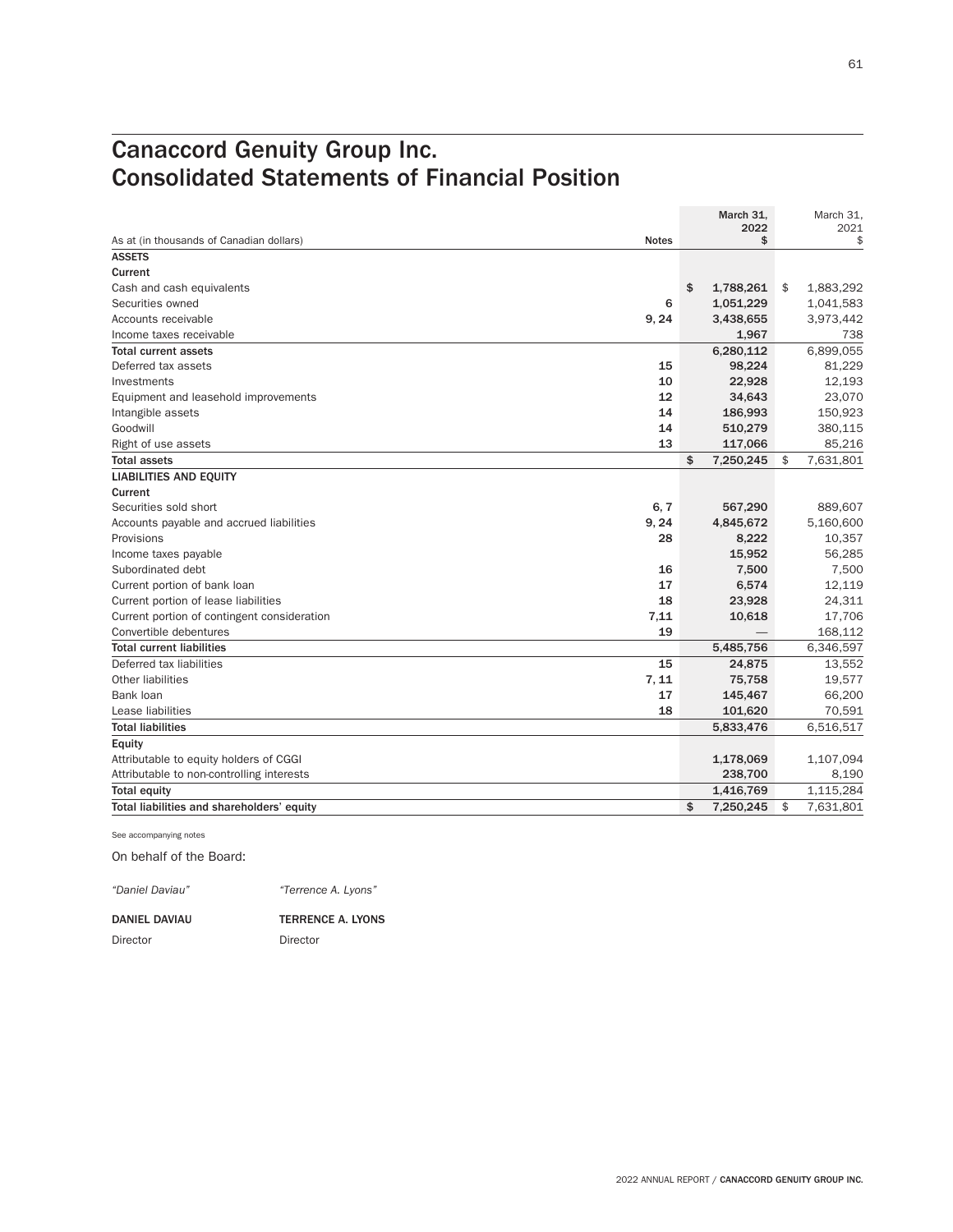# Canaccord Genuity Group Inc.
# Consolidated Statements of Financial Position

| As at (in thousands of Canadian dollars) | Notes | March 31, 2022 $ | March 31, 2021 $ |
|---|---|---|---|
| **ASSETS** | | | |
| **Current** | | | |
| Cash and cash equivalents | | $ 1,788,261 | $ 1,883,292 |
| Securities owned | 6 | 1,051,229 | 1,041,583 |
| Accounts receivable | 9, 24 | 3,438,655 | 3,973,442 |
| Income taxes receivable | | 1,967 | 738 |
| **Total current assets** | | 6,280,112 | 6,899,055 |
| Deferred tax assets | 15 | 98,224 | 81,229 |
| Investments | 10 | 22,928 | 12,193 |
| Equipment and leasehold improvements | 12 | 34,643 | 23,070 |
| Intangible assets | 14 | 186,993 | 150,923 |
| Goodwill | 14 | 510,279 | 380,115 |
| Right of use assets | 13 | 117,066 | 85,216 |
| **Total assets** | | $ 7,250,245 | $ 7,631,801 |
| **LIABILITIES AND EQUITY** | | | |
| **Current** | | | |
| Securities sold short | 6, 7 | 567,290 | 889,607 |
| Accounts payable and accrued liabilities | 9, 24 | 4,845,672 | 5,160,600 |
| Provisions | 28 | 8,222 | 10,357 |
| Income taxes payable | | 15,952 | 56,285 |
| Subordinated debt | 16 | 7,500 | 7,500 |
| Current portion of bank loan | 17 | 6,574 | 12,119 |
| Current portion of lease liabilities | 18 | 23,928 | 24,311 |
| Current portion of contingent consideration | 7,11 | 10,618 | 17,706 |
| Convertible debentures | 19 | — | 168,112 |
| **Total current liabilities** | | 5,485,756 | 6,346,597 |
| Deferred tax liabilities | 15 | 24,875 | 13,552 |
| Other liabilities | 7, 11 | 75,758 | 19,577 |
| Bank loan | 17 | 145,467 | 66,200 |
| Lease liabilities | 18 | 101,620 | 70,591 |
| **Total liabilities** | | 5,833,476 | 6,516,517 |
| **Equity** | | | |
| Attributable to equity holders of CGGI | | 1,178,069 | 1,107,094 |
| Attributable to non-controlling interests | | 238,700 | 8,190 |
| **Total equity** | | 1,416,769 | 1,115,284 |
| **Total liabilities and shareholders' equity** | | $ 7,250,245 | $ 7,631,801 |

See accompanying notes

On behalf of the Board:

*"Daniel Daviau"* *"Terrence A. Lyons"*

**DANIEL DAVIAU** — Director

**TERRENCE A. LYONS** — Director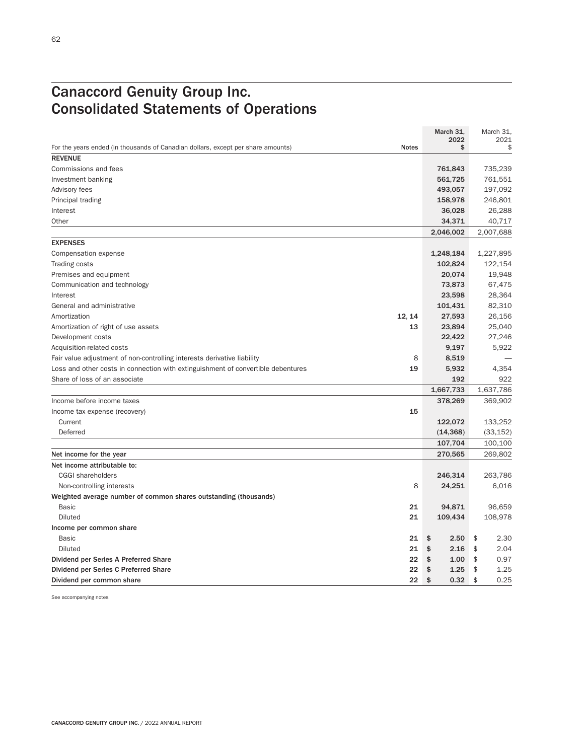# Canaccord Genuity Group Inc.
# Consolidated Statements of Operations

| For the years ended (in thousands of Canadian dollars, except per share amounts) | Notes | March 31, 2022 $ | March 31, 2021 $ |
|---|---|---|---|
| **REVENUE** | | | |
| Commissions and fees | | **761,843** | 735,239 |
| Investment banking | | **561,725** | 761,551 |
| Advisory fees | | **493,057** | 197,092 |
| Principal trading | | **158,978** | 246,801 |
| Interest | | **36,028** | 26,288 |
| Other | | **34,371** | 40,717 |
| | | **2,046,002** | 2,007,688 |
| **EXPENSES** | | | |
| Compensation expense | | **1,248,184** | 1,227,895 |
| Trading costs | | **102,824** | 122,154 |
| Premises and equipment | | **20,074** | 19,948 |
| Communication and technology | | **73,873** | 67,475 |
| Interest | | **23,598** | 28,364 |
| General and administrative | | **101,431** | 82,310 |
| Amortization | **12, 14** | **27,593** | 26,156 |
| Amortization of right of use assets | **13** | **23,894** | 25,040 |
| Development costs | | **22,422** | 27,246 |
| Acquisition-related costs | | **9,197** | 5,922 |
| Fair value adjustment of non-controlling interests derivative liability | 8 | **8,519** | — |
| Loss and other costs in connection with extinguishment of convertible debentures | **19** | **5,932** | 4,354 |
| Share of loss of an associate | | **192** | 922 |
| | | **1,667,733** | 1,637,786 |
| Income before income taxes | | **378,269** | 369,902 |
| Income tax expense (recovery) | **15** | | |
| Current | | **122,072** | 133,252 |
| Deferred | | **(14,368)** | (33,152) |
| | | **107,704** | 100,100 |
| Net income for the year | | **270,565** | 269,802 |
| **Net income attributable to:** | | | |
| CGGI shareholders | | **246,314** | 263,786 |
| Non-controlling interests | 8 | **24,251** | 6,016 |
| **Weighted average number of common shares outstanding (thousands)** | | | |
| Basic | **21** | **94,871** | 96,659 |
| Diluted | **21** | **109,434** | 108,978 |
| **Income per common share** | | | |
| Basic | **21** | **$ 2.50** | $ 2.30 |
| Diluted | **21** | **$ 2.16** | $ 2.04 |
| **Dividend per Series A Preferred Share** | **22** | **$ 1.00** | $ 0.97 |
| **Dividend per Series C Preferred Share** | **22** | **$ 1.25** | $ 1.25 |
| **Dividend per common share** | **22** | **$ 0.32** | $ 0.25 |

See accompanying notes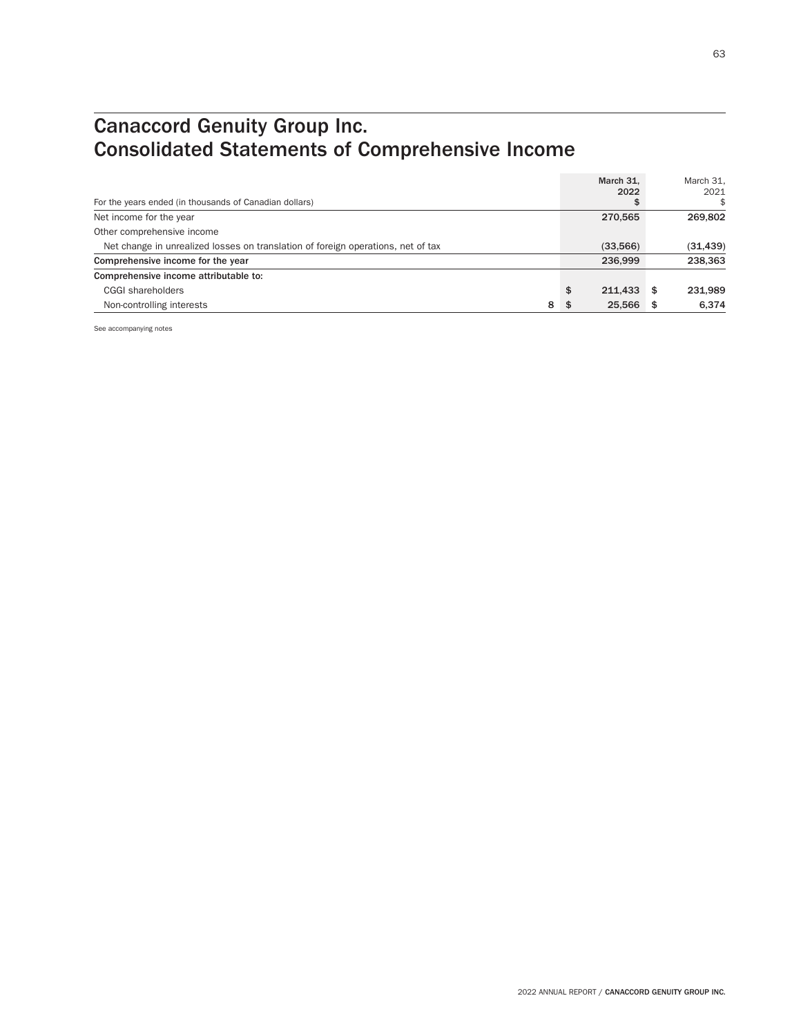# Canaccord Genuity Group Inc.
# Consolidated Statements of Comprehensive Income

| For the years ended (in thousands of Canadian dollars) | | March 31, 2022 $ | March 31, 2021 $ |
|---|---|---|---|
| Net income for the year | | 270,565 | 269,802 |
| Other comprehensive income | | | |
| Net change in unrealized losses on translation of foreign operations, net of tax | | (33,566) | (31,439) |
| **Comprehensive income for the year** | | 236,999 | 238,363 |
| **Comprehensive income attributable to:** | | | |
| CGGI shareholders | | $ 211,433 | $ 231,989 |
| Non-controlling interests | 8 | $ 25,566 | $ 6,374 |

See accompanying notes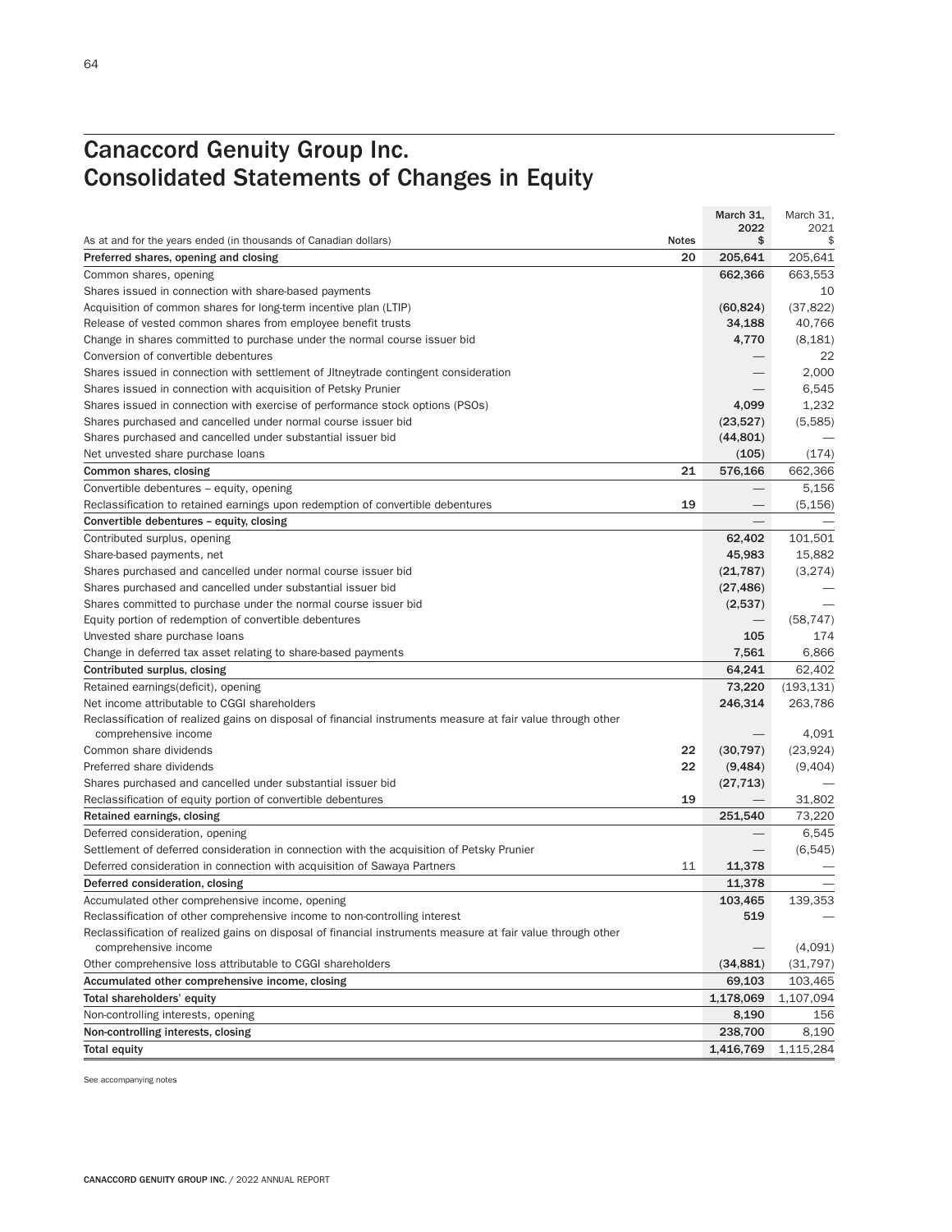# Canaccord Genuity Group Inc.
# Consolidated Statements of Changes in Equity

| As at and for the years ended (in thousands of Canadian dollars) | Notes | March 31, 2022 $ | March 31, 2021 $ |
|---|---|---|---|
| **Preferred shares, opening and closing** | 20 | 205,641 | 205,641 |
| Common shares, opening | | 662,366 | 663,553 |
| Shares issued in connection with share-based payments | | | 10 |
| Acquisition of common shares for long-term incentive plan (LTIP) | | (60,824) | (37,822) |
| Release of vested common shares from employee benefit trusts | | 34,188 | 40,766 |
| Change in shares committed to purchase under the normal course issuer bid | | 4,770 | (8,181) |
| Conversion of convertible debentures | | — | 22 |
| Shares issued in connection with settlement of Jitneytrade contingent consideration | | — | 2,000 |
| Shares issued in connection with acquisition of Petsky Prunier | | — | 6,545 |
| Shares issued in connection with exercise of performance stock options (PSOs) | | 4,099 | 1,232 |
| Shares purchased and cancelled under normal course issuer bid | | (23,527) | (5,585) |
| Shares purchased and cancelled under substantial issuer bid | | (44,801) | — |
| Net unvested share purchase loans | | (105) | (174) |
| **Common shares, closing** | 21 | 576,166 | 662,366 |
| Convertible debentures – equity, opening | | — | 5,156 |
| Reclassification to retained earnings upon redemption of convertible debentures | 19 | — | (5,156) |
| **Convertible debentures – equity, closing** | | — | — |
| Contributed surplus, opening | | 62,402 | 101,501 |
| Share-based payments, net | | 45,983 | 15,882 |
| Shares purchased and cancelled under normal course issuer bid | | (21,787) | (3,274) |
| Shares purchased and cancelled under substantial issuer bid | | (27,486) | — |
| Shares committed to purchase under the normal course issuer bid | | (2,537) | — |
| Equity portion of redemption of convertible debentures | | — | (58,747) |
| Unvested share purchase loans | | 105 | 174 |
| Change in deferred tax asset relating to share-based payments | | 7,561 | 6,866 |
| **Contributed surplus, closing** | | 64,241 | 62,402 |
| Retained earnings(deficit), opening | | 73,220 | (193,131) |
| Net income attributable to CGGI shareholders | | 246,314 | 263,786 |
| Reclassification of realized gains on disposal of financial instruments measure at fair value through other comprehensive income | | — | 4,091 |
| Common share dividends | 22 | (30,797) | (23,924) |
| Preferred share dividends | 22 | (9,484) | (9,404) |
| Shares purchased and cancelled under substantial issuer bid | | (27,713) | — |
| Reclassification of equity portion of convertible debentures | 19 | — | 31,802 |
| **Retained earnings, closing** | | 251,540 | 73,220 |
| Deferred consideration, opening | | — | 6,545 |
| Settlement of deferred consideration in connection with the acquisition of Petsky Prunier | | — | (6,545) |
| Deferred consideration in connection with acquisition of Sawaya Partners | 11 | 11,378 | — |
| **Deferred consideration, closing** | | 11,378 | — |
| Accumulated other comprehensive income, opening | | 103,465 | 139,353 |
| Reclassification of other comprehensive income to non-controlling interest | | 519 | — |
| Reclassification of realized gains on disposal of financial instruments measure at fair value through other comprehensive income | | — | (4,091) |
| Other comprehensive loss attributable to CGGI shareholders | | (34,881) | (31,797) |
| **Accumulated other comprehensive income, closing** | | 69,103 | 103,465 |
| **Total shareholders' equity** | | 1,178,069 | 1,107,094 |
| Non-controlling interests, opening | | 8,190 | 156 |
| **Non-controlling interests, closing** | | 238,700 | 8,190 |
| **Total equity** | | 1,416,769 | 1,115,284 |

See accompanying notes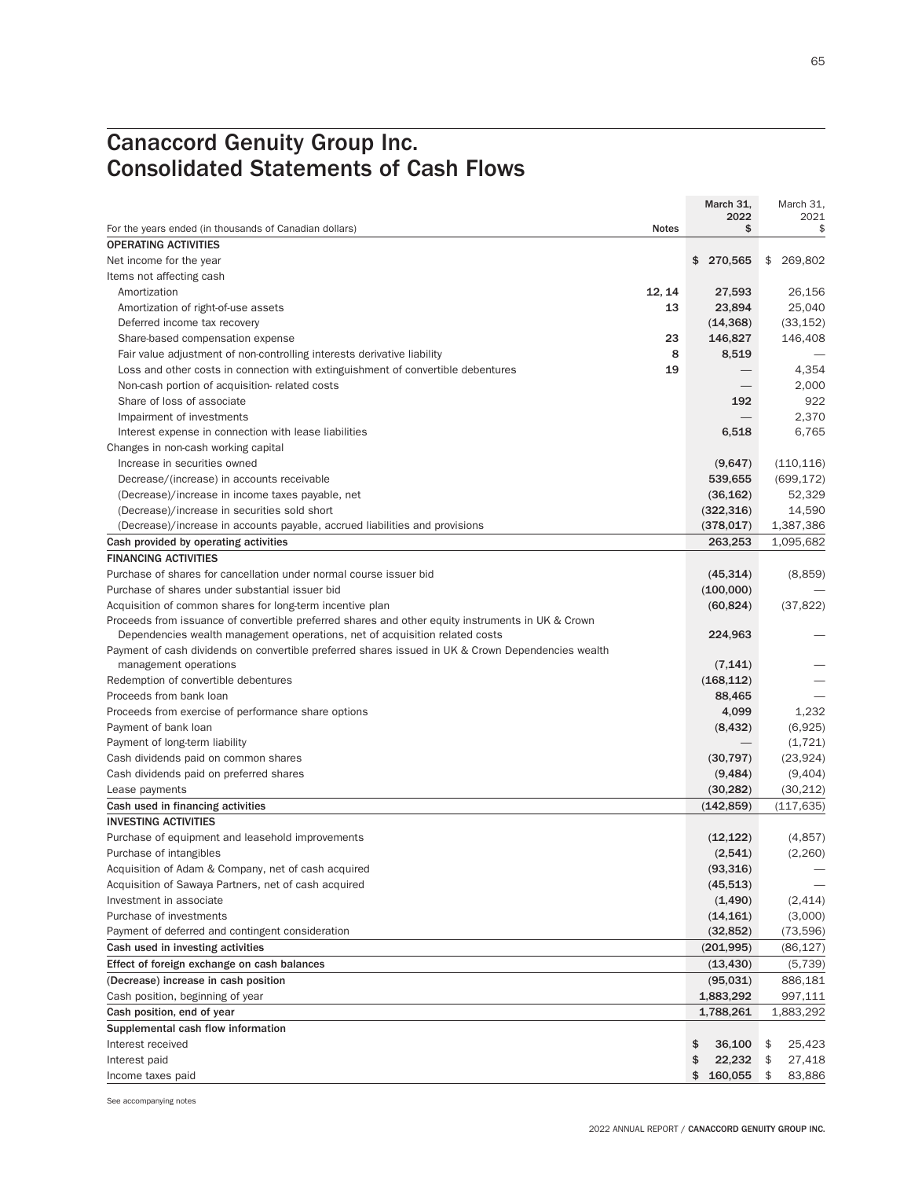# Canaccord Genuity Group Inc.
# Consolidated Statements of Cash Flows

| For the years ended (in thousands of Canadian dollars) | Notes | March 31, 2022 $ | March 31, 2021 $ |
|---|---|---|---|
| **OPERATING ACTIVITIES** | | | |
| Net income for the year | | $ 270,565 | $ 269,802 |
| Items not affecting cash | | | |
| Amortization | 12, 14 | 27,593 | 26,156 |
| Amortization of right-of-use assets | 13 | 23,894 | 25,040 |
| Deferred income tax recovery | | (14,368) | (33,152) |
| Share-based compensation expense | 23 | 146,827 | 146,408 |
| Fair value adjustment of non-controlling interests derivative liability | 8 | 8,519 | — |
| Loss and other costs in connection with extinguishment of convertible debentures | 19 | — | 4,354 |
| Non-cash portion of acquisition- related costs | | — | 2,000 |
| Share of loss of associate | | 192 | 922 |
| Impairment of investments | | — | 2,370 |
| Interest expense in connection with lease liabilities | | 6,518 | 6,765 |
| Changes in non-cash working capital | | | |
| Increase in securities owned | | (9,647) | (110,116) |
| Decrease/(increase) in accounts receivable | | 539,655 | (699,172) |
| (Decrease)/increase in income taxes payable, net | | (36,162) | 52,329 |
| (Decrease)/increase in securities sold short | | (322,316) | 14,590 |
| (Decrease)/increase in accounts payable, accrued liabilities and provisions | | (378,017) | 1,387,386 |
| **Cash provided by operating activities** | | 263,253 | 1,095,682 |
| **FINANCING ACTIVITIES** | | | |
| Purchase of shares for cancellation under normal course issuer bid | | (45,314) | (8,859) |
| Purchase of shares under substantial issuer bid | | (100,000) | — |
| Acquisition of common shares for long-term incentive plan | | (60,824) | (37,822) |
| Proceeds from issuance of convertible preferred shares and other equity instruments in UK & Crown Dependencies wealth management operations, net of acquisition related costs | | 224,963 | — |
| Payment of cash dividends on convertible preferred shares issued in UK & Crown Dependencies wealth management operations | | (7,141) | — |
| Redemption of convertible debentures | | (168,112) | — |
| Proceeds from bank loan | | 88,465 | — |
| Proceeds from exercise of performance share options | | 4,099 | 1,232 |
| Payment of bank loan | | (8,432) | (6,925) |
| Payment of long-term liability | | — | (1,721) |
| Cash dividends paid on common shares | | (30,797) | (23,924) |
| Cash dividends paid on preferred shares | | (9,484) | (9,404) |
| Lease payments | | (30,282) | (30,212) |
| **Cash used in financing activities** | | (142,859) | (117,635) |
| **INVESTING ACTIVITIES** | | | |
| Purchase of equipment and leasehold improvements | | (12,122) | (4,857) |
| Purchase of intangibles | | (2,541) | (2,260) |
| Acquisition of Adam & Company, net of cash acquired | | (93,316) | — |
| Acquisition of Sawaya Partners, net of cash acquired | | (45,513) | — |
| Investment in associate | | (1,490) | (2,414) |
| Purchase of investments | | (14,161) | (3,000) |
| Payment of deferred and contingent consideration | | (32,852) | (73,596) |
| **Cash used in investing activities** | | (201,995) | (86,127) |
| **Effect of foreign exchange on cash balances** | | (13,430) | (5,739) |
| **(Decrease) increase in cash position** | | (95,031) | 886,181 |
| Cash position, beginning of year | | 1,883,292 | 997,111 |
| **Cash position, end of year** | | 1,788,261 | 1,883,292 |
| **Supplemental cash flow information** | | | |
| Interest received | | $ 36,100 | $ 25,423 |
| Interest paid | | $ 22,232 | $ 27,418 |
| Income taxes paid | | $ 160,055 | $ 83,886 |

See accompanying notes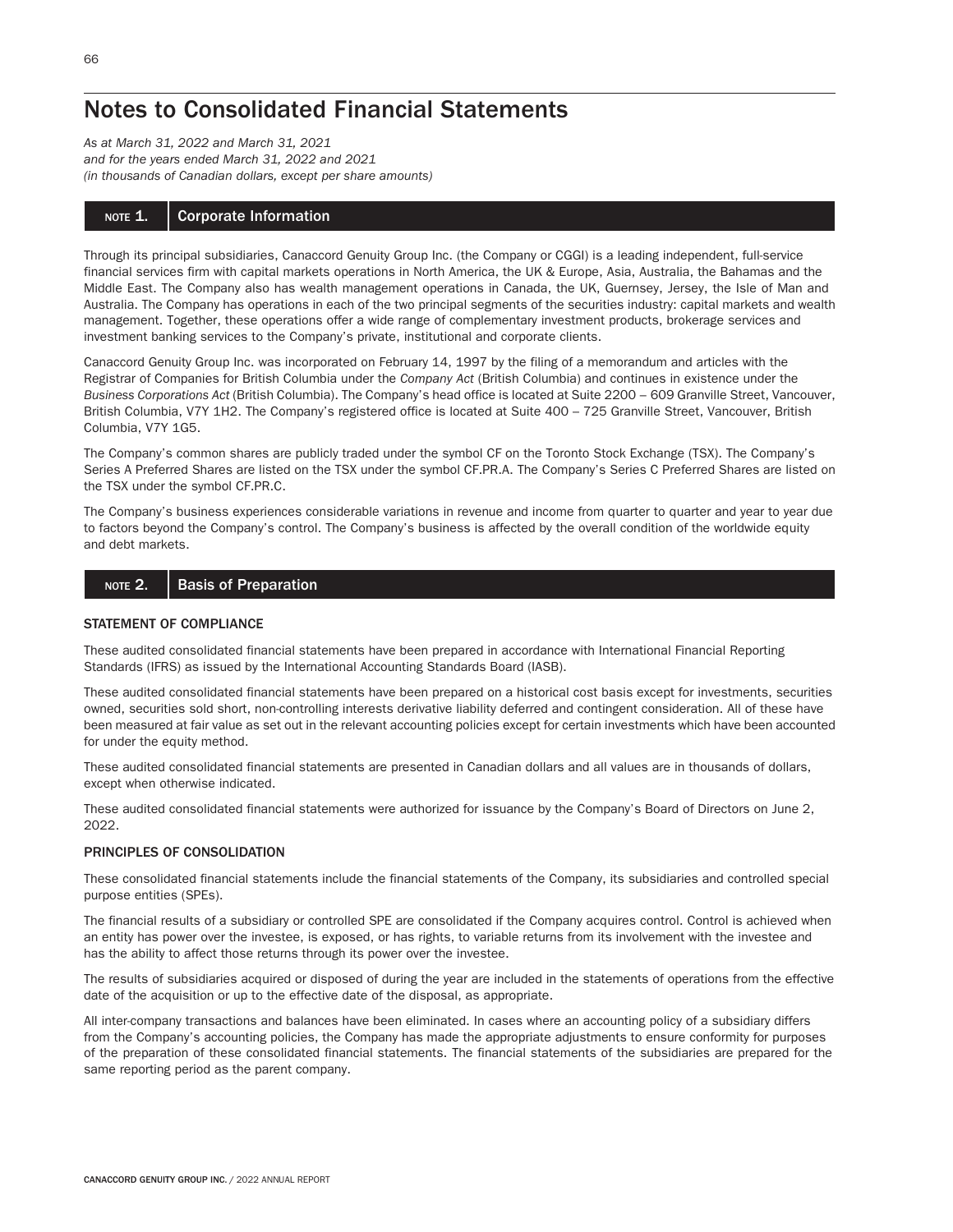# Notes to Consolidated Financial Statements

*As at March 31, 2022 and March 31, 2021*
*and for the years ended March 31, 2022 and 2021*
*(in thousands of Canadian dollars, except per share amounts)*

## NOTE 1. Corporate Information

Through its principal subsidiaries, Canaccord Genuity Group Inc. (the Company or CGGI) is a leading independent, full-service financial services firm with capital markets operations in North America, the UK & Europe, Asia, Australia, the Bahamas and the Middle East. The Company also has wealth management operations in Canada, the UK, Guernsey, Jersey, the Isle of Man and Australia. The Company has operations in each of the two principal segments of the securities industry: capital markets and wealth management. Together, these operations offer a wide range of complementary investment products, brokerage services and investment banking services to the Company's private, institutional and corporate clients.

Canaccord Genuity Group Inc. was incorporated on February 14, 1997 by the filing of a memorandum and articles with the Registrar of Companies for British Columbia under the *Company Act* (British Columbia) and continues in existence under the *Business Corporations Act* (British Columbia). The Company's head office is located at Suite 2200 – 609 Granville Street, Vancouver, British Columbia, V7Y 1H2. The Company's registered office is located at Suite 400 – 725 Granville Street, Vancouver, British Columbia, V7Y 1G5.

The Company's common shares are publicly traded under the symbol CF on the Toronto Stock Exchange (TSX). The Company's Series A Preferred Shares are listed on the TSX under the symbol CF.PR.A. The Company's Series C Preferred Shares are listed on the TSX under the symbol CF.PR.C.

The Company's business experiences considerable variations in revenue and income from quarter to quarter and year to year due to factors beyond the Company's control. The Company's business is affected by the overall condition of the worldwide equity and debt markets.

## NOTE 2. Basis of Preparation

### STATEMENT OF COMPLIANCE

These audited consolidated financial statements have been prepared in accordance with International Financial Reporting Standards (IFRS) as issued by the International Accounting Standards Board (IASB).

These audited consolidated financial statements have been prepared on a historical cost basis except for investments, securities owned, securities sold short, non-controlling interests derivative liability deferred and contingent consideration. All of these have been measured at fair value as set out in the relevant accounting policies except for certain investments which have been accounted for under the equity method.

These audited consolidated financial statements are presented in Canadian dollars and all values are in thousands of dollars, except when otherwise indicated.

These audited consolidated financial statements were authorized for issuance by the Company's Board of Directors on June 2, 2022.

### PRINCIPLES OF CONSOLIDATION

These consolidated financial statements include the financial statements of the Company, its subsidiaries and controlled special purpose entities (SPEs).

The financial results of a subsidiary or controlled SPE are consolidated if the Company acquires control. Control is achieved when an entity has power over the investee, is exposed, or has rights, to variable returns from its involvement with the investee and has the ability to affect those returns through its power over the investee.

The results of subsidiaries acquired or disposed of during the year are included in the statements of operations from the effective date of the acquisition or up to the effective date of the disposal, as appropriate.

All inter-company transactions and balances have been eliminated. In cases where an accounting policy of a subsidiary differs from the Company's accounting policies, the Company has made the appropriate adjustments to ensure conformity for purposes of the preparation of these consolidated financial statements. The financial statements of the subsidiaries are prepared for the same reporting period as the parent company.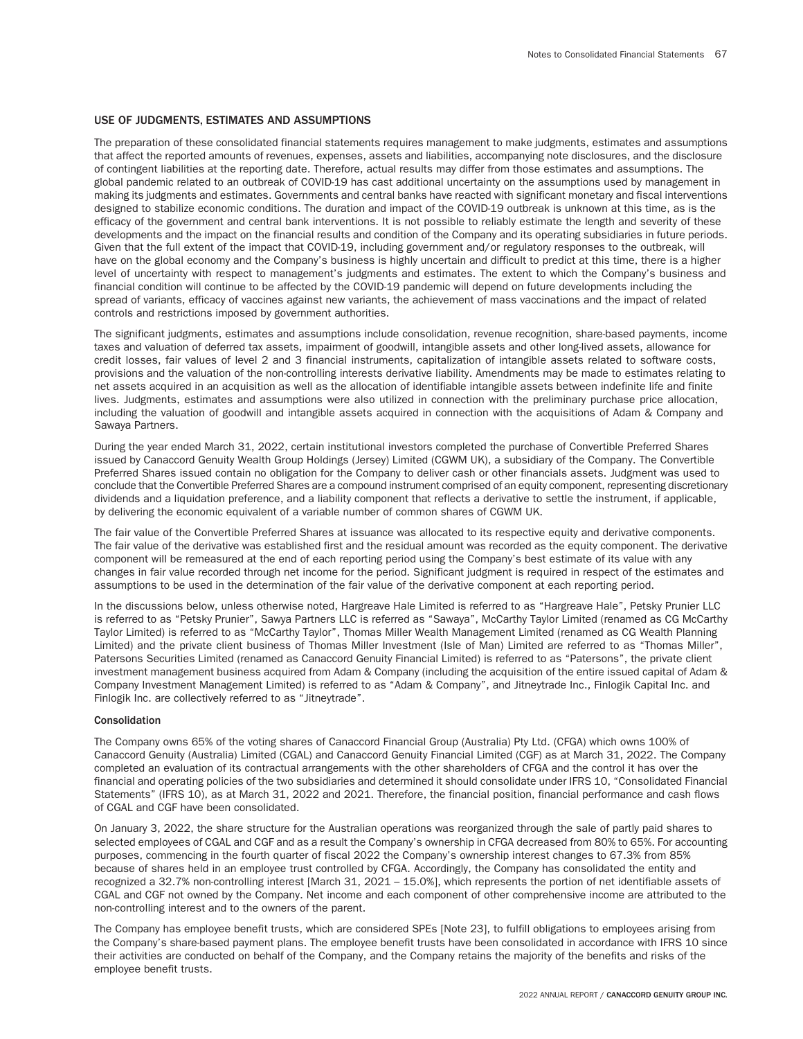## USE OF JUDGMENTS, ESTIMATES AND ASSUMPTIONS

The preparation of these consolidated financial statements requires management to make judgments, estimates and assumptions that affect the reported amounts of revenues, expenses, assets and liabilities, accompanying note disclosures, and the disclosure of contingent liabilities at the reporting date. Therefore, actual results may differ from those estimates and assumptions. The global pandemic related to an outbreak of COVID-19 has cast additional uncertainty on the assumptions used by management in making its judgments and estimates. Governments and central banks have reacted with significant monetary and fiscal interventions designed to stabilize economic conditions. The duration and impact of the COVID-19 outbreak is unknown at this time, as is the efficacy of the government and central bank interventions. It is not possible to reliably estimate the length and severity of these developments and the impact on the financial results and condition of the Company and its operating subsidiaries in future periods. Given that the full extent of the impact that COVID-19, including government and/or regulatory responses to the outbreak, will have on the global economy and the Company's business is highly uncertain and difficult to predict at this time, there is a higher level of uncertainty with respect to management's judgments and estimates. The extent to which the Company's business and financial condition will continue to be affected by the COVID-19 pandemic will depend on future developments including the spread of variants, efficacy of vaccines against new variants, the achievement of mass vaccinations and the impact of related controls and restrictions imposed by government authorities.

The significant judgments, estimates and assumptions include consolidation, revenue recognition, share-based payments, income taxes and valuation of deferred tax assets, impairment of goodwill, intangible assets and other long-lived assets, allowance for credit losses, fair values of level 2 and 3 financial instruments, capitalization of intangible assets related to software costs, provisions and the valuation of the non-controlling interests derivative liability. Amendments may be made to estimates relating to net assets acquired in an acquisition as well as the allocation of identifiable intangible assets between indefinite life and finite lives. Judgments, estimates and assumptions were also utilized in connection with the preliminary purchase price allocation, including the valuation of goodwill and intangible assets acquired in connection with the acquisitions of Adam & Company and Sawaya Partners.

During the year ended March 31, 2022, certain institutional investors completed the purchase of Convertible Preferred Shares issued by Canaccord Genuity Wealth Group Holdings (Jersey) Limited (CGWM UK), a subsidiary of the Company. The Convertible Preferred Shares issued contain no obligation for the Company to deliver cash or other financials assets. Judgment was used to conclude that the Convertible Preferred Shares are a compound instrument comprised of an equity component, representing discretionary dividends and a liquidation preference, and a liability component that reflects a derivative to settle the instrument, if applicable, by delivering the economic equivalent of a variable number of common shares of CGWM UK.

The fair value of the Convertible Preferred Shares at issuance was allocated to its respective equity and derivative components. The fair value of the derivative was established first and the residual amount was recorded as the equity component. The derivative component will be remeasured at the end of each reporting period using the Company's best estimate of its value with any changes in fair value recorded through net income for the period. Significant judgment is required in respect of the estimates and assumptions to be used in the determination of the fair value of the derivative component at each reporting period.

In the discussions below, unless otherwise noted, Hargreave Hale Limited is referred to as "Hargreave Hale", Petsky Prunier LLC is referred to as "Petsky Prunier", Sawya Partners LLC is referred as "Sawaya", McCarthy Taylor Limited (renamed as CG McCarthy Taylor Limited) is referred to as "McCarthy Taylor", Thomas Miller Wealth Management Limited (renamed as CG Wealth Planning Limited) and the private client business of Thomas Miller Investment (Isle of Man) Limited are referred to as "Thomas Miller", Patersons Securities Limited (renamed as Canaccord Genuity Financial Limited) is referred to as "Patersons", the private client investment management business acquired from Adam & Company (including the acquisition of the entire issued capital of Adam & Company Investment Management Limited) is referred to as "Adam & Company", and Jitneytrade Inc., Finlogik Capital Inc. and Finlogik Inc. are collectively referred to as "Jitneytrade".

### Consolidation

The Company owns 65% of the voting shares of Canaccord Financial Group (Australia) Pty Ltd. (CFGA) which owns 100% of Canaccord Genuity (Australia) Limited (CGAL) and Canaccord Genuity Financial Limited (CGF) as at March 31, 2022. The Company completed an evaluation of its contractual arrangements with the other shareholders of CFGA and the control it has over the financial and operating policies of the two subsidiaries and determined it should consolidate under IFRS 10, "Consolidated Financial Statements" (IFRS 10), as at March 31, 2022 and 2021. Therefore, the financial position, financial performance and cash flows of CGAL and CGF have been consolidated.

On January 3, 2022, the share structure for the Australian operations was reorganized through the sale of partly paid shares to selected employees of CGAL and CGF and as a result the Company's ownership in CFGA decreased from 80% to 65%. For accounting purposes, commencing in the fourth quarter of fiscal 2022 the Company's ownership interest changes to 67.3% from 85% because of shares held in an employee trust controlled by CFGA. Accordingly, the Company has consolidated the entity and recognized a 32.7% non-controlling interest [March 31, 2021 – 15.0%], which represents the portion of net identifiable assets of CGAL and CGF not owned by the Company. Net income and each component of other comprehensive income are attributed to the non-controlling interest and to the owners of the parent.

The Company has employee benefit trusts, which are considered SPEs [Note 23], to fulfill obligations to employees arising from the Company's share-based payment plans. The employee benefit trusts have been consolidated in accordance with IFRS 10 since their activities are conducted on behalf of the Company, and the Company retains the majority of the benefits and risks of the employee benefit trusts.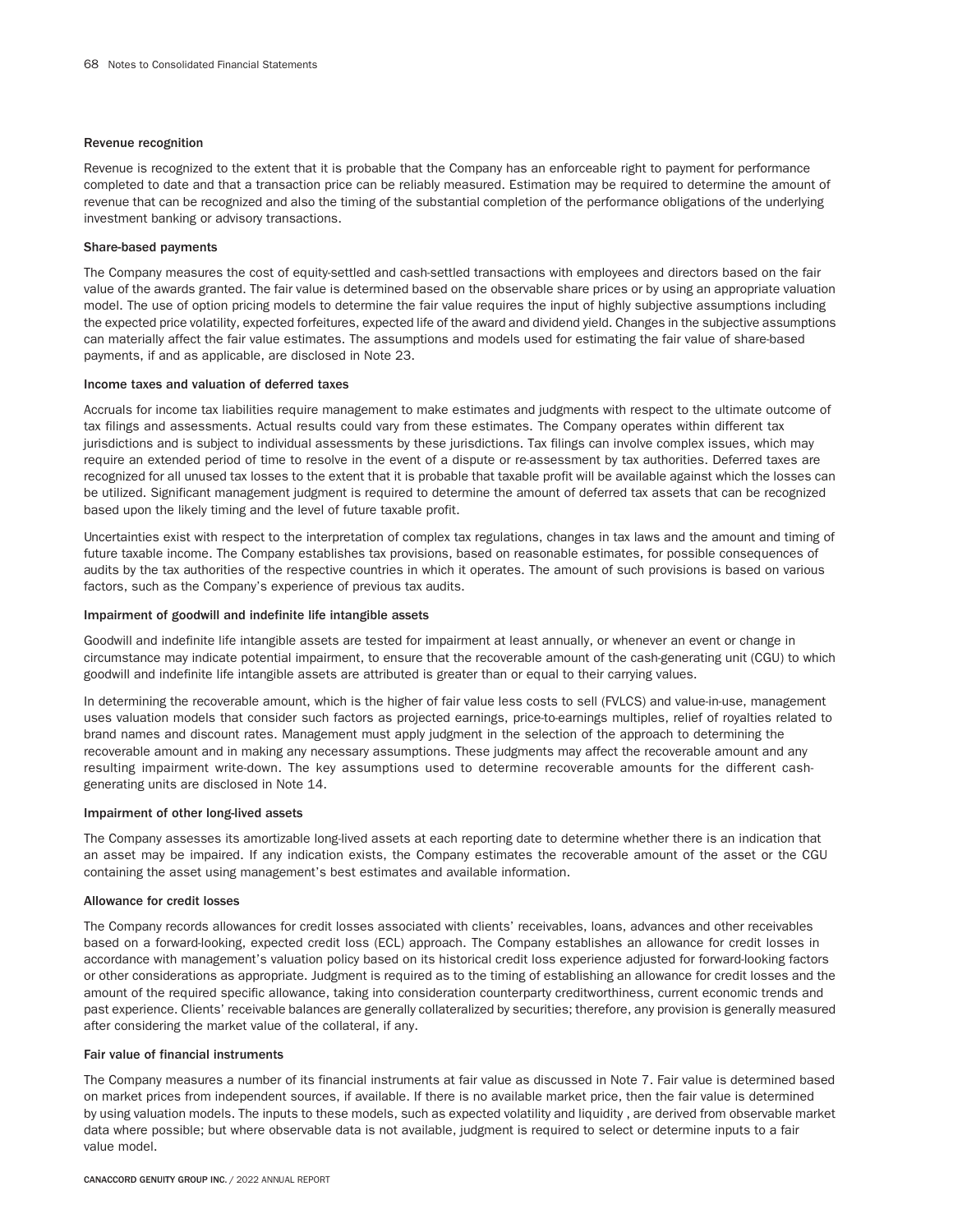#### Revenue recognition

Revenue is recognized to the extent that it is probable that the Company has an enforceable right to payment for performance completed to date and that a transaction price can be reliably measured. Estimation may be required to determine the amount of revenue that can be recognized and also the timing of the substantial completion of the performance obligations of the underlying investment banking or advisory transactions.

#### Share-based payments

The Company measures the cost of equity-settled and cash-settled transactions with employees and directors based on the fair value of the awards granted. The fair value is determined based on the observable share prices or by using an appropriate valuation model. The use of option pricing models to determine the fair value requires the input of highly subjective assumptions including the expected price volatility, expected forfeitures, expected life of the award and dividend yield. Changes in the subjective assumptions can materially affect the fair value estimates. The assumptions and models used for estimating the fair value of share-based payments, if and as applicable, are disclosed in Note 23.

#### Income taxes and valuation of deferred taxes

Accruals for income tax liabilities require management to make estimates and judgments with respect to the ultimate outcome of tax filings and assessments. Actual results could vary from these estimates. The Company operates within different tax jurisdictions and is subject to individual assessments by these jurisdictions. Tax filings can involve complex issues, which may require an extended period of time to resolve in the event of a dispute or re-assessment by tax authorities. Deferred taxes are recognized for all unused tax losses to the extent that it is probable that taxable profit will be available against which the losses can be utilized. Significant management judgment is required to determine the amount of deferred tax assets that can be recognized based upon the likely timing and the level of future taxable profit.

Uncertainties exist with respect to the interpretation of complex tax regulations, changes in tax laws and the amount and timing of future taxable income. The Company establishes tax provisions, based on reasonable estimates, for possible consequences of audits by the tax authorities of the respective countries in which it operates. The amount of such provisions is based on various factors, such as the Company's experience of previous tax audits.

#### Impairment of goodwill and indefinite life intangible assets

Goodwill and indefinite life intangible assets are tested for impairment at least annually, or whenever an event or change in circumstance may indicate potential impairment, to ensure that the recoverable amount of the cash-generating unit (CGU) to which goodwill and indefinite life intangible assets are attributed is greater than or equal to their carrying values.

In determining the recoverable amount, which is the higher of fair value less costs to sell (FVLCS) and value-in-use, management uses valuation models that consider such factors as projected earnings, price-to-earnings multiples, relief of royalties related to brand names and discount rates. Management must apply judgment in the selection of the approach to determining the recoverable amount and in making any necessary assumptions. These judgments may affect the recoverable amount and any resulting impairment write-down. The key assumptions used to determine recoverable amounts for the different cash-generating units are disclosed in Note 14.

#### Impairment of other long-lived assets

The Company assesses its amortizable long-lived assets at each reporting date to determine whether there is an indication that an asset may be impaired. If any indication exists, the Company estimates the recoverable amount of the asset or the CGU containing the asset using management's best estimates and available information.

#### Allowance for credit losses

The Company records allowances for credit losses associated with clients' receivables, loans, advances and other receivables based on a forward-looking, expected credit loss (ECL) approach. The Company establishes an allowance for credit losses in accordance with management's valuation policy based on its historical credit loss experience adjusted for forward-looking factors or other considerations as appropriate. Judgment is required as to the timing of establishing an allowance for credit losses and the amount of the required specific allowance, taking into consideration counterparty creditworthiness, current economic trends and past experience. Clients' receivable balances are generally collateralized by securities; therefore, any provision is generally measured after considering the market value of the collateral, if any.

#### Fair value of financial instruments

The Company measures a number of its financial instruments at fair value as discussed in Note 7. Fair value is determined based on market prices from independent sources, if available. If there is no available market price, then the fair value is determined by using valuation models. The inputs to these models, such as expected volatility and liquidity , are derived from observable market data where possible; but where observable data is not available, judgment is required to select or determine inputs to a fair value model.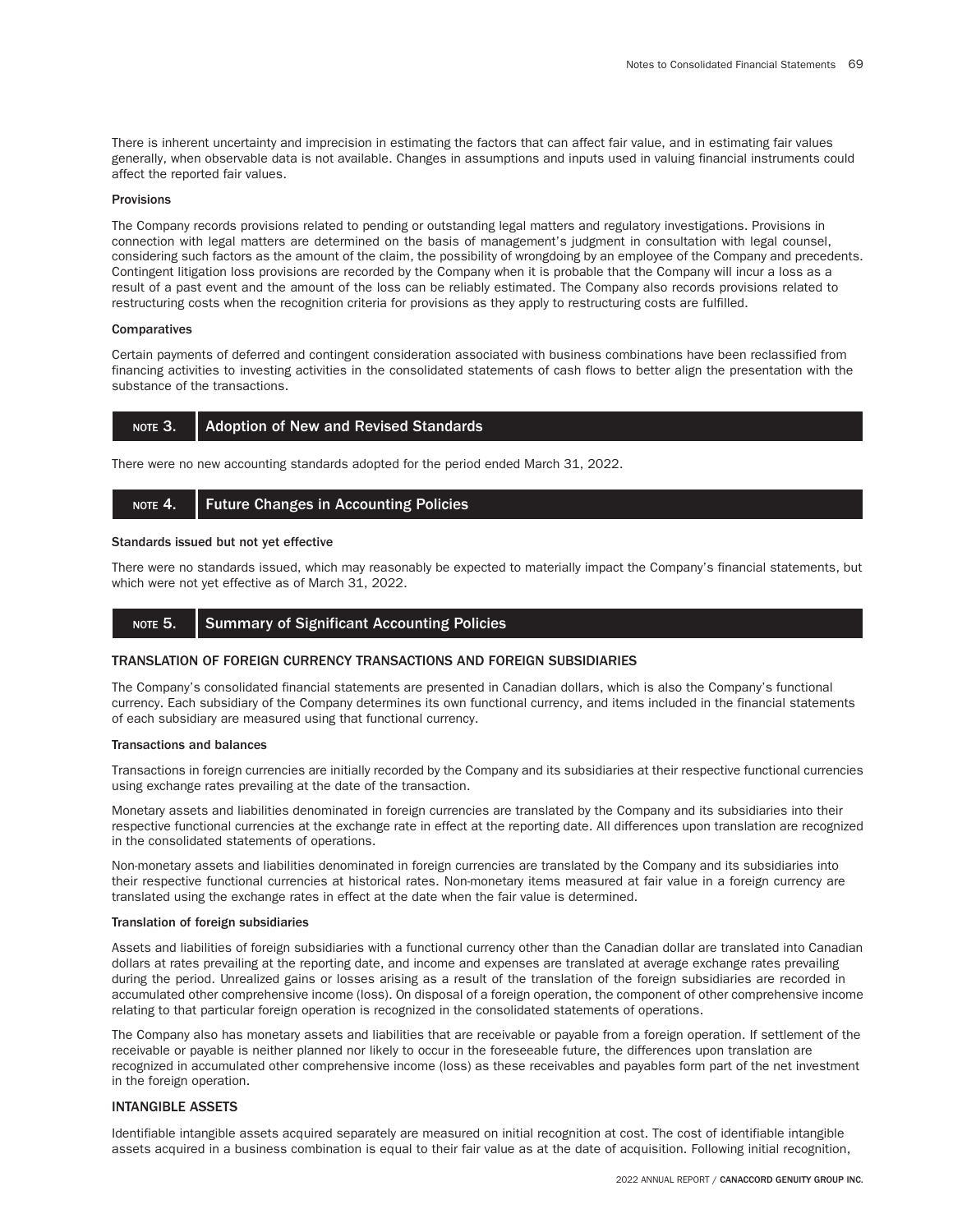There is inherent uncertainty and imprecision in estimating the factors that can affect fair value, and in estimating fair values generally, when observable data is not available. Changes in assumptions and inputs used in valuing financial instruments could affect the reported fair values.

#### Provisions

The Company records provisions related to pending or outstanding legal matters and regulatory investigations. Provisions in connection with legal matters are determined on the basis of management's judgment in consultation with legal counsel, considering such factors as the amount of the claim, the possibility of wrongdoing by an employee of the Company and precedents. Contingent litigation loss provisions are recorded by the Company when it is probable that the Company will incur a loss as a result of a past event and the amount of the loss can be reliably estimated. The Company also records provisions related to restructuring costs when the recognition criteria for provisions as they apply to restructuring costs are fulfilled.

#### Comparatives

Certain payments of deferred and contingent consideration associated with business combinations have been reclassified from financing activities to investing activities in the consolidated statements of cash flows to better align the presentation with the substance of the transactions.

## NOTE 3. Adoption of New and Revised Standards

There were no new accounting standards adopted for the period ended March 31, 2022.

## NOTE 4. Future Changes in Accounting Policies

#### Standards issued but not yet effective

There were no standards issued, which may reasonably be expected to materially impact the Company's financial statements, but which were not yet effective as of March 31, 2022.

## NOTE 5. Summary of Significant Accounting Policies

### TRANSLATION OF FOREIGN CURRENCY TRANSACTIONS AND FOREIGN SUBSIDIARIES

The Company's consolidated financial statements are presented in Canadian dollars, which is also the Company's functional currency. Each subsidiary of the Company determines its own functional currency, and items included in the financial statements of each subsidiary are measured using that functional currency.

#### Transactions and balances

Transactions in foreign currencies are initially recorded by the Company and its subsidiaries at their respective functional currencies using exchange rates prevailing at the date of the transaction.

Monetary assets and liabilities denominated in foreign currencies are translated by the Company and its subsidiaries into their respective functional currencies at the exchange rate in effect at the reporting date. All differences upon translation are recognized in the consolidated statements of operations.

Non-monetary assets and liabilities denominated in foreign currencies are translated by the Company and its subsidiaries into their respective functional currencies at historical rates. Non-monetary items measured at fair value in a foreign currency are translated using the exchange rates in effect at the date when the fair value is determined.

#### Translation of foreign subsidiaries

Assets and liabilities of foreign subsidiaries with a functional currency other than the Canadian dollar are translated into Canadian dollars at rates prevailing at the reporting date, and income and expenses are translated at average exchange rates prevailing during the period. Unrealized gains or losses arising as a result of the translation of the foreign subsidiaries are recorded in accumulated other comprehensive income (loss). On disposal of a foreign operation, the component of other comprehensive income relating to that particular foreign operation is recognized in the consolidated statements of operations.

The Company also has monetary assets and liabilities that are receivable or payable from a foreign operation. If settlement of the receivable or payable is neither planned nor likely to occur in the foreseeable future, the differences upon translation are recognized in accumulated other comprehensive income (loss) as these receivables and payables form part of the net investment in the foreign operation.

### INTANGIBLE ASSETS

Identifiable intangible assets acquired separately are measured on initial recognition at cost. The cost of identifiable intangible assets acquired in a business combination is equal to their fair value as at the date of acquisition. Following initial recognition,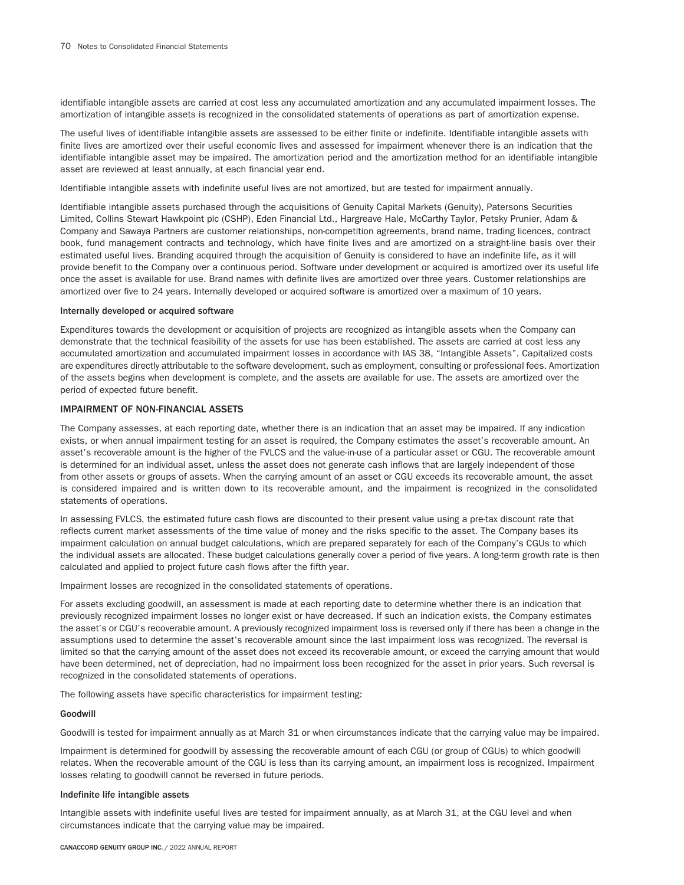identifiable intangible assets are carried at cost less any accumulated amortization and any accumulated impairment losses. The amortization of intangible assets is recognized in the consolidated statements of operations as part of amortization expense.

The useful lives of identifiable intangible assets are assessed to be either finite or indefinite. Identifiable intangible assets with finite lives are amortized over their useful economic lives and assessed for impairment whenever there is an indication that the identifiable intangible asset may be impaired. The amortization period and the amortization method for an identifiable intangible asset are reviewed at least annually, at each financial year end.

Identifiable intangible assets with indefinite useful lives are not amortized, but are tested for impairment annually.

Identifiable intangible assets purchased through the acquisitions of Genuity Capital Markets (Genuity), Patersons Securities Limited, Collins Stewart Hawkpoint plc (CSHP), Eden Financial Ltd., Hargreave Hale, McCarthy Taylor, Petsky Prunier, Adam & Company and Sawaya Partners are customer relationships, non-competition agreements, brand name, trading licences, contract book, fund management contracts and technology, which have finite lives and are amortized on a straight-line basis over their estimated useful lives. Branding acquired through the acquisition of Genuity is considered to have an indefinite life, as it will provide benefit to the Company over a continuous period. Software under development or acquired is amortized over its useful life once the asset is available for use. Brand names with definite lives are amortized over three years. Customer relationships are amortized over five to 24 years. Internally developed or acquired software is amortized over a maximum of 10 years.

**Internally developed or acquired software**

Expenditures towards the development or acquisition of projects are recognized as intangible assets when the Company can demonstrate that the technical feasibility of the assets for use has been established. The assets are carried at cost less any accumulated amortization and accumulated impairment losses in accordance with IAS 38, "Intangible Assets". Capitalized costs are expenditures directly attributable to the software development, such as employment, consulting or professional fees. Amortization of the assets begins when development is complete, and the assets are available for use. The assets are amortized over the period of expected future benefit.

## IMPAIRMENT OF NON-FINANCIAL ASSETS

The Company assesses, at each reporting date, whether there is an indication that an asset may be impaired. If any indication exists, or when annual impairment testing for an asset is required, the Company estimates the asset's recoverable amount. An asset's recoverable amount is the higher of the FVLCS and the value-in-use of a particular asset or CGU. The recoverable amount is determined for an individual asset, unless the asset does not generate cash inflows that are largely independent of those from other assets or groups of assets. When the carrying amount of an asset or CGU exceeds its recoverable amount, the asset is considered impaired and is written down to its recoverable amount, and the impairment is recognized in the consolidated statements of operations.

In assessing FVLCS, the estimated future cash flows are discounted to their present value using a pre-tax discount rate that reflects current market assessments of the time value of money and the risks specific to the asset. The Company bases its impairment calculation on annual budget calculations, which are prepared separately for each of the Company's CGUs to which the individual assets are allocated. These budget calculations generally cover a period of five years. A long-term growth rate is then calculated and applied to project future cash flows after the fifth year.

Impairment losses are recognized in the consolidated statements of operations.

For assets excluding goodwill, an assessment is made at each reporting date to determine whether there is an indication that previously recognized impairment losses no longer exist or have decreased. If such an indication exists, the Company estimates the asset's or CGU's recoverable amount. A previously recognized impairment loss is reversed only if there has been a change in the assumptions used to determine the asset's recoverable amount since the last impairment loss was recognized. The reversal is limited so that the carrying amount of the asset does not exceed its recoverable amount, or exceed the carrying amount that would have been determined, net of depreciation, had no impairment loss been recognized for the asset in prior years. Such reversal is recognized in the consolidated statements of operations.

The following assets have specific characteristics for impairment testing:

**Goodwill**

Goodwill is tested for impairment annually as at March 31 or when circumstances indicate that the carrying value may be impaired.

Impairment is determined for goodwill by assessing the recoverable amount of each CGU (or group of CGUs) to which goodwill relates. When the recoverable amount of the CGU is less than its carrying amount, an impairment loss is recognized. Impairment losses relating to goodwill cannot be reversed in future periods.

**Indefinite life intangible assets**

Intangible assets with indefinite useful lives are tested for impairment annually, as at March 31, at the CGU level and when circumstances indicate that the carrying value may be impaired.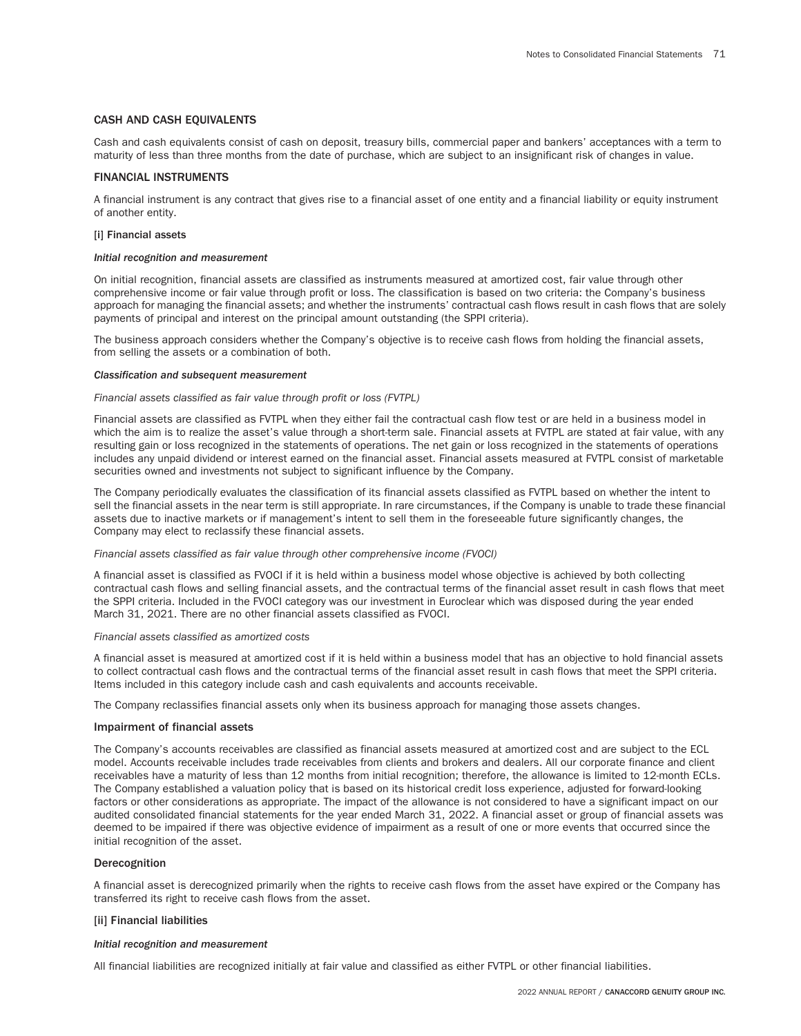## CASH AND CASH EQUIVALENTS

Cash and cash equivalents consist of cash on deposit, treasury bills, commercial paper and bankers' acceptances with a term to maturity of less than three months from the date of purchase, which are subject to an insignificant risk of changes in value.

## FINANCIAL INSTRUMENTS

A financial instrument is any contract that gives rise to a financial asset of one entity and a financial liability or equity instrument of another entity.

### [i] Financial assets

***Initial recognition and measurement***

On initial recognition, financial assets are classified as instruments measured at amortized cost, fair value through other comprehensive income or fair value through profit or loss. The classification is based on two criteria: the Company's business approach for managing the financial assets; and whether the instruments' contractual cash flows result in cash flows that are solely payments of principal and interest on the principal amount outstanding (the SPPI criteria).

The business approach considers whether the Company's objective is to receive cash flows from holding the financial assets, from selling the assets or a combination of both.

***Classification and subsequent measurement***

*Financial assets classified as fair value through profit or loss (FVTPL)*

Financial assets are classified as FVTPL when they either fail the contractual cash flow test or are held in a business model in which the aim is to realize the asset's value through a short-term sale. Financial assets at FVTPL are stated at fair value, with any resulting gain or loss recognized in the statements of operations. The net gain or loss recognized in the statements of operations includes any unpaid dividend or interest earned on the financial asset. Financial assets measured at FVTPL consist of marketable securities owned and investments not subject to significant influence by the Company.

The Company periodically evaluates the classification of its financial assets classified as FVTPL based on whether the intent to sell the financial assets in the near term is still appropriate. In rare circumstances, if the Company is unable to trade these financial assets due to inactive markets or if management's intent to sell them in the foreseeable future significantly changes, the Company may elect to reclassify these financial assets.

*Financial assets classified as fair value through other comprehensive income (FVOCI)*

A financial asset is classified as FVOCI if it is held within a business model whose objective is achieved by both collecting contractual cash flows and selling financial assets, and the contractual terms of the financial asset result in cash flows that meet the SPPI criteria. Included in the FVOCI category was our investment in Euroclear which was disposed during the year ended March 31, 2021. There are no other financial assets classified as FVOCI.

*Financial assets classified as amortized costs*

A financial asset is measured at amortized cost if it is held within a business model that has an objective to hold financial assets to collect contractual cash flows and the contractual terms of the financial asset result in cash flows that meet the SPPI criteria. Items included in this category include cash and cash equivalents and accounts receivable.

The Company reclassifies financial assets only when its business approach for managing those assets changes.

### Impairment of financial assets

The Company's accounts receivables are classified as financial assets measured at amortized cost and are subject to the ECL model. Accounts receivable includes trade receivables from clients and brokers and dealers. All our corporate finance and client receivables have a maturity of less than 12 months from initial recognition; therefore, the allowance is limited to 12-month ECLs. The Company established a valuation policy that is based on its historical credit loss experience, adjusted for forward-looking factors or other considerations as appropriate. The impact of the allowance is not considered to have a significant impact on our audited consolidated financial statements for the year ended March 31, 2022. A financial asset or group of financial assets was deemed to be impaired if there was objective evidence of impairment as a result of one or more events that occurred since the initial recognition of the asset.

### Derecognition

A financial asset is derecognized primarily when the rights to receive cash flows from the asset have expired or the Company has transferred its right to receive cash flows from the asset.

### [ii] Financial liabilities

***Initial recognition and measurement***

All financial liabilities are recognized initially at fair value and classified as either FVTPL or other financial liabilities.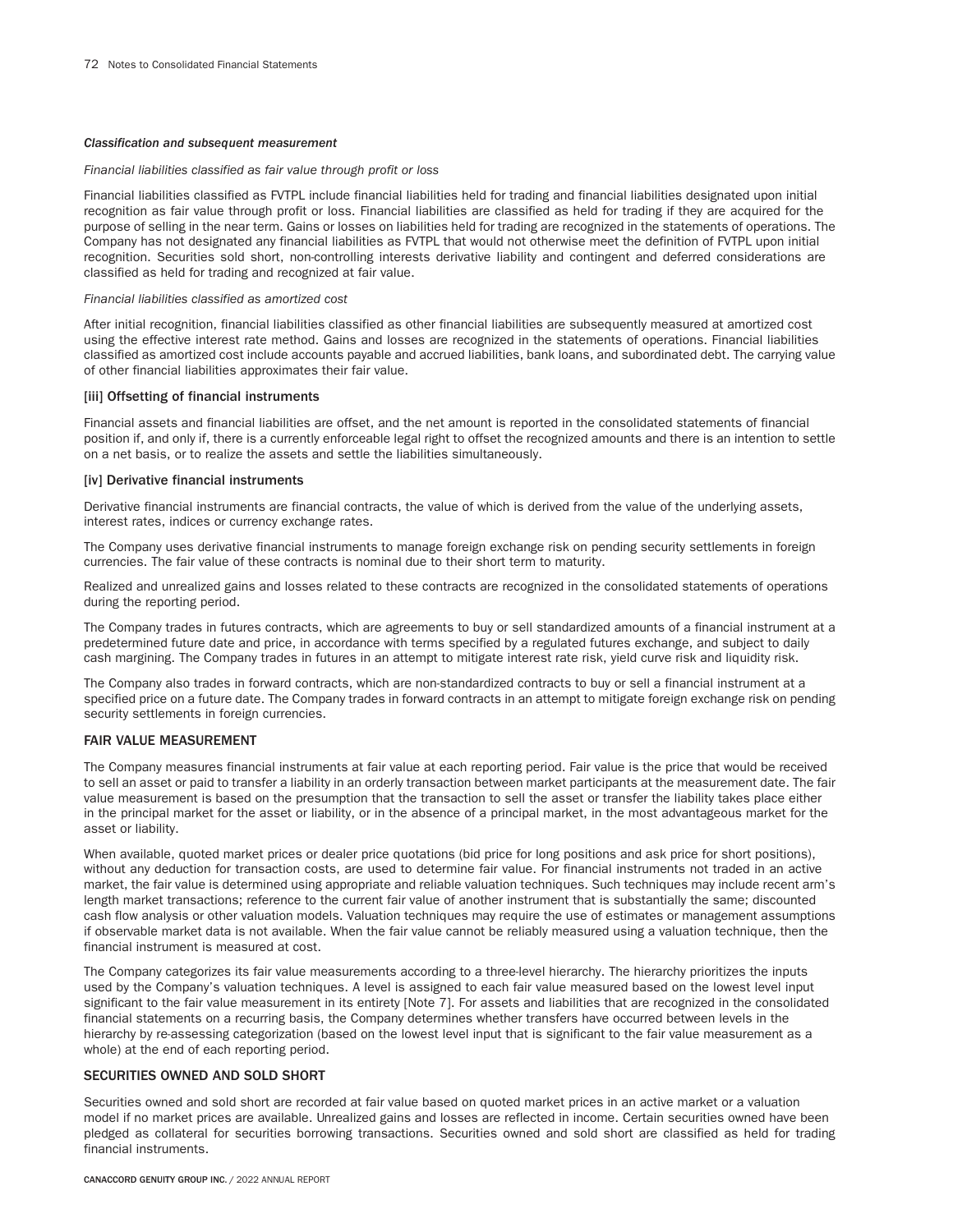*Classification and subsequent measurement*

*Financial liabilities classified as fair value through profit or loss*

Financial liabilities classified as FVTPL include financial liabilities held for trading and financial liabilities designated upon initial recognition as fair value through profit or loss. Financial liabilities are classified as held for trading if they are acquired for the purpose of selling in the near term. Gains or losses on liabilities held for trading are recognized in the statements of operations. The Company has not designated any financial liabilities as FVTPL that would not otherwise meet the definition of FVTPL upon initial recognition. Securities sold short, non-controlling interests derivative liability and contingent and deferred considerations are classified as held for trading and recognized at fair value.

*Financial liabilities classified as amortized cost*

After initial recognition, financial liabilities classified as other financial liabilities are subsequently measured at amortized cost using the effective interest rate method. Gains and losses are recognized in the statements of operations. Financial liabilities classified as amortized cost include accounts payable and accrued liabilities, bank loans, and subordinated debt. The carrying value of other financial liabilities approximates their fair value.

### [iii] Offsetting of financial instruments

Financial assets and financial liabilities are offset, and the net amount is reported in the consolidated statements of financial position if, and only if, there is a currently enforceable legal right to offset the recognized amounts and there is an intention to settle on a net basis, or to realize the assets and settle the liabilities simultaneously.

### [iv] Derivative financial instruments

Derivative financial instruments are financial contracts, the value of which is derived from the value of the underlying assets, interest rates, indices or currency exchange rates.

The Company uses derivative financial instruments to manage foreign exchange risk on pending security settlements in foreign currencies. The fair value of these contracts is nominal due to their short term to maturity.

Realized and unrealized gains and losses related to these contracts are recognized in the consolidated statements of operations during the reporting period.

The Company trades in futures contracts, which are agreements to buy or sell standardized amounts of a financial instrument at a predetermined future date and price, in accordance with terms specified by a regulated futures exchange, and subject to daily cash margining. The Company trades in futures in an attempt to mitigate interest rate risk, yield curve risk and liquidity risk.

The Company also trades in forward contracts, which are non-standardized contracts to buy or sell a financial instrument at a specified price on a future date. The Company trades in forward contracts in an attempt to mitigate foreign exchange risk on pending security settlements in foreign currencies.

## FAIR VALUE MEASUREMENT

The Company measures financial instruments at fair value at each reporting period. Fair value is the price that would be received to sell an asset or paid to transfer a liability in an orderly transaction between market participants at the measurement date. The fair value measurement is based on the presumption that the transaction to sell the asset or transfer the liability takes place either in the principal market for the asset or liability, or in the absence of a principal market, in the most advantageous market for the asset or liability.

When available, quoted market prices or dealer price quotations (bid price for long positions and ask price for short positions), without any deduction for transaction costs, are used to determine fair value. For financial instruments not traded in an active market, the fair value is determined using appropriate and reliable valuation techniques. Such techniques may include recent arm's length market transactions; reference to the current fair value of another instrument that is substantially the same; discounted cash flow analysis or other valuation models. Valuation techniques may require the use of estimates or management assumptions if observable market data is not available. When the fair value cannot be reliably measured using a valuation technique, then the financial instrument is measured at cost.

The Company categorizes its fair value measurements according to a three-level hierarchy. The hierarchy prioritizes the inputs used by the Company's valuation techniques. A level is assigned to each fair value measured based on the lowest level input significant to the fair value measurement in its entirety [Note 7]. For assets and liabilities that are recognized in the consolidated financial statements on a recurring basis, the Company determines whether transfers have occurred between levels in the hierarchy by re-assessing categorization (based on the lowest level input that is significant to the fair value measurement as a whole) at the end of each reporting period.

## SECURITIES OWNED AND SOLD SHORT

Securities owned and sold short are recorded at fair value based on quoted market prices in an active market or a valuation model if no market prices are available. Unrealized gains and losses are reflected in income. Certain securities owned have been pledged as collateral for securities borrowing transactions. Securities owned and sold short are classified as held for trading financial instruments.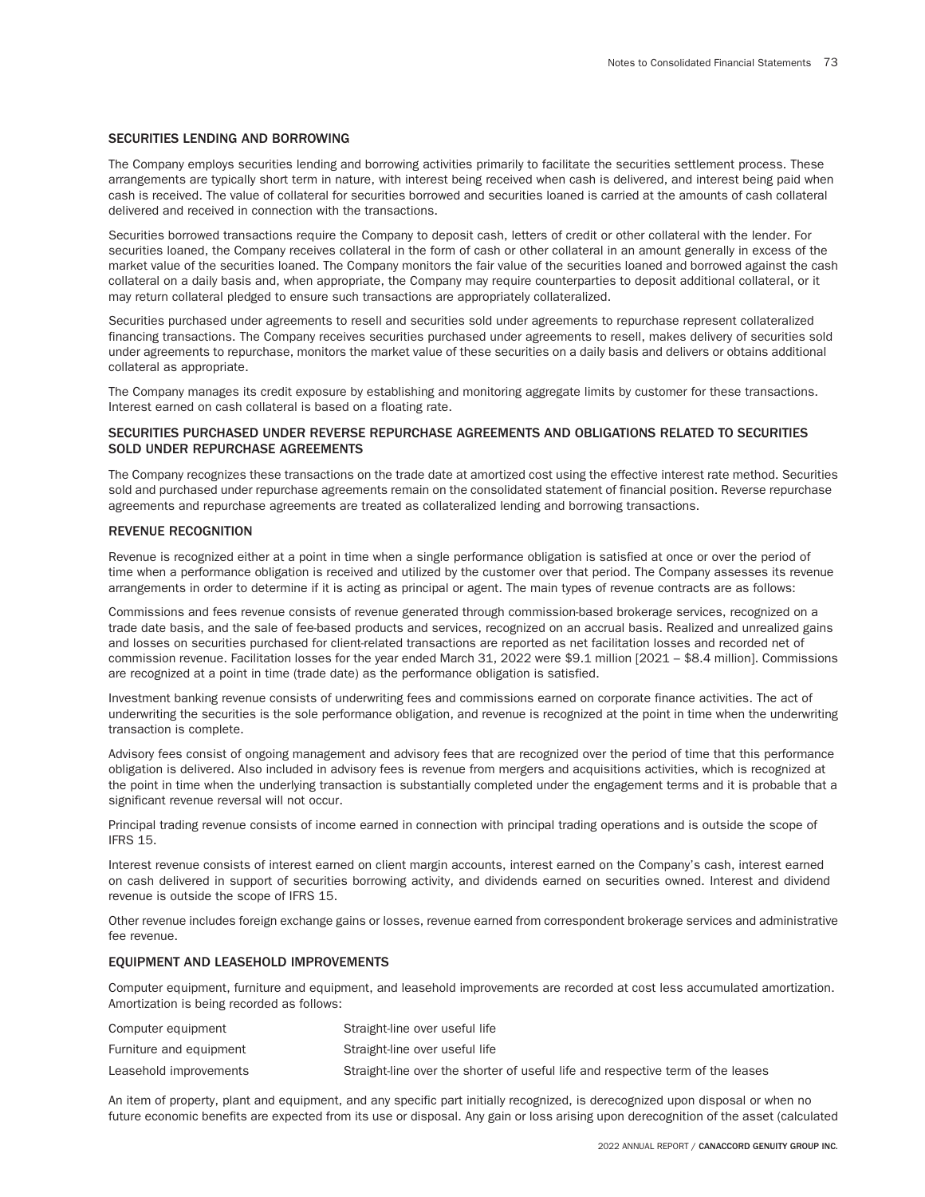### SECURITIES LENDING AND BORROWING

The Company employs securities lending and borrowing activities primarily to facilitate the securities settlement process. These arrangements are typically short term in nature, with interest being received when cash is delivered, and interest being paid when cash is received. The value of collateral for securities borrowed and securities loaned is carried at the amounts of cash collateral delivered and received in connection with the transactions.

Securities borrowed transactions require the Company to deposit cash, letters of credit or other collateral with the lender. For securities loaned, the Company receives collateral in the form of cash or other collateral in an amount generally in excess of the market value of the securities loaned. The Company monitors the fair value of the securities loaned and borrowed against the cash collateral on a daily basis and, when appropriate, the Company may require counterparties to deposit additional collateral, or it may return collateral pledged to ensure such transactions are appropriately collateralized.

Securities purchased under agreements to resell and securities sold under agreements to repurchase represent collateralized financing transactions. The Company receives securities purchased under agreements to resell, makes delivery of securities sold under agreements to repurchase, monitors the market value of these securities on a daily basis and delivers or obtains additional collateral as appropriate.

The Company manages its credit exposure by establishing and monitoring aggregate limits by customer for these transactions. Interest earned on cash collateral is based on a floating rate.

### SECURITIES PURCHASED UNDER REVERSE REPURCHASE AGREEMENTS AND OBLIGATIONS RELATED TO SECURITIES SOLD UNDER REPURCHASE AGREEMENTS

The Company recognizes these transactions on the trade date at amortized cost using the effective interest rate method. Securities sold and purchased under repurchase agreements remain on the consolidated statement of financial position. Reverse repurchase agreements and repurchase agreements are treated as collateralized lending and borrowing transactions.

### REVENUE RECOGNITION

Revenue is recognized either at a point in time when a single performance obligation is satisfied at once or over the period of time when a performance obligation is received and utilized by the customer over that period. The Company assesses its revenue arrangements in order to determine if it is acting as principal or agent. The main types of revenue contracts are as follows:

Commissions and fees revenue consists of revenue generated through commission-based brokerage services, recognized on a trade date basis, and the sale of fee-based products and services, recognized on an accrual basis. Realized and unrealized gains and losses on securities purchased for client-related transactions are reported as net facilitation losses and recorded net of commission revenue. Facilitation losses for the year ended March 31, 2022 were $9.1 million [2021 – $8.4 million]. Commissions are recognized at a point in time (trade date) as the performance obligation is satisfied.

Investment banking revenue consists of underwriting fees and commissions earned on corporate finance activities. The act of underwriting the securities is the sole performance obligation, and revenue is recognized at the point in time when the underwriting transaction is complete.

Advisory fees consist of ongoing management and advisory fees that are recognized over the period of time that this performance obligation is delivered. Also included in advisory fees is revenue from mergers and acquisitions activities, which is recognized at the point in time when the underlying transaction is substantially completed under the engagement terms and it is probable that a significant revenue reversal will not occur.

Principal trading revenue consists of income earned in connection with principal trading operations and is outside the scope of IFRS 15.

Interest revenue consists of interest earned on client margin accounts, interest earned on the Company's cash, interest earned on cash delivered in support of securities borrowing activity, and dividends earned on securities owned. Interest and dividend revenue is outside the scope of IFRS 15.

Other revenue includes foreign exchange gains or losses, revenue earned from correspondent brokerage services and administrative fee revenue.

### EQUIPMENT AND LEASEHOLD IMPROVEMENTS

Computer equipment, furniture and equipment, and leasehold improvements are recorded at cost less accumulated amortization. Amortization is being recorded as follows:

| | |
|---|---|
| Computer equipment | Straight-line over useful life |
| Furniture and equipment | Straight-line over useful life |
| Leasehold improvements | Straight-line over the shorter of useful life and respective term of the leases |

An item of property, plant and equipment, and any specific part initially recognized, is derecognized upon disposal or when no future economic benefits are expected from its use or disposal. Any gain or loss arising upon derecognition of the asset (calculated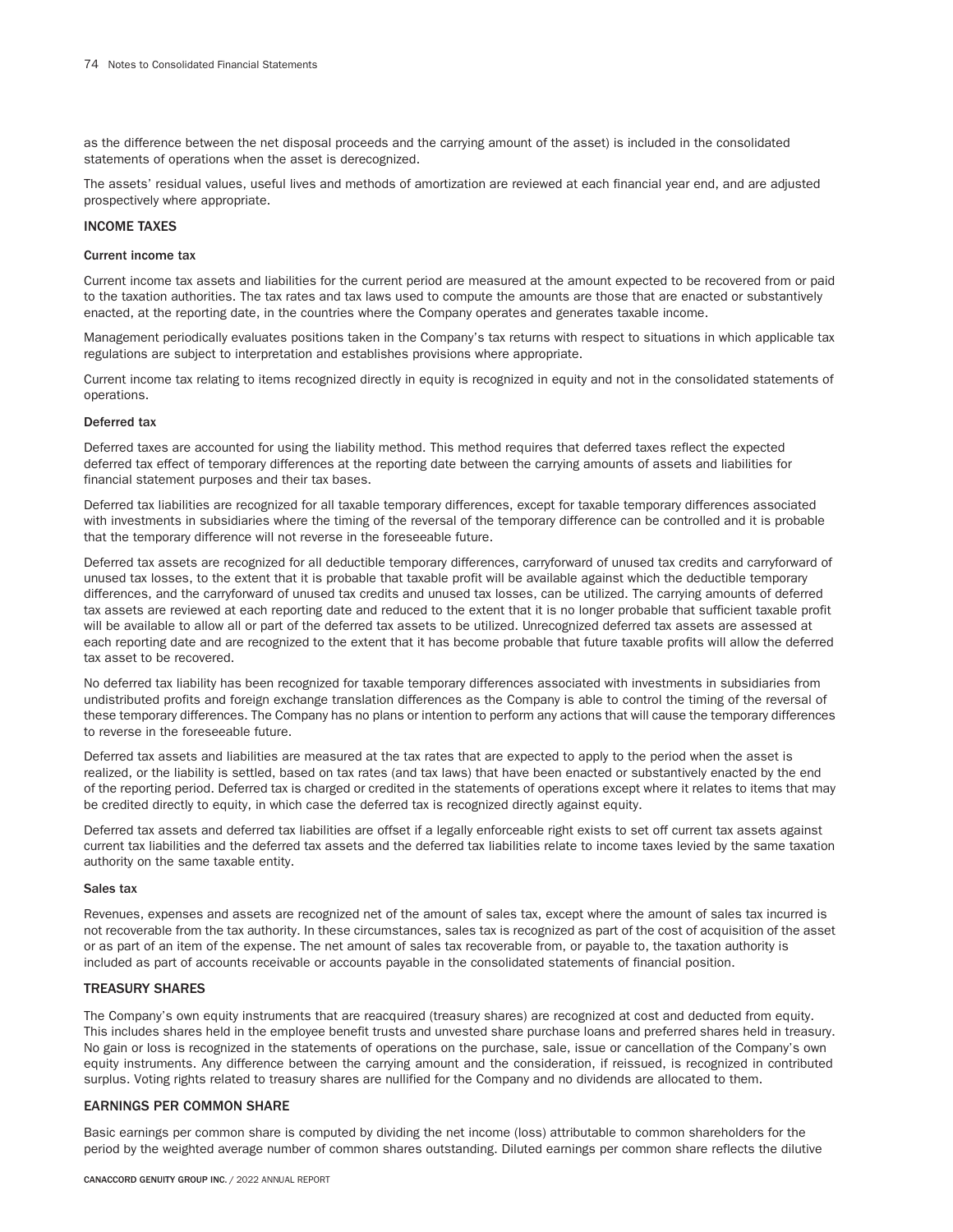as the difference between the net disposal proceeds and the carrying amount of the asset) is included in the consolidated statements of operations when the asset is derecognized.

The assets' residual values, useful lives and methods of amortization are reviewed at each financial year end, and are adjusted prospectively where appropriate.

## INCOME TAXES

### Current income tax

Current income tax assets and liabilities for the current period are measured at the amount expected to be recovered from or paid to the taxation authorities. The tax rates and tax laws used to compute the amounts are those that are enacted or substantively enacted, at the reporting date, in the countries where the Company operates and generates taxable income.

Management periodically evaluates positions taken in the Company's tax returns with respect to situations in which applicable tax regulations are subject to interpretation and establishes provisions where appropriate.

Current income tax relating to items recognized directly in equity is recognized in equity and not in the consolidated statements of operations.

### Deferred tax

Deferred taxes are accounted for using the liability method. This method requires that deferred taxes reflect the expected deferred tax effect of temporary differences at the reporting date between the carrying amounts of assets and liabilities for financial statement purposes and their tax bases.

Deferred tax liabilities are recognized for all taxable temporary differences, except for taxable temporary differences associated with investments in subsidiaries where the timing of the reversal of the temporary difference can be controlled and it is probable that the temporary difference will not reverse in the foreseeable future.

Deferred tax assets are recognized for all deductible temporary differences, carryforward of unused tax credits and carryforward of unused tax losses, to the extent that it is probable that taxable profit will be available against which the deductible temporary differences, and the carryforward of unused tax credits and unused tax losses, can be utilized. The carrying amounts of deferred tax assets are reviewed at each reporting date and reduced to the extent that it is no longer probable that sufficient taxable profit will be available to allow all or part of the deferred tax assets to be utilized. Unrecognized deferred tax assets are assessed at each reporting date and are recognized to the extent that it has become probable that future taxable profits will allow the deferred tax asset to be recovered.

No deferred tax liability has been recognized for taxable temporary differences associated with investments in subsidiaries from undistributed profits and foreign exchange translation differences as the Company is able to control the timing of the reversal of these temporary differences. The Company has no plans or intention to perform any actions that will cause the temporary differences to reverse in the foreseeable future.

Deferred tax assets and liabilities are measured at the tax rates that are expected to apply to the period when the asset is realized, or the liability is settled, based on tax rates (and tax laws) that have been enacted or substantively enacted by the end of the reporting period. Deferred tax is charged or credited in the statements of operations except where it relates to items that may be credited directly to equity, in which case the deferred tax is recognized directly against equity.

Deferred tax assets and deferred tax liabilities are offset if a legally enforceable right exists to set off current tax assets against current tax liabilities and the deferred tax assets and the deferred tax liabilities relate to income taxes levied by the same taxation authority on the same taxable entity.

### Sales tax

Revenues, expenses and assets are recognized net of the amount of sales tax, except where the amount of sales tax incurred is not recoverable from the tax authority. In these circumstances, sales tax is recognized as part of the cost of acquisition of the asset or as part of an item of the expense. The net amount of sales tax recoverable from, or payable to, the taxation authority is included as part of accounts receivable or accounts payable in the consolidated statements of financial position.

## TREASURY SHARES

The Company's own equity instruments that are reacquired (treasury shares) are recognized at cost and deducted from equity. This includes shares held in the employee benefit trusts and unvested share purchase loans and preferred shares held in treasury. No gain or loss is recognized in the statements of operations on the purchase, sale, issue or cancellation of the Company's own equity instruments. Any difference between the carrying amount and the consideration, if reissued, is recognized in contributed surplus. Voting rights related to treasury shares are nullified for the Company and no dividends are allocated to them.

## EARNINGS PER COMMON SHARE

Basic earnings per common share is computed by dividing the net income (loss) attributable to common shareholders for the period by the weighted average number of common shares outstanding. Diluted earnings per common share reflects the dilutive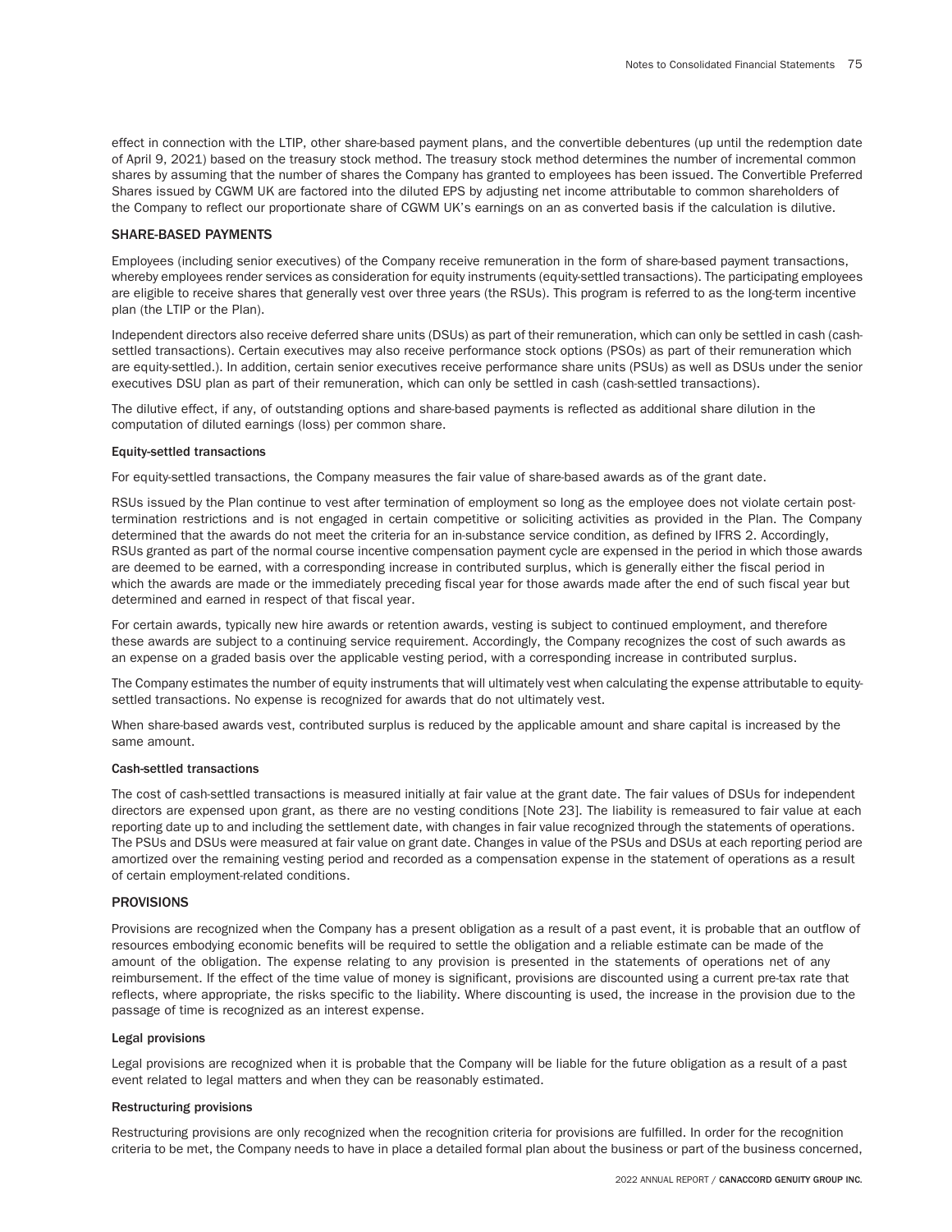effect in connection with the LTIP, other share-based payment plans, and the convertible debentures (up until the redemption date of April 9, 2021) based on the treasury stock method. The treasury stock method determines the number of incremental common shares by assuming that the number of shares the Company has granted to employees has been issued. The Convertible Preferred Shares issued by CGWM UK are factored into the diluted EPS by adjusting net income attributable to common shareholders of the Company to reflect our proportionate share of CGWM UK's earnings on an as converted basis if the calculation is dilutive.

## SHARE-BASED PAYMENTS

Employees (including senior executives) of the Company receive remuneration in the form of share-based payment transactions, whereby employees render services as consideration for equity instruments (equity-settled transactions). The participating employees are eligible to receive shares that generally vest over three years (the RSUs). This program is referred to as the long-term incentive plan (the LTIP or the Plan).

Independent directors also receive deferred share units (DSUs) as part of their remuneration, which can only be settled in cash (cash-settled transactions). Certain executives may also receive performance stock options (PSOs) as part of their remuneration which are equity-settled.). In addition, certain senior executives receive performance share units (PSUs) as well as DSUs under the senior executives DSU plan as part of their remuneration, which can only be settled in cash (cash-settled transactions).

The dilutive effect, if any, of outstanding options and share-based payments is reflected as additional share dilution in the computation of diluted earnings (loss) per common share.

### Equity-settled transactions

For equity-settled transactions, the Company measures the fair value of share-based awards as of the grant date.

RSUs issued by the Plan continue to vest after termination of employment so long as the employee does not violate certain post-termination restrictions and is not engaged in certain competitive or soliciting activities as provided in the Plan. The Company determined that the awards do not meet the criteria for an in-substance service condition, as defined by IFRS 2. Accordingly, RSUs granted as part of the normal course incentive compensation payment cycle are expensed in the period in which those awards are deemed to be earned, with a corresponding increase in contributed surplus, which is generally either the fiscal period in which the awards are made or the immediately preceding fiscal year for those awards made after the end of such fiscal year but determined and earned in respect of that fiscal year.

For certain awards, typically new hire awards or retention awards, vesting is subject to continued employment, and therefore these awards are subject to a continuing service requirement. Accordingly, the Company recognizes the cost of such awards as an expense on a graded basis over the applicable vesting period, with a corresponding increase in contributed surplus.

The Company estimates the number of equity instruments that will ultimately vest when calculating the expense attributable to equity-settled transactions. No expense is recognized for awards that do not ultimately vest.

When share-based awards vest, contributed surplus is reduced by the applicable amount and share capital is increased by the same amount.

### Cash-settled transactions

The cost of cash-settled transactions is measured initially at fair value at the grant date. The fair values of DSUs for independent directors are expensed upon grant, as there are no vesting conditions [Note 23]. The liability is remeasured to fair value at each reporting date up to and including the settlement date, with changes in fair value recognized through the statements of operations. The PSUs and DSUs were measured at fair value on grant date. Changes in value of the PSUs and DSUs at each reporting period are amortized over the remaining vesting period and recorded as a compensation expense in the statement of operations as a result of certain employment-related conditions.

## PROVISIONS

Provisions are recognized when the Company has a present obligation as a result of a past event, it is probable that an outflow of resources embodying economic benefits will be required to settle the obligation and a reliable estimate can be made of the amount of the obligation. The expense relating to any provision is presented in the statements of operations net of any reimbursement. If the effect of the time value of money is significant, provisions are discounted using a current pre-tax rate that reflects, where appropriate, the risks specific to the liability. Where discounting is used, the increase in the provision due to the passage of time is recognized as an interest expense.

### Legal provisions

Legal provisions are recognized when it is probable that the Company will be liable for the future obligation as a result of a past event related to legal matters and when they can be reasonably estimated.

### Restructuring provisions

Restructuring provisions are only recognized when the recognition criteria for provisions are fulfilled. In order for the recognition criteria to be met, the Company needs to have in place a detailed formal plan about the business or part of the business concerned,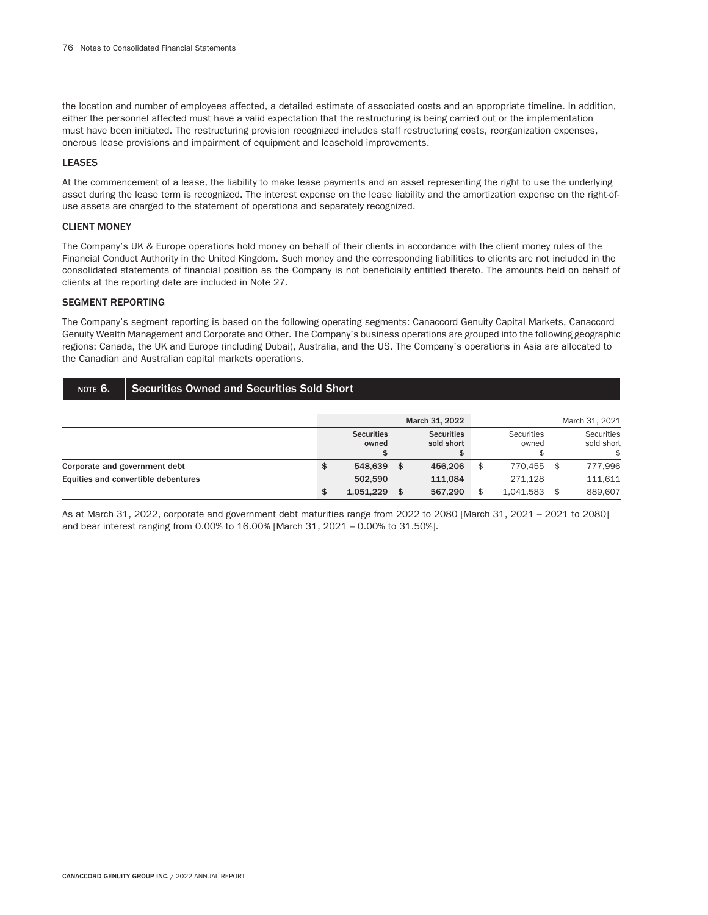the location and number of employees affected, a detailed estimate of associated costs and an appropriate timeline. In addition, either the personnel affected must have a valid expectation that the restructuring is being carried out or the implementation must have been initiated. The restructuring provision recognized includes staff restructuring costs, reorganization expenses, onerous lease provisions and impairment of equipment and leasehold improvements.

### LEASES

At the commencement of a lease, the liability to make lease payments and an asset representing the right to use the underlying asset during the lease term is recognized. The interest expense on the lease liability and the amortization expense on the right-of-use assets are charged to the statement of operations and separately recognized.

### CLIENT MONEY

The Company's UK & Europe operations hold money on behalf of their clients in accordance with the client money rules of the Financial Conduct Authority in the United Kingdom. Such money and the corresponding liabilities to clients are not included in the consolidated statements of financial position as the Company is not beneficially entitled thereto. The amounts held on behalf of clients at the reporting date are included in Note 27.

### SEGMENT REPORTING

The Company's segment reporting is based on the following operating segments: Canaccord Genuity Capital Markets, Canaccord Genuity Wealth Management and Corporate and Other. The Company's business operations are grouped into the following geographic regions: Canada, the UK and Europe (including Dubai), Australia, and the US. The Company's operations in Asia are allocated to the Canadian and Australian capital markets operations.

## NOTE 6. Securities Owned and Securities Sold Short

| | March 31, 2022 | | March 31, 2021 | |
|---|---|---|---|---|
| | Securities owned $ | Securities sold short $ | Securities owned $ | Securities sold short $ |
| **Corporate and government debt** | $ 548,639 | $ 456,206 | $ 770,455 | $ 777,996 |
| **Equities and convertible debentures** | 502,590 | 111,084 | 271,128 | 111,611 |
| | $ 1,051,229 | $ 567,290 | $ 1,041,583 | $ 889,607 |

As at March 31, 2022, corporate and government debt maturities range from 2022 to 2080 [March 31, 2021 – 2021 to 2080] and bear interest ranging from 0.00% to 16.00% [March 31, 2021 – 0.00% to 31.50%].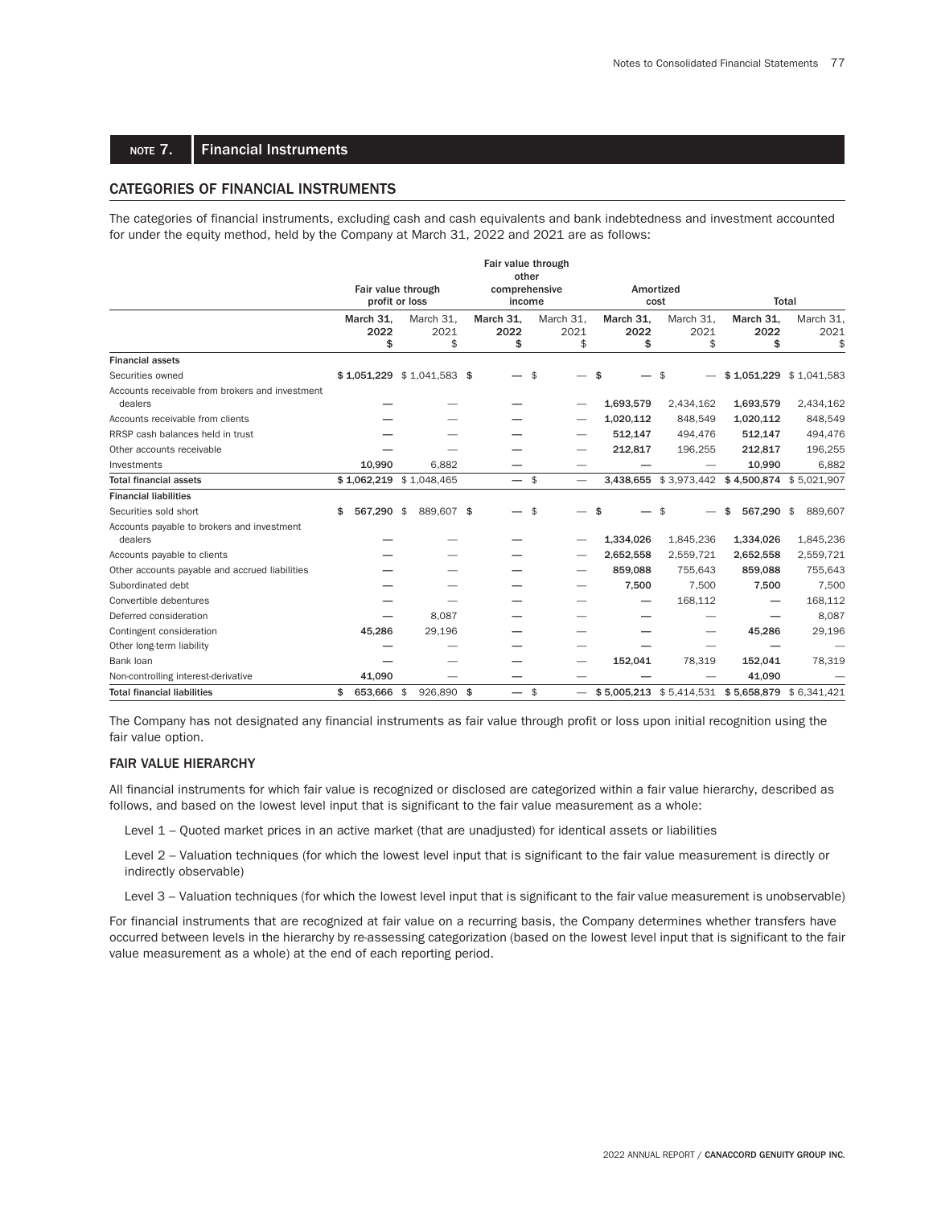## NOTE 7. Financial Instruments

### CATEGORIES OF FINANCIAL INSTRUMENTS

The categories of financial instruments, excluding cash and cash equivalents and bank indebtedness and investment accounted for under the equity method, held by the Company at March 31, 2022 and 2021 are as follows:

| | Fair value through profit or loss | | Fair value through other comprehensive income | | Amortized cost | | Total | |
|---|---|---|---|---|---|---|---|---|
| | **March 31, 2022 $** | March 31, 2021 $ | **March 31, 2022 $** | March 31, 2021 $ | **March 31, 2022 $** | March 31, 2021 $ | **March 31, 2022 $** | March 31, 2021 $ |
| **Financial assets** | | | | | | | | |
| Securities owned | **$ 1,051,229** | $ 1,041,583 | **$ —** | $ — | **$ —** | $ — | **$ 1,051,229** | $ 1,041,583 |
| Accounts receivable from brokers and investment dealers | **—** | — | **—** | — | **1,693,579** | 2,434,162 | **1,693,579** | 2,434,162 |
| Accounts receivable from clients | **—** | — | **—** | — | **1,020,112** | 848,549 | **1,020,112** | 848,549 |
| RRSP cash balances held in trust | **—** | — | **—** | — | **512,147** | 494,476 | **512,147** | 494,476 |
| Other accounts receivable | **—** | — | **—** | — | **212,817** | 196,255 | **212,817** | 196,255 |
| Investments | **10,990** | 6,882 | **—** | — | **—** | — | **10,990** | 6,882 |
| **Total financial assets** | **$ 1,062,219** | $ 1,048,465 | **—** | $ — | **3,438,655** | $ 3,973,442 | **$ 4,500,874** | $ 5,021,907 |
| **Financial liabilities** | | | | | | | | |
| Securities sold short | **$ 567,290** | $ 889,607 | **$ —** | $ — | **$ —** | $ — | **$ 567,290** | $ 889,607 |
| Accounts payable to brokers and investment dealers | **—** | — | **—** | — | **1,334,026** | 1,845,236 | **1,334,026** | 1,845,236 |
| Accounts payable to clients | **—** | — | **—** | — | **2,652,558** | 2,559,721 | **2,652,558** | 2,559,721 |
| Other accounts payable and accrued liabilities | **—** | — | **—** | — | **859,088** | 755,643 | **859,088** | 755,643 |
| Subordinated debt | **—** | — | **—** | — | **7,500** | 7,500 | **7,500** | 7,500 |
| Convertible debentures | **—** | — | **—** | — | **—** | 168,112 | **—** | 168,112 |
| Deferred consideration | **—** | 8,087 | **—** | — | **—** | — | **—** | 8,087 |
| Contingent consideration | **45,286** | 29,196 | **—** | — | **—** | — | **45,286** | 29,196 |
| Other long-term liability | **—** | — | **—** | — | **—** | — | **—** | — |
| Bank loan | **—** | — | **—** | — | **152,041** | 78,319 | **152,041** | 78,319 |
| Non-controlling interest-derivative | **41,090** | — | **—** | — | **—** | — | **41,090** | — |
| **Total financial liabilities** | **$ 653,666** | $ 926,890 | **$ —** | $ — | **$ 5,005,213** | $ 5,414,531 | **$ 5,658,879** | $ 6,341,421 |

The Company has not designated any financial instruments as fair value through profit or loss upon initial recognition using the fair value option.

### FAIR VALUE HIERARCHY

All financial instruments for which fair value is recognized or disclosed are categorized within a fair value hierarchy, described as follows, and based on the lowest level input that is significant to the fair value measurement as a whole:

Level 1 – Quoted market prices in an active market (that are unadjusted) for identical assets or liabilities

Level 2 – Valuation techniques (for which the lowest level input that is significant to the fair value measurement is directly or indirectly observable)

Level 3 – Valuation techniques (for which the lowest level input that is significant to the fair value measurement is unobservable)

For financial instruments that are recognized at fair value on a recurring basis, the Company determines whether transfers have occurred between levels in the hierarchy by re-assessing categorization (based on the lowest level input that is significant to the fair value measurement as a whole) at the end of each reporting period.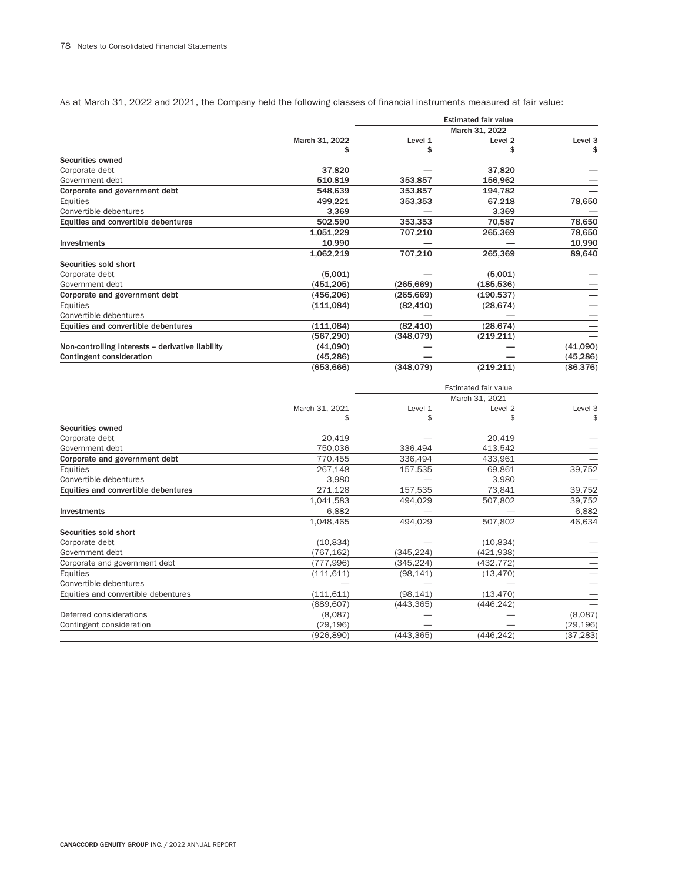As at March 31, 2022 and 2021, the Company held the following classes of financial instruments measured at fair value:

| | | Estimated fair value | | |
|---|---|---|---|---|
| | | March 31, 2022 | | |
| | March 31, 2022 $ | Level 1 $ | Level 2 $ | Level 3 $ |
| **Securities owned** | | | | |
| Corporate debt | 37,820 | — | 37,820 | — |
| Government debt | 510,819 | 353,857 | 156,962 | — |
| **Corporate and government debt** | 548,639 | 353,857 | 194,782 | — |
| Equities | 499,221 | 353,353 | 67,218 | 78,650 |
| Convertible debentures | 3,369 | — | 3,369 | — |
| **Equities and convertible debentures** | 502,590 | 353,353 | 70,587 | 78,650 |
| | 1,051,229 | 707,210 | 265,369 | 78,650 |
| **Investments** | 10,990 | — | — | 10,990 |
| | 1,062,219 | 707,210 | 265,369 | 89,640 |
| **Securities sold short** | | | | |
| Corporate debt | (5,001) | — | (5,001) | — |
| Government debt | (451,205) | (265,669) | (185,536) | — |
| **Corporate and government debt** | (456,206) | (265,669) | (190,537) | — |
| Equities | (111,084) | (82,410) | (28,674) | — |
| Convertible debentures | — | — | — | — |
| **Equities and convertible debentures** | (111,084) | (82,410) | (28,674) | — |
| | (567,290) | (348,079) | (219,211) | — |
| **Non-controlling interests – derivative liability** | (41,090) | — | — | (41,090) |
| **Contingent consideration** | (45,286) | — | — | (45,286) |
| | (653,666) | (348,079) | (219,211) | (86,376) |

| | | Estimated fair value | | |
|---|---|---|---|---|
| | | March 31, 2021 | | |
| | March 31, 2021 $ | Level 1 $ | Level 2 $ | Level 3 $ |
| **Securities owned** | | | | |
| Corporate debt | 20,419 | — | 20,419 | — |
| Government debt | 750,036 | 336,494 | 413,542 | — |
| **Corporate and government debt** | 770,455 | 336,494 | 433,961 | — |
| Equities | 267,148 | 157,535 | 69,861 | 39,752 |
| Convertible debentures | 3,980 | — | 3,980 | — |
| **Equities and convertible debentures** | 271,128 | 157,535 | 73,841 | 39,752 |
| | 1,041,583 | 494,029 | 507,802 | 39,752 |
| **Investments** | 6,882 | — | — | 6,882 |
| | 1,048,465 | 494,029 | 507,802 | 46,634 |
| **Securities sold short** | | | | |
| Corporate debt | (10,834) | — | (10,834) | — |
| Government debt | (767,162) | (345,224) | (421,938) | — |
| Corporate and government debt | (777,996) | (345,224) | (432,772) | — |
| Equities | (111,611) | (98,141) | (13,470) | — |
| Convertible debentures | — | — | — | — |
| Equities and convertible debentures | (111,611) | (98,141) | (13,470) | — |
| | (889,607) | (443,365) | (446,242) | — |
| Deferred considerations | (8,087) | — | — | (8,087) |
| Contingent consideration | (29,196) | — | — | (29,196) |
| | (926,890) | (443,365) | (446,242) | (37,283) |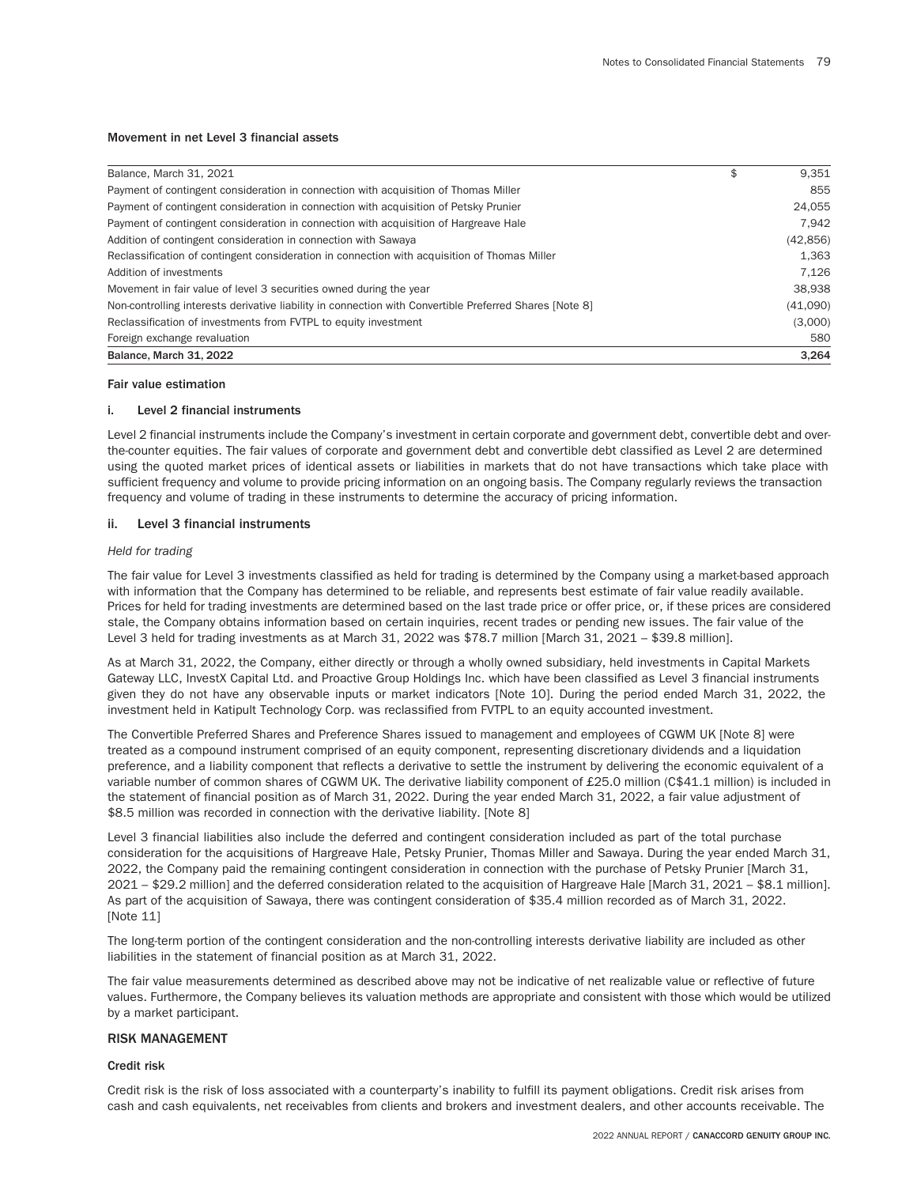#### Movement in net Level 3 financial assets

| | | |
|---|---|---|
| Balance, March 31, 2021 | $ | 9,351 |
| Payment of contingent consideration in connection with acquisition of Thomas Miller | | 855 |
| Payment of contingent consideration in connection with acquisition of Petsky Prunier | | 24,055 |
| Payment of contingent consideration in connection with acquisition of Hargreave Hale | | 7,942 |
| Addition of contingent consideration in connection with Sawaya | | (42,856) |
| Reclassification of contingent consideration in connection with acquisition of Thomas Miller | | 1,363 |
| Addition of investments | | 7,126 |
| Movement in fair value of level 3 securities owned during the year | | 38,938 |
| Non-controlling interests derivative liability in connection with Convertible Preferred Shares [Note 8] | | (41,090) |
| Reclassification of investments from FVTPL to equity investment | | (3,000) |
| Foreign exchange revaluation | | 580 |
| **Balance, March 31, 2022** | | **3,264** |

#### Fair value estimation

#### i. Level 2 financial instruments

Level 2 financial instruments include the Company's investment in certain corporate and government debt, convertible debt and over-the-counter equities. The fair values of corporate and government debt and convertible debt classified as Level 2 are determined using the quoted market prices of identical assets or liabilities in markets that do not have transactions which take place with sufficient frequency and volume to provide pricing information on an ongoing basis. The Company regularly reviews the transaction frequency and volume of trading in these instruments to determine the accuracy of pricing information.

#### ii. Level 3 financial instruments

*Held for trading*

The fair value for Level 3 investments classified as held for trading is determined by the Company using a market-based approach with information that the Company has determined to be reliable, and represents best estimate of fair value readily available. Prices for held for trading investments are determined based on the last trade price or offer price, or, if these prices are considered stale, the Company obtains information based on certain inquiries, recent trades or pending new issues. The fair value of the Level 3 held for trading investments as at March 31, 2022 was $78.7 million [March 31, 2021 – $39.8 million].

As at March 31, 2022, the Company, either directly or through a wholly owned subsidiary, held investments in Capital Markets Gateway LLC, InvestX Capital Ltd. and Proactive Group Holdings Inc. which have been classified as Level 3 financial instruments given they do not have any observable inputs or market indicators [Note 10]. During the period ended March 31, 2022, the investment held in Katipult Technology Corp. was reclassified from FVTPL to an equity accounted investment.

The Convertible Preferred Shares and Preference Shares issued to management and employees of CGWM UK [Note 8] were treated as a compound instrument comprised of an equity component, representing discretionary dividends and a liquidation preference, and a liability component that reflects a derivative to settle the instrument by delivering the economic equivalent of a variable number of common shares of CGWM UK. The derivative liability component of £25.0 million (C$41.1 million) is included in the statement of financial position as of March 31, 2022. During the year ended March 31, 2022, a fair value adjustment of $8.5 million was recorded in connection with the derivative liability. [Note 8]

Level 3 financial liabilities also include the deferred and contingent consideration included as part of the total purchase consideration for the acquisitions of Hargreave Hale, Petsky Prunier, Thomas Miller and Sawaya. During the year ended March 31, 2022, the Company paid the remaining contingent consideration in connection with the purchase of Petsky Prunier [March 31, 2021 – $29.2 million] and the deferred consideration related to the acquisition of Hargreave Hale [March 31, 2021 – $8.1 million]. As part of the acquisition of Sawaya, there was contingent consideration of $35.4 million recorded as of March 31, 2022. [Note 11]

The long-term portion of the contingent consideration and the non-controlling interests derivative liability are included as other liabilities in the statement of financial position as at March 31, 2022.

The fair value measurements determined as described above may not be indicative of net realizable value or reflective of future values. Furthermore, the Company believes its valuation methods are appropriate and consistent with those which would be utilized by a market participant.

### RISK MANAGEMENT

#### Credit risk

Credit risk is the risk of loss associated with a counterparty's inability to fulfill its payment obligations. Credit risk arises from cash and cash equivalents, net receivables from clients and brokers and investment dealers, and other accounts receivable. The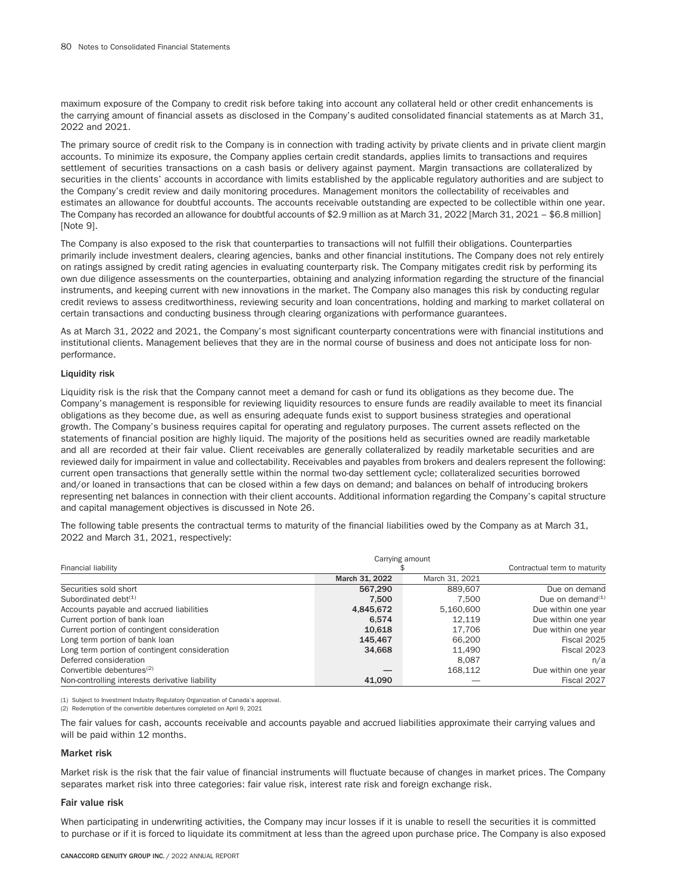maximum exposure of the Company to credit risk before taking into account any collateral held or other credit enhancements is the carrying amount of financial assets as disclosed in the Company's audited consolidated financial statements as at March 31, 2022 and 2021.

The primary source of credit risk to the Company is in connection with trading activity by private clients and in private client margin accounts. To minimize its exposure, the Company applies certain credit standards, applies limits to transactions and requires settlement of securities transactions on a cash basis or delivery against payment. Margin transactions are collateralized by securities in the clients' accounts in accordance with limits established by the applicable regulatory authorities and are subject to the Company's credit review and daily monitoring procedures. Management monitors the collectability of receivables and estimates an allowance for doubtful accounts. The accounts receivable outstanding are expected to be collectible within one year. The Company has recorded an allowance for doubtful accounts of $2.9 million as at March 31, 2022 [March 31, 2021 – $6.8 million] [Note 9].

The Company is also exposed to the risk that counterparties to transactions will not fulfill their obligations. Counterparties primarily include investment dealers, clearing agencies, banks and other financial institutions. The Company does not rely entirely on ratings assigned by credit rating agencies in evaluating counterparty risk. The Company mitigates credit risk by performing its own due diligence assessments on the counterparties, obtaining and analyzing information regarding the structure of the financial instruments, and keeping current with new innovations in the market. The Company also manages this risk by conducting regular credit reviews to assess creditworthiness, reviewing security and loan concentrations, holding and marking to market collateral on certain transactions and conducting business through clearing organizations with performance guarantees.

As at March 31, 2022 and 2021, the Company's most significant counterparty concentrations were with financial institutions and institutional clients. Management believes that they are in the normal course of business and does not anticipate loss for non-performance.

#### Liquidity risk

Liquidity risk is the risk that the Company cannot meet a demand for cash or fund its obligations as they become due. The Company's management is responsible for reviewing liquidity resources to ensure funds are readily available to meet its financial obligations as they become due, as well as ensuring adequate funds exist to support business strategies and operational growth. The Company's business requires capital for operating and regulatory purposes. The current assets reflected on the statements of financial position are highly liquid. The majority of the positions held as securities owned are readily marketable and all are recorded at their fair value. Client receivables are generally collateralized by readily marketable securities and are reviewed daily for impairment in value and collectability. Receivables and payables from brokers and dealers represent the following: current open transactions that generally settle within the normal two-day settlement cycle; collateralized securities borrowed and/or loaned in transactions that can be closed within a few days on demand; and balances on behalf of introducing brokers representing net balances in connection with their client accounts. Additional information regarding the Company's capital structure and capital management objectives is discussed in Note 26.

The following table presents the contractual terms to maturity of the financial liabilities owed by the Company as at March 31, 2022 and March 31, 2021, respectively:

| Financial liability | Carrying amount $ | | Contractual term to maturity |
|---|---|---|---|
| | March 31, 2022 | March 31, 2021 | |
| Securities sold short | 567,290 | 889,607 | Due on demand |
| Subordinated debt[(1)] | 7,500 | 7,500 | Due on demand[(1)] |
| Accounts payable and accrued liabilities | 4,845,672 | 5,160,600 | Due within one year |
| Current portion of bank loan | 6,574 | 12,119 | Due within one year |
| Current portion of contingent consideration | 10,618 | 17,706 | Due within one year |
| Long term portion of bank loan | 145,467 | 66,200 | Fiscal 2025 |
| Long term portion of contingent consideration | 34,668 | 11,490 | Fiscal 2023 |
| Deferred consideration | | 8,087 | n/a |
| Convertible debentures[(2)] | — | 168,112 | Due within one year |
| Non-controlling interests derivative liability | 41,090 | — | Fiscal 2027 |

(1) Subject to Investment Industry Regulatory Organization of Canada's approval.
(2) Redemption of the convertible debentures completed on April 9, 2021

The fair values for cash, accounts receivable and accounts payable and accrued liabilities approximate their carrying values and will be paid within 12 months.

#### Market risk

Market risk is the risk that the fair value of financial instruments will fluctuate because of changes in market prices. The Company separates market risk into three categories: fair value risk, interest rate risk and foreign exchange risk.

#### Fair value risk

When participating in underwriting activities, the Company may incur losses if it is unable to resell the securities it is committed to purchase or if it is forced to liquidate its commitment at less than the agreed upon purchase price. The Company is also exposed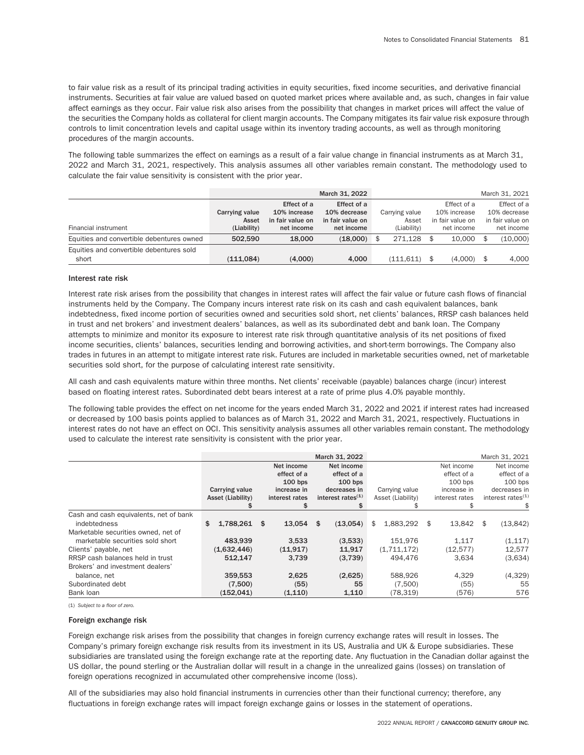to fair value risk as a result of its principal trading activities in equity securities, fixed income securities, and derivative financial instruments. Securities at fair value are valued based on quoted market prices where available and, as such, changes in fair value affect earnings as they occur. Fair value risk also arises from the possibility that changes in market prices will affect the value of the securities the Company holds as collateral for client margin accounts. The Company mitigates its fair value risk exposure through controls to limit concentration levels and capital usage within its inventory trading accounts, as well as through monitoring procedures of the margin accounts.

The following table summarizes the effect on earnings as a result of a fair value change in financial instruments as at March 31, 2022 and March 31, 2021, respectively. This analysis assumes all other variables remain constant. The methodology used to calculate the fair value sensitivity is consistent with the prior year.

| | March 31, 2022 | | | | March 31, 2021 | | | |
|---|---|---|---|---|---|---|---|---|
| Financial instrument | **Carrying value Asset (Liability)** | **Effect of a 10% increase in fair value on net income** | **Effect of a 10% decrease in fair value on net income** | Carrying value Asset (Liability) | Effect of a 10% increase in fair value on net income | Effect of a 10% decrease in fair value on net income |
| Equities and convertible debentures owned | **502,590** | **18,000** | **(18,000)** | $ 271,128 | $ 10,000 | $ (10,000) |
| Equities and convertible debentures sold short | **(111,084)** | **(4,000)** | **4,000** | (111,611) | $ (4,000) | $ 4,000 |

### Interest rate risk

Interest rate risk arises from the possibility that changes in interest rates will affect the fair value or future cash flows of financial instruments held by the Company. The Company incurs interest rate risk on its cash and cash equivalent balances, bank indebtedness, fixed income portion of securities owned and securities sold short, net clients' balances, RRSP cash balances held in trust and net brokers' and investment dealers' balances, as well as its subordinated debt and bank loan. The Company attempts to minimize and monitor its exposure to interest rate risk through quantitative analysis of its net positions of fixed income securities, clients' balances, securities lending and borrowing activities, and short-term borrowings. The Company also trades in futures in an attempt to mitigate interest rate risk. Futures are included in marketable securities owned, net of marketable securities sold short, for the purpose of calculating interest rate sensitivity.

All cash and cash equivalents mature within three months. Net clients' receivable (payable) balances charge (incur) interest based on floating interest rates. Subordinated debt bears interest at a rate of prime plus 4.0% payable monthly.

The following table provides the effect on net income for the years ended March 31, 2022 and 2021 if interest rates had increased or decreased by 100 basis points applied to balances as of March 31, 2022 and March 31, 2021, respectively. Fluctuations in interest rates do not have an effect on OCI. This sensitivity analysis assumes all other variables remain constant. The methodology used to calculate the interest rate sensitivity is consistent with the prior year.

| | March 31, 2022 | | | March 31, 2021 | | |
|---|---|---|---|---|---|---|
| | **Carrying value Asset (Liability) $** | **Net income effect of a 100 bps increase in interest rates $** | **Net income effect of a 100 bps decreases in interest rates[(1)] $** | Carrying value Asset (Liability) $ | Net income effect of a 100 bps increase in interest rates $ | Net income effect of a 100 bps decreases in interest rates[(1)] $ |
| Cash and cash equivalents, net of bank indebtedness | **$ 1,788,261** | **$ 13,054** | **$ (13,054)** | $ 1,883,292 | $ 13,842 | $ (13,842) |
| Marketable securities owned, net of marketable securities sold short | **483,939** | **3,533** | **(3,533)** | 151,976 | 1,117 | (1,117) |
| Clients' payable, net | **(1,632,446)** | **(11,917)** | **11,917** | (1,711,172) | (12,577) | 12,577 |
| RRSP cash balances held in trust | **512,147** | **3,739** | **(3,739)** | 494,476 | 3,634 | (3,634) |
| Brokers' and investment dealers' balance, net | **359,553** | **2,625** | **(2,625)** | 588,926 | 4,329 | (4,329) |
| Subordinated debt | **(7,500)** | **(55)** | **55** | (7,500) | (55) | 55 |
| Bank loan | **(152,041)** | **(1,110)** | **1,110** | (78,319) | (576) | 576 |

(1) *Subject to a floor of zero.*

### Foreign exchange risk

Foreign exchange risk arises from the possibility that changes in foreign currency exchange rates will result in losses. The Company's primary foreign exchange risk results from its investment in its US, Australia and UK & Europe subsidiaries. These subsidiaries are translated using the foreign exchange rate at the reporting date. Any fluctuation in the Canadian dollar against the US dollar, the pound sterling or the Australian dollar will result in a change in the unrealized gains (losses) on translation of foreign operations recognized in accumulated other comprehensive income (loss).

All of the subsidiaries may also hold financial instruments in currencies other than their functional currency; therefore, any fluctuations in foreign exchange rates will impact foreign exchange gains or losses in the statement of operations.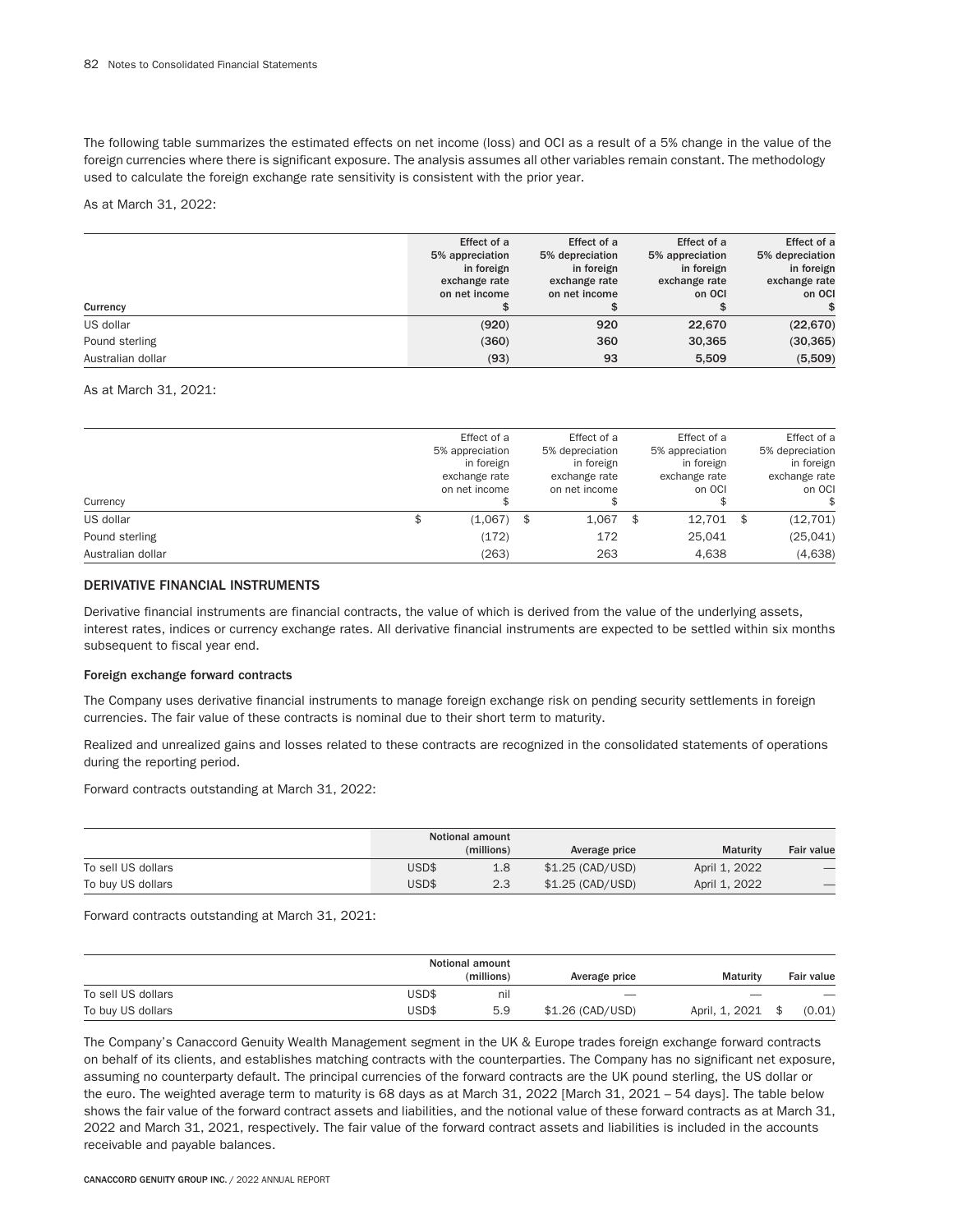The following table summarizes the estimated effects on net income (loss) and OCI as a result of a 5% change in the value of the foreign currencies where there is significant exposure. The analysis assumes all other variables remain constant. The methodology used to calculate the foreign exchange rate sensitivity is consistent with the prior year.

As at March 31, 2022:

| Currency | Effect of a 5% appreciation in foreign exchange rate on net income $ | Effect of a 5% depreciation in foreign exchange rate on net income $ | Effect of a 5% appreciation in foreign exchange rate on OCI $ | Effect of a 5% depreciation in foreign exchange rate on OCI $ |
|---|---|---|---|---|
| US dollar | (920) | 920 | 22,670 | (22,670) |
| Pound sterling | (360) | 360 | 30,365 | (30,365) |
| Australian dollar | (93) | 93 | 5,509 | (5,509) |

As at March 31, 2021:

| Currency | Effect of a 5% appreciation in foreign exchange rate on net income $ | Effect of a 5% depreciation in foreign exchange rate on net income $ | Effect of a 5% appreciation in foreign exchange rate on OCI $ | Effect of a 5% depreciation in foreign exchange rate on OCI $ |
|---|---|---|---|---|
| US dollar | $ (1,067) | $ 1,067 | $ 12,701 | $ (12,701) |
| Pound sterling | (172) | 172 | 25,041 | (25,041) |
| Australian dollar | (263) | 263 | 4,638 | (4,638) |

### DERIVATIVE FINANCIAL INSTRUMENTS

Derivative financial instruments are financial contracts, the value of which is derived from the value of the underlying assets, interest rates, indices or currency exchange rates. All derivative financial instruments are expected to be settled within six months subsequent to fiscal year end.

#### Foreign exchange forward contracts

The Company uses derivative financial instruments to manage foreign exchange risk on pending security settlements in foreign currencies. The fair value of these contracts is nominal due to their short term to maturity.

Realized and unrealized gains and losses related to these contracts are recognized in the consolidated statements of operations during the reporting period.

Forward contracts outstanding at March 31, 2022:

| | | Notional amount (millions) | Average price | Maturity | Fair value |
|---|---|---|---|---|---|
| To sell US dollars | USD$ | 1.8 | $1.25 (CAD/USD) | April 1, 2022 | — |
| To buy US dollars | USD$ | 2.3 | $1.25 (CAD/USD) | April 1, 2022 | — |

Forward contracts outstanding at March 31, 2021:

| | | Notional amount (millions) | Average price | Maturity | Fair value |
|---|---|---|---|---|---|
| To sell US dollars | USD$ | nil | — | — | — |
| To buy US dollars | USD$ | 5.9 | $1.26 (CAD/USD) | April, 1, 2021 | $ (0.01) |

The Company's Canaccord Genuity Wealth Management segment in the UK & Europe trades foreign exchange forward contracts on behalf of its clients, and establishes matching contracts with the counterparties. The Company has no significant net exposure, assuming no counterparty default. The principal currencies of the forward contracts are the UK pound sterling, the US dollar or the euro. The weighted average term to maturity is 68 days as at March 31, 2022 [March 31, 2021 – 54 days]. The table below shows the fair value of the forward contract assets and liabilities, and the notional value of these forward contracts as at March 31, 2022 and March 31, 2021, respectively. The fair value of the forward contract assets and liabilities is included in the accounts receivable and payable balances.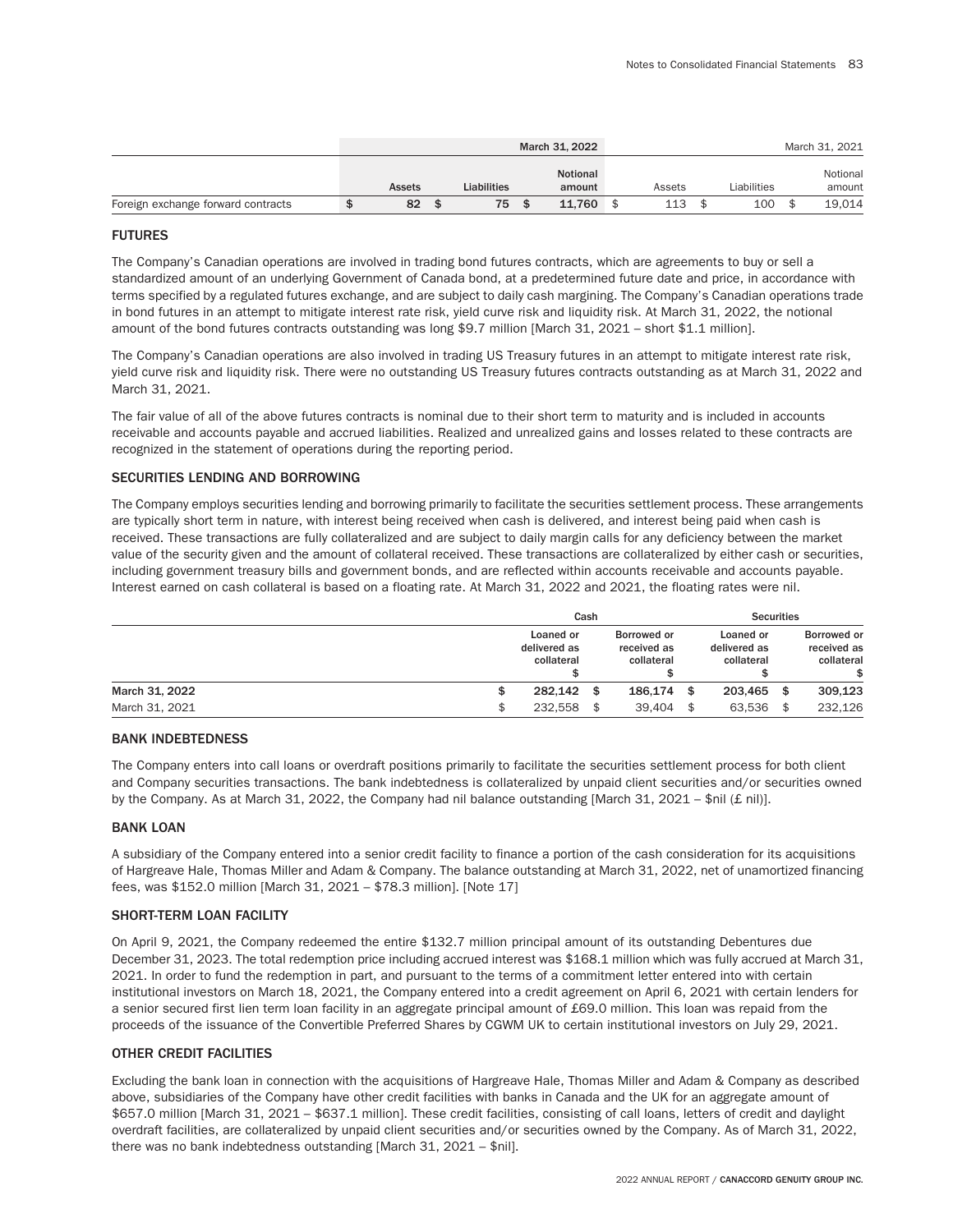| | March 31, 2022 | | | March 31, 2021 | | |
|---|---|---|---|---|---|---|
| | Assets | Liabilities | Notional amount | Assets | Liabilities | Notional amount |
| Foreign exchange forward contracts | $ 82 | $ 75 | $ 11,760 | $ 113 | $ 100 | $ 19,014 |

### FUTURES

The Company's Canadian operations are involved in trading bond futures contracts, which are agreements to buy or sell a standardized amount of an underlying Government of Canada bond, at a predetermined future date and price, in accordance with terms specified by a regulated futures exchange, and are subject to daily cash margining. The Company's Canadian operations trade in bond futures in an attempt to mitigate interest rate risk, yield curve risk and liquidity risk. At March 31, 2022, the notional amount of the bond futures contracts outstanding was long $9.7 million [March 31, 2021 – short $1.1 million].

The Company's Canadian operations are also involved in trading US Treasury futures in an attempt to mitigate interest rate risk, yield curve risk and liquidity risk. There were no outstanding US Treasury futures contracts outstanding as at March 31, 2022 and March 31, 2021.

The fair value of all of the above futures contracts is nominal due to their short term to maturity and is included in accounts receivable and accounts payable and accrued liabilities. Realized and unrealized gains and losses related to these contracts are recognized in the statement of operations during the reporting period.

### SECURITIES LENDING AND BORROWING

The Company employs securities lending and borrowing primarily to facilitate the securities settlement process. These arrangements are typically short term in nature, with interest being received when cash is delivered, and interest being paid when cash is received. These transactions are fully collateralized and are subject to daily margin calls for any deficiency between the market value of the security given and the amount of collateral received. These transactions are collateralized by either cash or securities, including government treasury bills and government bonds, and are reflected within accounts receivable and accounts payable. Interest earned on cash collateral is based on a floating rate. At March 31, 2022 and 2021, the floating rates were nil.

| | Cash | | Securities | |
|---|---|---|---|---|
| | Loaned or delivered as collateral $ | Borrowed or received as collateral $ | Loaned or delivered as collateral $ | Borrowed or received as collateral $ |
| **March 31, 2022** | **$ 282,142** | **$ 186,174** | **$ 203,465** | **$ 309,123** |
| March 31, 2021 | $ 232,558 | $ 39,404 | $ 63,536 | $ 232,126 |

### BANK INDEBTEDNESS

The Company enters into call loans or overdraft positions primarily to facilitate the securities settlement process for both client and Company securities transactions. The bank indebtedness is collateralized by unpaid client securities and/or securities owned by the Company. As at March 31, 2022, the Company had nil balance outstanding [March 31, 2021 – $nil (£ nil)].

### BANK LOAN

A subsidiary of the Company entered into a senior credit facility to finance a portion of the cash consideration for its acquisitions of Hargreave Hale, Thomas Miller and Adam & Company. The balance outstanding at March 31, 2022, net of unamortized financing fees, was $152.0 million [March 31, 2021 – $78.3 million]. [Note 17]

### SHORT-TERM LOAN FACILITY

On April 9, 2021, the Company redeemed the entire $132.7 million principal amount of its outstanding Debentures due December 31, 2023. The total redemption price including accrued interest was $168.1 million which was fully accrued at March 31, 2021. In order to fund the redemption in part, and pursuant to the terms of a commitment letter entered into with certain institutional investors on March 18, 2021, the Company entered into a credit agreement on April 6, 2021 with certain lenders for a senior secured first lien term loan facility in an aggregate principal amount of £69.0 million. This loan was repaid from the proceeds of the issuance of the Convertible Preferred Shares by CGWM UK to certain institutional investors on July 29, 2021.

### OTHER CREDIT FACILITIES

Excluding the bank loan in connection with the acquisitions of Hargreave Hale, Thomas Miller and Adam & Company as described above, subsidiaries of the Company have other credit facilities with banks in Canada and the UK for an aggregate amount of $657.0 million [March 31, 2021 – $637.1 million]. These credit facilities, consisting of call loans, letters of credit and daylight overdraft facilities, are collateralized by unpaid client securities and/or securities owned by the Company. As of March 31, 2022, there was no bank indebtedness outstanding [March 31, 2021 – $nil].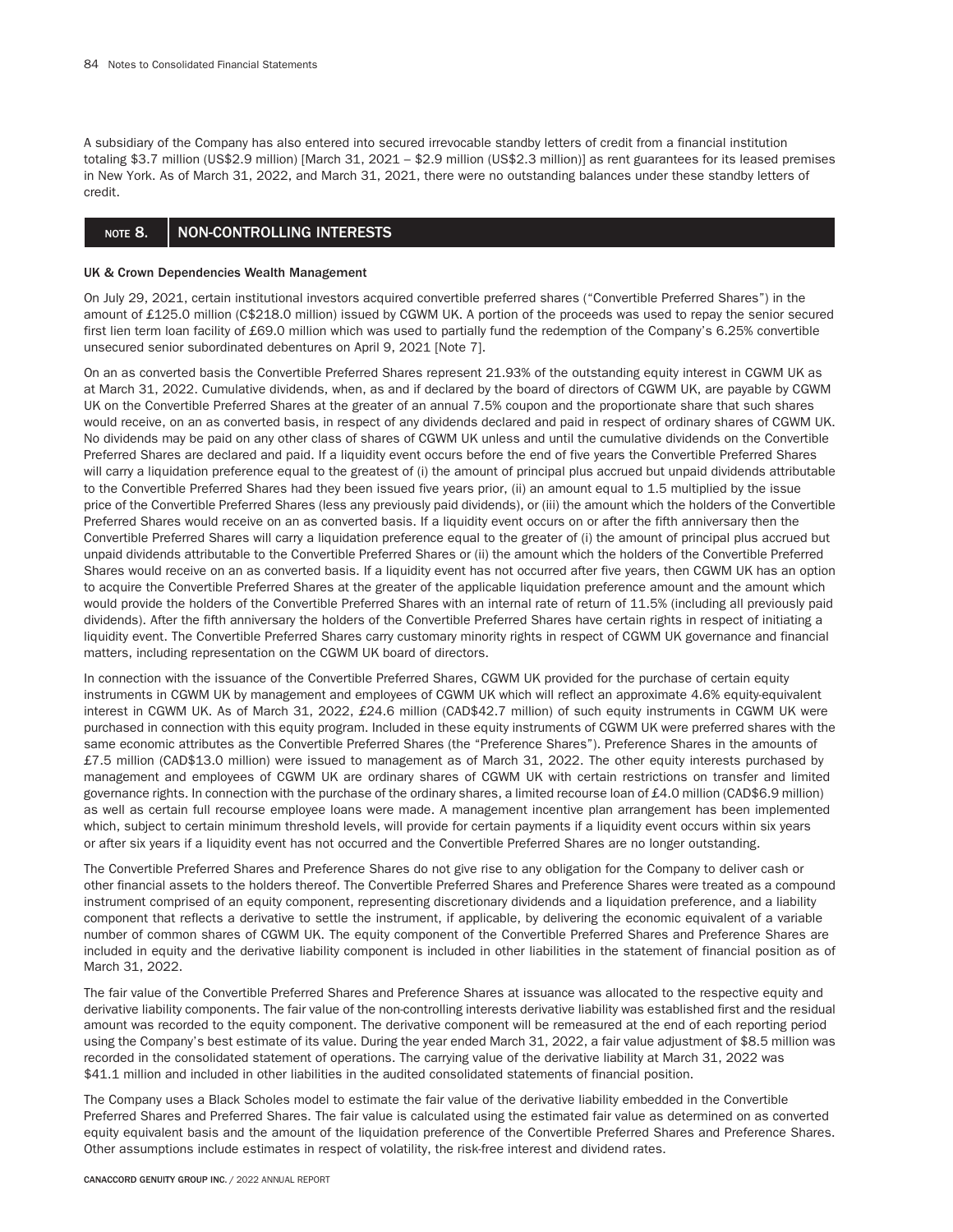A subsidiary of the Company has also entered into secured irrevocable standby letters of credit from a financial institution totaling $3.7 million (US$2.9 million) [March 31, 2021 – $2.9 million (US$2.3 million)] as rent guarantees for its leased premises in New York. As of March 31, 2022, and March 31, 2021, there were no outstanding balances under these standby letters of credit.

## NOTE 8. NON-CONTROLLING INTERESTS

**UK & Crown Dependencies Wealth Management**

On July 29, 2021, certain institutional investors acquired convertible preferred shares ("Convertible Preferred Shares") in the amount of £125.0 million (C$218.0 million) issued by CGWM UK. A portion of the proceeds was used to repay the senior secured first lien term loan facility of £69.0 million which was used to partially fund the redemption of the Company's 6.25% convertible unsecured senior subordinated debentures on April 9, 2021 [Note 7].

On an as converted basis the Convertible Preferred Shares represent 21.93% of the outstanding equity interest in CGWM UK as at March 31, 2022. Cumulative dividends, when, as and if declared by the board of directors of CGWM UK, are payable by CGWM UK on the Convertible Preferred Shares at the greater of an annual 7.5% coupon and the proportionate share that such shares would receive, on an as converted basis, in respect of any dividends declared and paid in respect of ordinary shares of CGWM UK. No dividends may be paid on any other class of shares of CGWM UK unless and until the cumulative dividends on the Convertible Preferred Shares are declared and paid. If a liquidity event occurs before the end of five years the Convertible Preferred Shares will carry a liquidation preference equal to the greatest of (i) the amount of principal plus accrued but unpaid dividends attributable to the Convertible Preferred Shares had they been issued five years prior, (ii) an amount equal to 1.5 multiplied by the issue price of the Convertible Preferred Shares (less any previously paid dividends), or (iii) the amount which the holders of the Convertible Preferred Shares would receive on an as converted basis. If a liquidity event occurs on or after the fifth anniversary then the Convertible Preferred Shares will carry a liquidation preference equal to the greater of (i) the amount of principal plus accrued but unpaid dividends attributable to the Convertible Preferred Shares or (ii) the amount which the holders of the Convertible Preferred Shares would receive on an as converted basis. If a liquidity event has not occurred after five years, then CGWM UK has an option to acquire the Convertible Preferred Shares at the greater of the applicable liquidation preference amount and the amount which would provide the holders of the Convertible Preferred Shares with an internal rate of return of 11.5% (including all previously paid dividends). After the fifth anniversary the holders of the Convertible Preferred Shares have certain rights in respect of initiating a liquidity event. The Convertible Preferred Shares carry customary minority rights in respect of CGWM UK governance and financial matters, including representation on the CGWM UK board of directors.

In connection with the issuance of the Convertible Preferred Shares, CGWM UK provided for the purchase of certain equity instruments in CGWM UK by management and employees of CGWM UK which will reflect an approximate 4.6% equity-equivalent interest in CGWM UK. As of March 31, 2022, £24.6 million (CAD$42.7 million) of such equity instruments in CGWM UK were purchased in connection with this equity program. Included in these equity instruments of CGWM UK were preferred shares with the same economic attributes as the Convertible Preferred Shares (the "Preference Shares"). Preference Shares in the amounts of £7.5 million (CAD$13.0 million) were issued to management as of March 31, 2022. The other equity interests purchased by management and employees of CGWM UK are ordinary shares of CGWM UK with certain restrictions on transfer and limited governance rights. In connection with the purchase of the ordinary shares, a limited recourse loan of £4.0 million (CAD$6.9 million) as well as certain full recourse employee loans were made. A management incentive plan arrangement has been implemented which, subject to certain minimum threshold levels, will provide for certain payments if a liquidity event occurs within six years or after six years if a liquidity event has not occurred and the Convertible Preferred Shares are no longer outstanding.

The Convertible Preferred Shares and Preference Shares do not give rise to any obligation for the Company to deliver cash or other financial assets to the holders thereof. The Convertible Preferred Shares and Preference Shares were treated as a compound instrument comprised of an equity component, representing discretionary dividends and a liquidation preference, and a liability component that reflects a derivative to settle the instrument, if applicable, by delivering the economic equivalent of a variable number of common shares of CGWM UK. The equity component of the Convertible Preferred Shares and Preference Shares are included in equity and the derivative liability component is included in other liabilities in the statement of financial position as of March 31, 2022.

The fair value of the Convertible Preferred Shares and Preference Shares at issuance was allocated to the respective equity and derivative liability components. The fair value of the non-controlling interests derivative liability was established first and the residual amount was recorded to the equity component. The derivative component will be remeasured at the end of each reporting period using the Company's best estimate of its value. During the year ended March 31, 2022, a fair value adjustment of $8.5 million was recorded in the consolidated statement of operations. The carrying value of the derivative liability at March 31, 2022 was $41.1 million and included in other liabilities in the audited consolidated statements of financial position.

The Company uses a Black Scholes model to estimate the fair value of the derivative liability embedded in the Convertible Preferred Shares and Preferred Shares. The fair value is calculated using the estimated fair value as determined on as converted equity equivalent basis and the amount of the liquidation preference of the Convertible Preferred Shares and Preference Shares. Other assumptions include estimates in respect of volatility, the risk-free interest and dividend rates.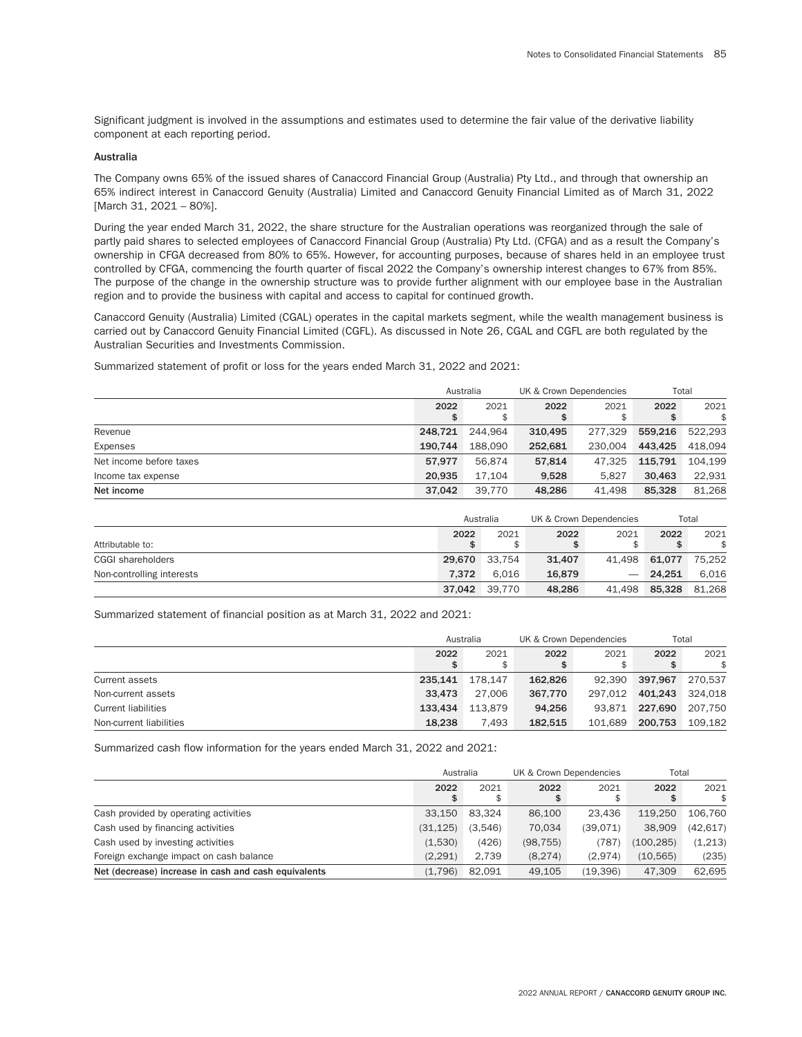Significant judgment is involved in the assumptions and estimates used to determine the fair value of the derivative liability component at each reporting period.

**Australia**

The Company owns 65% of the issued shares of Canaccord Financial Group (Australia) Pty Ltd., and through that ownership an 65% indirect interest in Canaccord Genuity (Australia) Limited and Canaccord Genuity Financial Limited as of March 31, 2022 [March 31, 2021 – 80%].

During the year ended March 31, 2022, the share structure for the Australian operations was reorganized through the sale of partly paid shares to selected employees of Canaccord Financial Group (Australia) Pty Ltd. (CFGA) and as a result the Company's ownership in CFGA decreased from 80% to 65%. However, for accounting purposes, because of shares held in an employee trust controlled by CFGA, commencing the fourth quarter of fiscal 2022 the Company's ownership interest changes to 67% from 85%. The purpose of the change in the ownership structure was to provide further alignment with our employee base in the Australian region and to provide the business with capital and access to capital for continued growth.

Canaccord Genuity (Australia) Limited (CGAL) operates in the capital markets segment, while the wealth management business is carried out by Canaccord Genuity Financial Limited (CGFL). As discussed in Note 26, CGAL and CGFL are both regulated by the Australian Securities and Investments Commission.

Summarized statement of profit or loss for the years ended March 31, 2022 and 2021:

| | Australia | | UK & Crown Dependencies | | Total | |
|---|---|---|---|---|---|---|
| | **2022 $** | 2021 $ | **2022 $** | 2021 $ | **2022 $** | 2021 $ |
| Revenue | **248,721** | 244,964 | **310,495** | 277,329 | **559,216** | 522,293 |
| Expenses | **190,744** | 188,090 | **252,681** | 230,004 | **443,425** | 418,094 |
| Net income before taxes | **57,977** | 56,874 | **57,814** | 47,325 | **115,791** | 104,199 |
| Income tax expense | **20,935** | 17,104 | **9,528** | 5,827 | **30,463** | 22,931 |
| **Net income** | **37,042** | 39,770 | **48,286** | 41,498 | **85,328** | 81,268 |

| Attributable to: | Australia | | UK & Crown Dependencies | | Total | |
|---|---|---|---|---|---|---|
| | **2022 $** | 2021 $ | **2022 $** | 2021 $ | **2022 $** | 2021 $ |
| CGGI shareholders | **29,670** | 33,754 | **31,407** | 41,498 | **61,077** | 75,252 |
| Non-controlling interests | **7,372** | 6,016 | **16,879** | — | **24,251** | 6,016 |
| | **37,042** | 39,770 | **48,286** | 41,498 | **85,328** | 81,268 |

Summarized statement of financial position as at March 31, 2022 and 2021:

| | Australia | | UK & Crown Dependencies | | Total | |
|---|---|---|---|---|---|---|
| | **2022 $** | 2021 $ | **2022 $** | 2021 $ | **2022 $** | 2021 $ |
| Current assets | **235,141** | 178,147 | **162,826** | 92,390 | **397,967** | 270,537 |
| Non-current assets | **33,473** | 27,006 | **367,770** | 297,012 | **401,243** | 324,018 |
| Current liabilities | **133,434** | 113,879 | **94,256** | 93,871 | **227,690** | 207,750 |
| Non-current liabilities | **18,238** | 7,493 | **182,515** | 101,689 | **200,753** | 109,182 |

Summarized cash flow information for the years ended March 31, 2022 and 2021:

| | Australia | | UK & Crown Dependencies | | Total | |
|---|---|---|---|---|---|---|
| | **2022 $** | 2021 $ | **2022 $** | 2021 $ | **2022 $** | 2021 $ |
| Cash provided by operating activities | 33,150 | 83,324 | 86,100 | 23,436 | 119,250 | 106,760 |
| Cash used by financing activities | (31,125) | (3,546) | 70,034 | (39,071) | 38,909 | (42,617) |
| Cash used by investing activities | (1,530) | (426) | (98,755) | (787) | (100,285) | (1,213) |
| Foreign exchange impact on cash balance | (2,291) | 2,739 | (8,274) | (2,974) | (10,565) | (235) |
| **Net (decrease) increase in cash and cash equivalents** | (1,796) | 82,091 | 49,105 | (19,396) | 47,309 | 62,695 |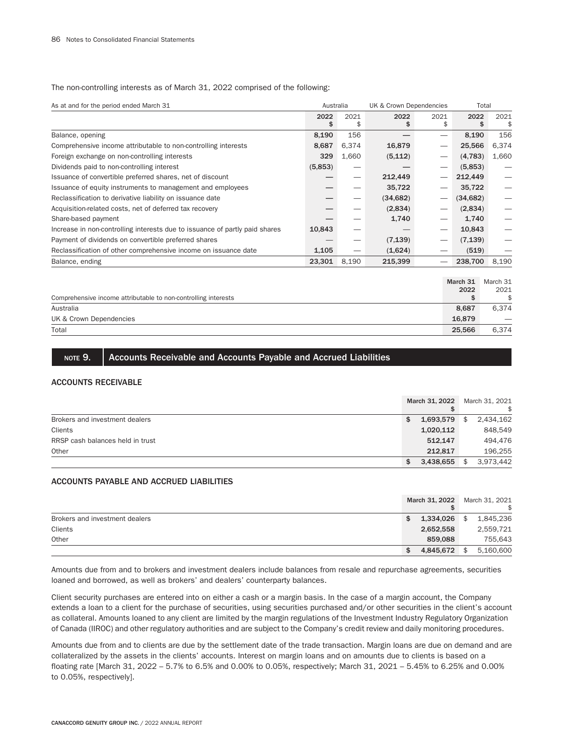The non-controlling interests as of March 31, 2022 comprised of the following:

| As at and for the period ended March 31 | Australia | | UK & Crown Dependencies | | Total | |
|---|---|---|---|---|---|---|
| | 2022 $ | 2021 $ | 2022 $ | 2021 $ | 2022 $ | 2021 $ |
| Balance, opening | 8,190 | 156 | — | — | 8,190 | 156 |
| Comprehensive income attributable to non-controlling interests | 8,687 | 6,374 | 16,879 | — | 25,566 | 6,374 |
| Foreign exchange on non-controlling interests | 329 | 1,660 | (5,112) | — | (4,783) | 1,660 |
| Dividends paid to non-controlling interest | (5,853) | — | — | — | (5,853) | — |
| Issuance of convertible preferred shares, net of discount | — | — | 212,449 | — | 212,449 | — |
| Issuance of equity instruments to management and employees | — | — | 35,722 | — | 35,722 | — |
| Reclassification to derivative liability on issuance date | — | — | (34,682) | — | (34,682) | — |
| Acquisition-related costs, net of deferred tax recovery | — | — | (2,834) | — | (2,834) | — |
| Share-based payment | — | — | 1,740 | — | 1,740 | — |
| Increase in non-controlling interests due to issuance of partly paid shares | 10,843 | — | — | — | 10,843 | — |
| Payment of dividends on convertible preferred shares | — | — | (7,139) | — | (7,139) | — |
| Reclassification of other comprehensive income on issuance date | 1,105 | — | (1,624) | — | (519) | — |
| Balance, ending | 23,301 | 8,190 | 215,399 | — | 238,700 | 8,190 |

| Comprehensive income attributable to non-controlling interests | March 31 2022 $ | March 31 2021 $ |
|---|---|---|
| Australia | 8,687 | 6,374 |
| UK & Crown Dependencies | 16,879 | — |
| Total | 25,566 | 6,374 |

## NOTE 9. Accounts Receivable and Accounts Payable and Accrued Liabilities

### ACCOUNTS RECEIVABLE

| | March 31, 2022 $ | March 31, 2021 $ |
|---|---|---|
| Brokers and investment dealers | $ 1,693,579 | $ 2,434,162 |
| Clients | 1,020,112 | 848,549 |
| RRSP cash balances held in trust | 512,147 | 494,476 |
| Other | 212,817 | 196,255 |
| | $ 3,438,655 | $ 3,973,442 |

### ACCOUNTS PAYABLE AND ACCRUED LIABILITIES

| | March 31, 2022 $ | March 31, 2021 $ |
|---|---|---|
| Brokers and investment dealers | $ 1,334,026 | $ 1,845,236 |
| Clients | 2,652,558 | 2,559,721 |
| Other | 859,088 | 755,643 |
| | $ 4,845,672 | $ 5,160,600 |

Amounts due from and to brokers and investment dealers include balances from resale and repurchase agreements, securities loaned and borrowed, as well as brokers' and dealers' counterparty balances.

Client security purchases are entered into on either a cash or a margin basis. In the case of a margin account, the Company extends a loan to a client for the purchase of securities, using securities purchased and/or other securities in the client's account as collateral. Amounts loaned to any client are limited by the margin regulations of the Investment Industry Regulatory Organization of Canada (IIROC) and other regulatory authorities and are subject to the Company's credit review and daily monitoring procedures.

Amounts due from and to clients are due by the settlement date of the trade transaction. Margin loans are due on demand and are collateralized by the assets in the clients' accounts. Interest on margin loans and on amounts due to clients is based on a floating rate [March 31, 2022 – 5.7% to 6.5% and 0.00% to 0.05%, respectively; March 31, 2021 – 5.45% to 6.25% and 0.00% to 0.05%, respectively].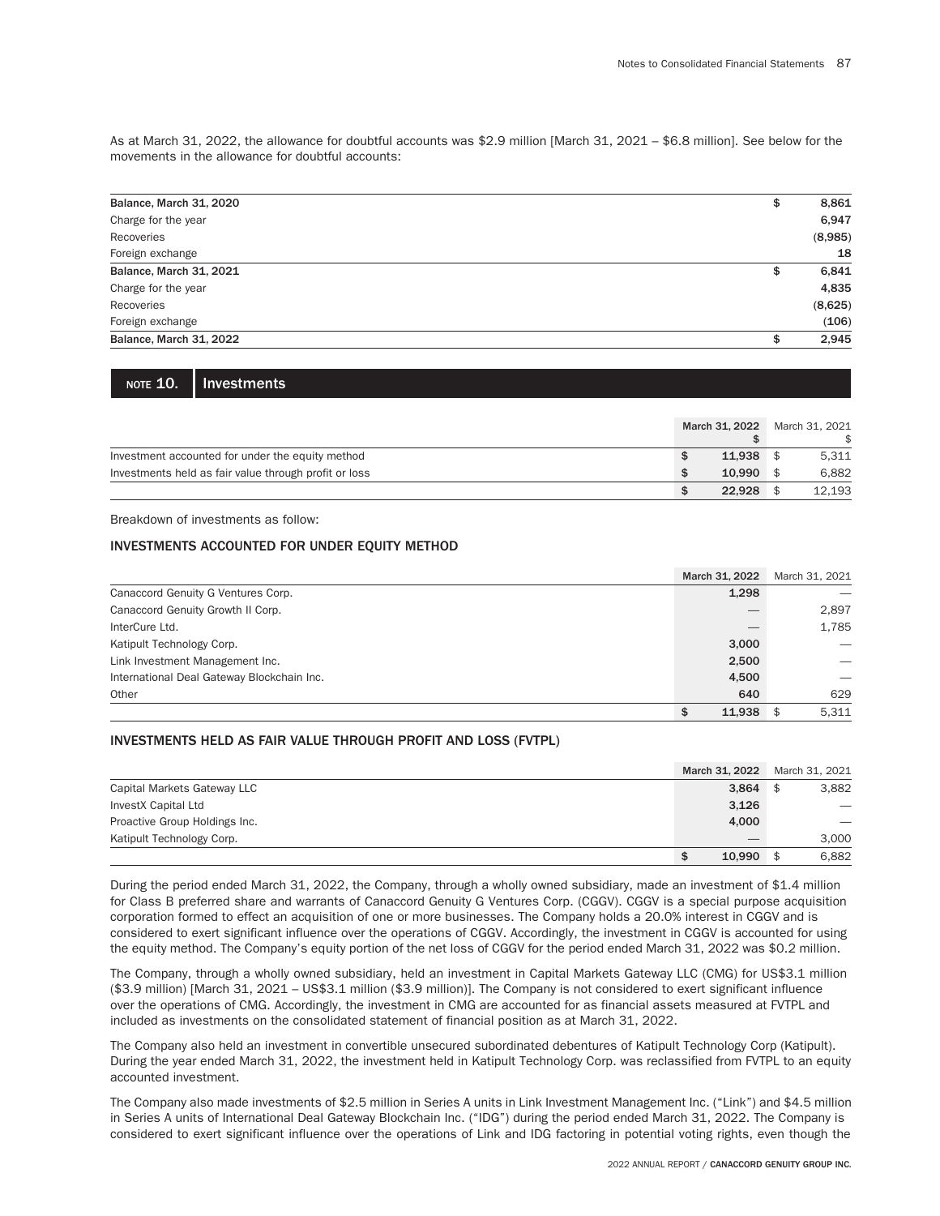As at March 31, 2022, the allowance for doubtful accounts was $2.9 million [March 31, 2021 – $6.8 million]. See below for the movements in the allowance for doubtful accounts:

| | |
|---|---|
| **Balance, March 31, 2020** | $ 8,861 |
| Charge for the year | 6,947 |
| Recoveries | (8,985) |
| Foreign exchange | 18 |
| **Balance, March 31, 2021** | $ 6,841 |
| Charge for the year | 4,835 |
| Recoveries | (8,625) |
| Foreign exchange | (106) |
| **Balance, March 31, 2022** | $ 2,945 |

## NOTE 10. Investments

| | March 31, 2022 $ | March 31, 2021 $ |
|---|---|---|
| Investment accounted for under the equity method | $ 11,938 | $ 5,311 |
| Investments held as fair value through profit or loss | $ 10,990 | $ 6,882 |
| | $ 22,928 | $ 12,193 |

Breakdown of investments as follow:

### INVESTMENTS ACCOUNTED FOR UNDER EQUITY METHOD

| | March 31, 2022 | March 31, 2021 |
|---|---|---|
| Canaccord Genuity G Ventures Corp. | 1,298 | — |
| Canaccord Genuity Growth II Corp. | — | 2,897 |
| InterCure Ltd. | — | 1,785 |
| Katipult Technology Corp. | 3,000 | — |
| Link Investment Management Inc. | 2,500 | — |
| International Deal Gateway Blockchain Inc. | 4,500 | — |
| Other | 640 | 629 |
| | $ 11,938 | $ 5,311 |

### INVESTMENTS HELD AS FAIR VALUE THROUGH PROFIT AND LOSS (FVTPL)

| | March 31, 2022 | March 31, 2021 |
|---|---|---|
| Capital Markets Gateway LLC | 3,864 | $ 3,882 |
| InvestX Capital Ltd | 3,126 | — |
| Proactive Group Holdings Inc. | 4,000 | — |
| Katipult Technology Corp. | — | 3,000 |
| | $ 10,990 | $ 6,882 |

During the period ended March 31, 2022, the Company, through a wholly owned subsidiary, made an investment of $1.4 million for Class B preferred share and warrants of Canaccord Genuity G Ventures Corp. (CGGV). CGGV is a special purpose acquisition corporation formed to effect an acquisition of one or more businesses. The Company holds a 20.0% interest in CGGV and is considered to exert significant influence over the operations of CGGV. Accordingly, the investment in CGGV is accounted for using the equity method. The Company's equity portion of the net loss of CGGV for the period ended March 31, 2022 was $0.2 million.

The Company, through a wholly owned subsidiary, held an investment in Capital Markets Gateway LLC (CMG) for US$3.1 million ($3.9 million) [March 31, 2021 – US$3.1 million ($3.9 million)]. The Company is not considered to exert significant influence over the operations of CMG. Accordingly, the investment in CMG are accounted for as financial assets measured at FVTPL and included as investments on the consolidated statement of financial position as at March 31, 2022.

The Company also held an investment in convertible unsecured subordinated debentures of Katipult Technology Corp (Katipult). During the year ended March 31, 2022, the investment held in Katipult Technology Corp. was reclassified from FVTPL to an equity accounted investment.

The Company also made investments of $2.5 million in Series A units in Link Investment Management Inc. ("Link") and $4.5 million in Series A units of International Deal Gateway Blockchain Inc. ("IDG") during the period ended March 31, 2022. The Company is considered to exert significant influence over the operations of Link and IDG factoring in potential voting rights, even though the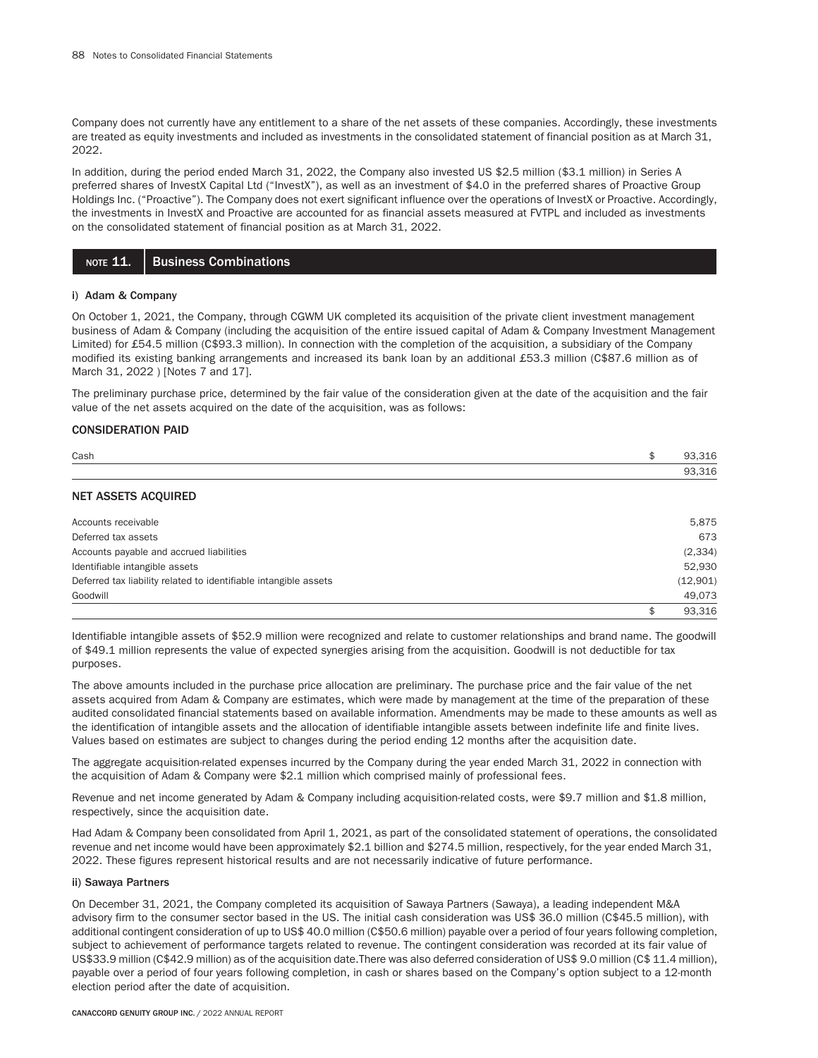Company does not currently have any entitlement to a share of the net assets of these companies. Accordingly, these investments are treated as equity investments and included as investments in the consolidated statement of financial position as at March 31, 2022.

In addition, during the period ended March 31, 2022, the Company also invested US $2.5 million ($3.1 million) in Series A preferred shares of InvestX Capital Ltd ("InvestX"), as well as an investment of $4.0 in the preferred shares of Proactive Group Holdings Inc. ("Proactive"). The Company does not exert significant influence over the operations of InvestX or Proactive. Accordingly, the investments in InvestX and Proactive are accounted for as financial assets measured at FVTPL and included as investments on the consolidated statement of financial position as at March 31, 2022.

## NOTE 11. Business Combinations

### i) Adam & Company

On October 1, 2021, the Company, through CGWM UK completed its acquisition of the private client investment management business of Adam & Company (including the acquisition of the entire issued capital of Adam & Company Investment Management Limited) for £54.5 million (C$93.3 million). In connection with the completion of the acquisition, a subsidiary of the Company modified its existing banking arrangements and increased its bank loan by an additional £53.3 million (C$87.6 million as of March 31, 2022 ) [Notes 7 and 17].

The preliminary purchase price, determined by the fair value of the consideration given at the date of the acquisition and the fair value of the net assets acquired on the date of the acquisition, was as follows:

#### CONSIDERATION PAID

| | | |
|---|---|---|
| Cash | $ | 93,316 |
| | | 93,316 |

#### NET ASSETS ACQUIRED

| | | |
|---|---|---|
| Accounts receivable | | 5,875 |
| Deferred tax assets | | 673 |
| Accounts payable and accrued liabilities | | (2,334) |
| Identifiable intangible assets | | 52,930 |
| Deferred tax liability related to identifiable intangible assets | | (12,901) |
| Goodwill | | 49,073 |
| | $ | 93,316 |

Identifiable intangible assets of $52.9 million were recognized and relate to customer relationships and brand name. The goodwill of $49.1 million represents the value of expected synergies arising from the acquisition. Goodwill is not deductible for tax purposes.

The above amounts included in the purchase price allocation are preliminary. The purchase price and the fair value of the net assets acquired from Adam & Company are estimates, which were made by management at the time of the preparation of these audited consolidated financial statements based on available information. Amendments may be made to these amounts as well as the identification of intangible assets and the allocation of identifiable intangible assets between indefinite life and finite lives. Values based on estimates are subject to changes during the period ending 12 months after the acquisition date.

The aggregate acquisition-related expenses incurred by the Company during the year ended March 31, 2022 in connection with the acquisition of Adam & Company were $2.1 million which comprised mainly of professional fees.

Revenue and net income generated by Adam & Company including acquisition-related costs, were $9.7 million and $1.8 million, respectively, since the acquisition date.

Had Adam & Company been consolidated from April 1, 2021, as part of the consolidated statement of operations, the consolidated revenue and net income would have been approximately $2.1 billion and $274.5 million, respectively, for the year ended March 31, 2022. These figures represent historical results and are not necessarily indicative of future performance.

### ii) Sawaya Partners

On December 31, 2021, the Company completed its acquisition of Sawaya Partners (Sawaya), a leading independent M&A advisory firm to the consumer sector based in the US. The initial cash consideration was US$ 36.0 million (C$45.5 million), with additional contingent consideration of up to US$ 40.0 million (C$50.6 million) payable over a period of four years following completion, subject to achievement of performance targets related to revenue. The contingent consideration was recorded at its fair value of US$33.9 million (C$42.9 million) as of the acquisition date.There was also deferred consideration of US$ 9.0 million (C$ 11.4 million), payable over a period of four years following completion, in cash or shares based on the Company's option subject to a 12-month election period after the date of acquisition.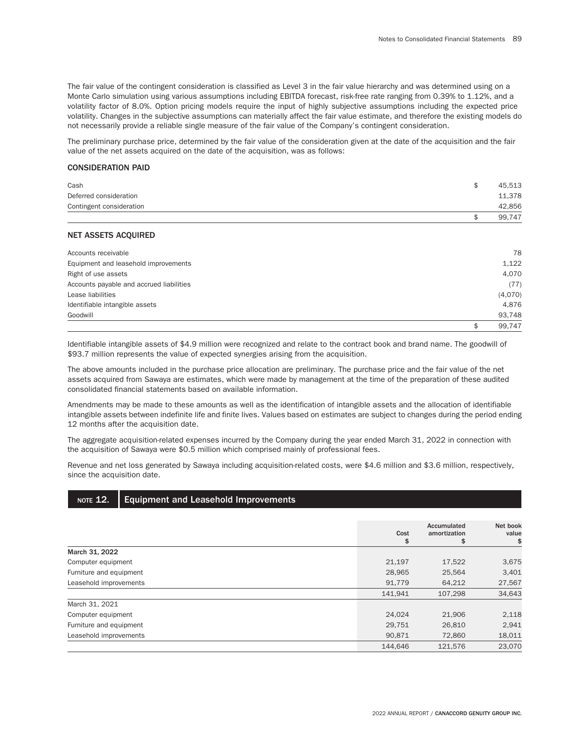The fair value of the contingent consideration is classified as Level 3 in the fair value hierarchy and was determined using on a Monte Carlo simulation using various assumptions including EBITDA forecast, risk-free rate ranging from 0.39% to 1.12%, and a volatility factor of 8.0%. Option pricing models require the input of highly subjective assumptions including the expected price volatility. Changes in the subjective assumptions can materially affect the fair value estimate, and therefore the existing models do not necessarily provide a reliable single measure of the fair value of the Company's contingent consideration.

The preliminary purchase price, determined by the fair value of the consideration given at the date of the acquisition and the fair value of the net assets acquired on the date of the acquisition, was as follows:

### CONSIDERATION PAID

| | |
|---|---|
| Cash | $ 45,513 |
| Deferred consideration | 11,378 |
| Contingent consideration | 42,856 |
| | $ 99,747 |

### NET ASSETS ACQUIRED

| | |
|---|---|
| Accounts receivable | 78 |
| Equipment and leasehold improvements | 1,122 |
| Right of use assets | 4,070 |
| Accounts payable and accrued liabilities | (77) |
| Lease liabilities | (4,070) |
| Identifiable intangible assets | 4,876 |
| Goodwill | 93,748 |
| | $ 99,747 |

Identifiable intangible assets of $4.9 million were recognized and relate to the contract book and brand name. The goodwill of $93.7 million represents the value of expected synergies arising from the acquisition.

The above amounts included in the purchase price allocation are preliminary. The purchase price and the fair value of the net assets acquired from Sawaya are estimates, which were made by management at the time of the preparation of these audited consolidated financial statements based on available information.

Amendments may be made to these amounts as well as the identification of intangible assets and the allocation of identifiable intangible assets between indefinite life and finite lives. Values based on estimates are subject to changes during the period ending 12 months after the acquisition date.

The aggregate acquisition-related expenses incurred by the Company during the year ended March 31, 2022 in connection with the acquisition of Sawaya were $0.5 million which comprised mainly of professional fees.

Revenue and net loss generated by Sawaya including acquisition-related costs, were $4.6 million and $3.6 million, respectively, since the acquisition date.

## NOTE 12. Equipment and Leasehold Improvements

| | Cost $ | Accumulated amortization $ | Net book value $ |
|---|---|---|---|
| **March 31, 2022** | | | |
| Computer equipment | 21,197 | 17,522 | 3,675 |
| Furniture and equipment | 28,965 | 25,564 | 3,401 |
| Leasehold improvements | 91,779 | 64,212 | 27,567 |
| | 141,941 | 107,298 | 34,643 |
| March 31, 2021 | | | |
| Computer equipment | 24,024 | 21,906 | 2,118 |
| Furniture and equipment | 29,751 | 26,810 | 2,941 |
| Leasehold improvements | 90,871 | 72,860 | 18,011 |
| | 144,646 | 121,576 | 23,070 |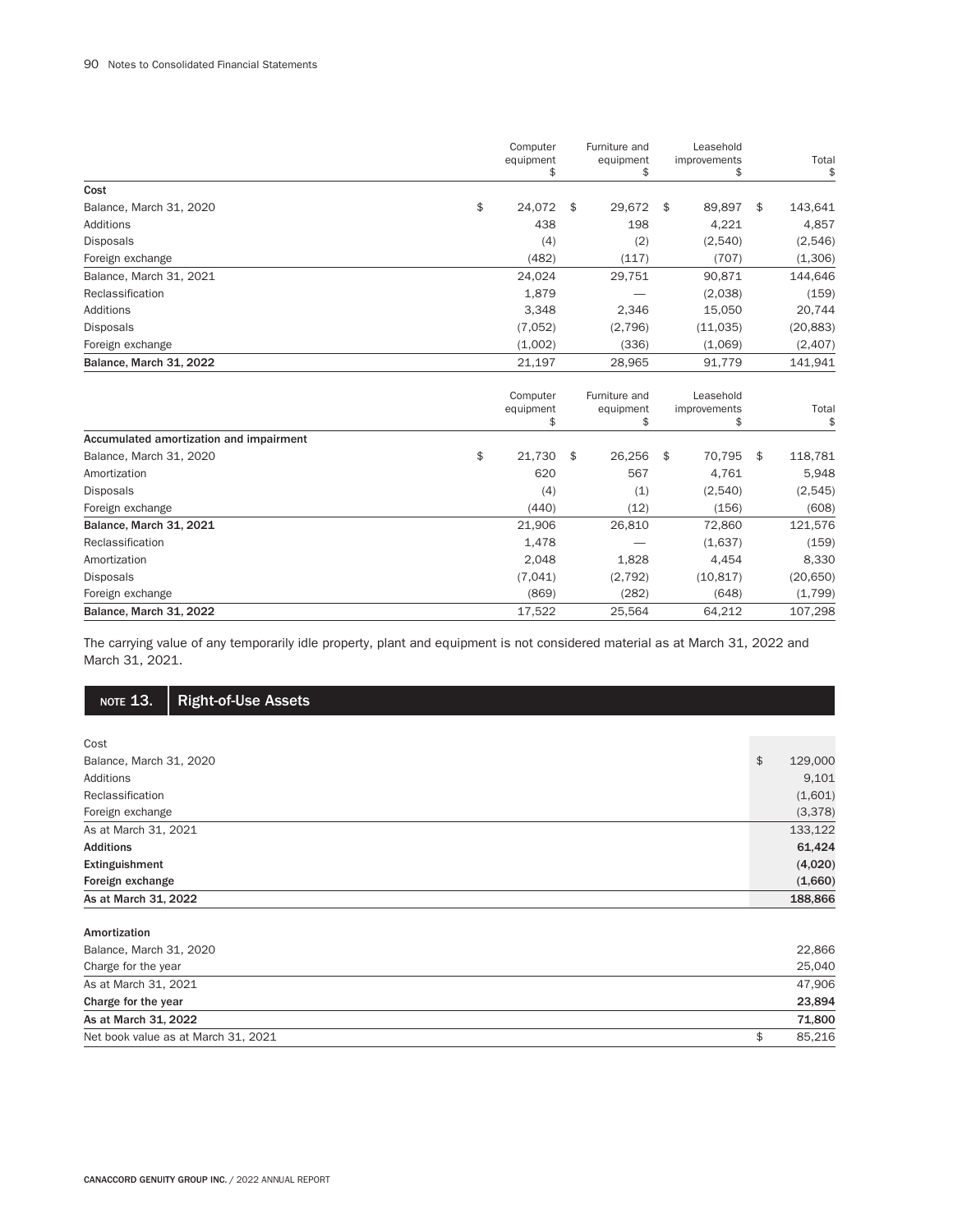| | Computer equipment $ | Furniture and equipment $ | Leasehold improvements $ | Total $ |
|---|---|---|---|---|
| **Cost** | | | | |
| Balance, March 31, 2020 | $ 24,072 | $ 29,672 | $ 89,897 | $ 143,641 |
| Additions | 438 | 198 | 4,221 | 4,857 |
| Disposals | (4) | (2) | (2,540) | (2,546) |
| Foreign exchange | (482) | (117) | (707) | (1,306) |
| Balance, March 31, 2021 | 24,024 | 29,751 | 90,871 | 144,646 |
| Reclassification | 1,879 | — | (2,038) | (159) |
| Additions | 3,348 | 2,346 | 15,050 | 20,744 |
| Disposals | (7,052) | (2,796) | (11,035) | (20,883) |
| Foreign exchange | (1,002) | (336) | (1,069) | (2,407) |
| **Balance, March 31, 2022** | 21,197 | 28,965 | 91,779 | 141,941 |

| | Computer equipment $ | Furniture and equipment $ | Leasehold improvements $ | Total $ |
|---|---|---|---|---|
| **Accumulated amortization and impairment** | | | | |
| Balance, March 31, 2020 | $ 21,730 | $ 26,256 | $ 70,795 | $ 118,781 |
| Amortization | 620 | 567 | 4,761 | 5,948 |
| Disposals | (4) | (1) | (2,540) | (2,545) |
| Foreign exchange | (440) | (12) | (156) | (608) |
| **Balance, March 31, 2021** | 21,906 | 26,810 | 72,860 | 121,576 |
| Reclassification | 1,478 | — | (1,637) | (159) |
| Amortization | 2,048 | 1,828 | 4,454 | 8,330 |
| Disposals | (7,041) | (2,792) | (10,817) | (20,650) |
| Foreign exchange | (869) | (282) | (648) | (1,799) |
| **Balance, March 31, 2022** | 17,522 | 25,564 | 64,212 | 107,298 |

The carrying value of any temporarily idle property, plant and equipment is not considered material as at March 31, 2022 and March 31, 2021.

## NOTE 13. Right-of-Use Assets

| | |
|---|---|
| Cost | |
| Balance, March 31, 2020 | $ 129,000 |
| Additions | 9,101 |
| Reclassification | (1,601) |
| Foreign exchange | (3,378) |
| As at March 31, 2021 | 133,122 |
| **Additions** | **61,424** |
| **Extinguishment** | **(4,020)** |
| **Foreign exchange** | **(1,660)** |
| **As at March 31, 2022** | **188,866** |
| | |
| **Amortization** | |
| Balance, March 31, 2020 | 22,866 |
| Charge for the year | 25,040 |
| As at March 31, 2021 | 47,906 |
| **Charge for the year** | **23,894** |
| **As at March 31, 2022** | **71,800** |
| Net book value as at March 31, 2021 | $ 85,216 |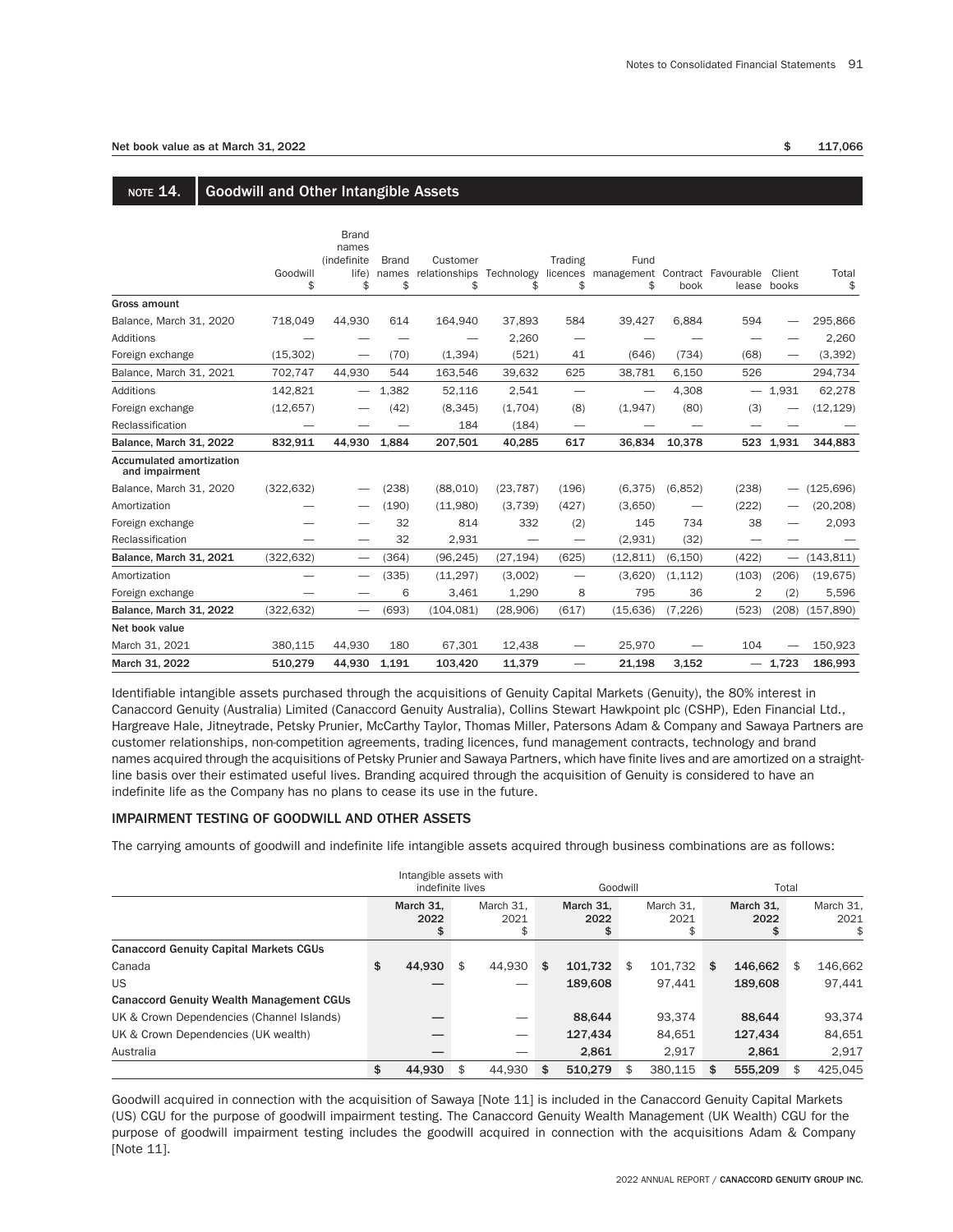Net book value as at March 31, 2022 $ 117,066

## NOTE 14. Goodwill and Other Intangible Assets

| | Goodwill $ | Brand names (indefinite life) $ | Brand names $ | Customer relationships $ | Technology $ | Trading licences $ | Fund management $ | Contract book | Favourable lease | Client books | Total $ |
|---|---|---|---|---|---|---|---|---|---|---|---|
| **Gross amount** | | | | | | | | | | | |
| Balance, March 31, 2020 | 718,049 | 44,930 | 614 | 164,940 | 37,893 | 584 | 39,427 | 6,884 | 594 | — | 295,866 |
| Additions | — | — | — | — | 2,260 | — | — | — | — | — | 2,260 |
| Foreign exchange | (15,302) | — | (70) | (1,394) | (521) | 41 | (646) | (734) | (68) | — | (3,392) |
| Balance, March 31, 2021 | 702,747 | 44,930 | 544 | 163,546 | 39,632 | 625 | 38,781 | 6,150 | 526 | | 294,734 |
| Additions | 142,821 | — | 1,382 | 52,116 | 2,541 | — | — | 4,308 | — | 1,931 | 62,278 |
| Foreign exchange | (12,657) | — | (42) | (8,345) | (1,704) | (8) | (1,947) | (80) | (3) | — | (12,129) |
| Reclassification | — | — | — | 184 | (184) | — | — | — | — | — | — |
| **Balance, March 31, 2022** | **832,911** | **44,930** | **1,884** | **207,501** | **40,285** | **617** | **36,834** | **10,378** | **523** | **1,931** | **344,883** |
| **Accumulated amortization and impairment** | | | | | | | | | | | |
| Balance, March 31, 2020 | (322,632) | — | (238) | (88,010) | (23,787) | (196) | (6,375) | (6,852) | (238) | — | (125,696) |
| Amortization | — | — | (190) | (11,980) | (3,739) | (427) | (3,650) | — | (222) | — | (20,208) |
| Foreign exchange | — | — | 32 | 814 | 332 | (2) | 145 | 734 | 38 | — | 2,093 |
| Reclassification | — | — | 32 | 2,931 | — | — | (2,931) | (32) | — | — | — |
| **Balance, March 31, 2021** | (322,632) | — | (364) | (96,245) | (27,194) | (625) | (12,811) | (6,150) | (422) | — | (143,811) |
| Amortization | — | — | (335) | (11,297) | (3,002) | — | (3,620) | (1,112) | (103) | (206) | (19,675) |
| Foreign exchange | — | — | 6 | 3,461 | 1,290 | 8 | 795 | 36 | 2 | (2) | 5,596 |
| **Balance, March 31, 2022** | (322,632) | — | (693) | (104,081) | (28,906) | (617) | (15,636) | (7,226) | (523) | (208) | (157,890) |
| **Net book value** | | | | | | | | | | | |
| March 31, 2021 | 380,115 | 44,930 | 180 | 67,301 | 12,438 | — | 25,970 | — | 104 | — | 150,923 |
| **March 31, 2022** | **510,279** | **44,930** | **1,191** | **103,420** | **11,379** | — | **21,198** | **3,152** | — | **1,723** | **186,993** |

Identifiable intangible assets purchased through the acquisitions of Genuity Capital Markets (Genuity), the 80% interest in Canaccord Genuity (Australia) Limited (Canaccord Genuity Australia), Collins Stewart Hawkpoint plc (CSHP), Eden Financial Ltd., Hargreave Hale, Jitneytrade, Petsky Prunier, McCarthy Taylor, Thomas Miller, Patersons Adam & Company and Sawaya Partners are customer relationships, non-competition agreements, trading licences, fund management contracts, technology and brand names acquired through the acquisitions of Petsky Prunier and Sawaya Partners, which have finite lives and are amortized on a straight-line basis over their estimated useful lives. Branding acquired through the acquisition of Genuity is considered to have an indefinite life as the Company has no plans to cease its use in the future.

### IMPAIRMENT TESTING OF GOODWILL AND OTHER ASSETS

The carrying amounts of goodwill and indefinite life intangible assets acquired through business combinations are as follows:

| | Intangible assets with indefinite lives | | Goodwill | | Total | |
|---|---|---|---|---|---|---|
| | **March 31, 2022 $** | March 31, 2021 $ | **March 31, 2022 $** | March 31, 2021 $ | **March 31, 2022 $** | March 31, 2021 $ |
| **Canaccord Genuity Capital Markets CGUs** | | | | | | |
| Canada | **$ 44,930** | $ 44,930 | **$ 101,732** | $ 101,732 | **$ 146,662** | $ 146,662 |
| US | **—** | — | **189,608** | 97,441 | **189,608** | 97,441 |
| **Canaccord Genuity Wealth Management CGUs** | | | | | | |
| UK & Crown Dependencies (Channel Islands) | **—** | — | **88,644** | 93,374 | **88,644** | 93,374 |
| UK & Crown Dependencies (UK wealth) | **—** | — | **127,434** | 84,651 | **127,434** | 84,651 |
| Australia | **—** | — | **2,861** | 2,917 | **2,861** | 2,917 |
| | **$ 44,930** | $ 44,930 | **$ 510,279** | $ 380,115 | **$ 555,209** | $ 425,045 |

Goodwill acquired in connection with the acquisition of Sawaya [Note 11] is included in the Canaccord Genuity Capital Markets (US) CGU for the purpose of goodwill impairment testing. The Canaccord Genuity Wealth Management (UK Wealth) CGU for the purpose of goodwill impairment testing includes the goodwill acquired in connection with the acquisitions Adam & Company [Note 11].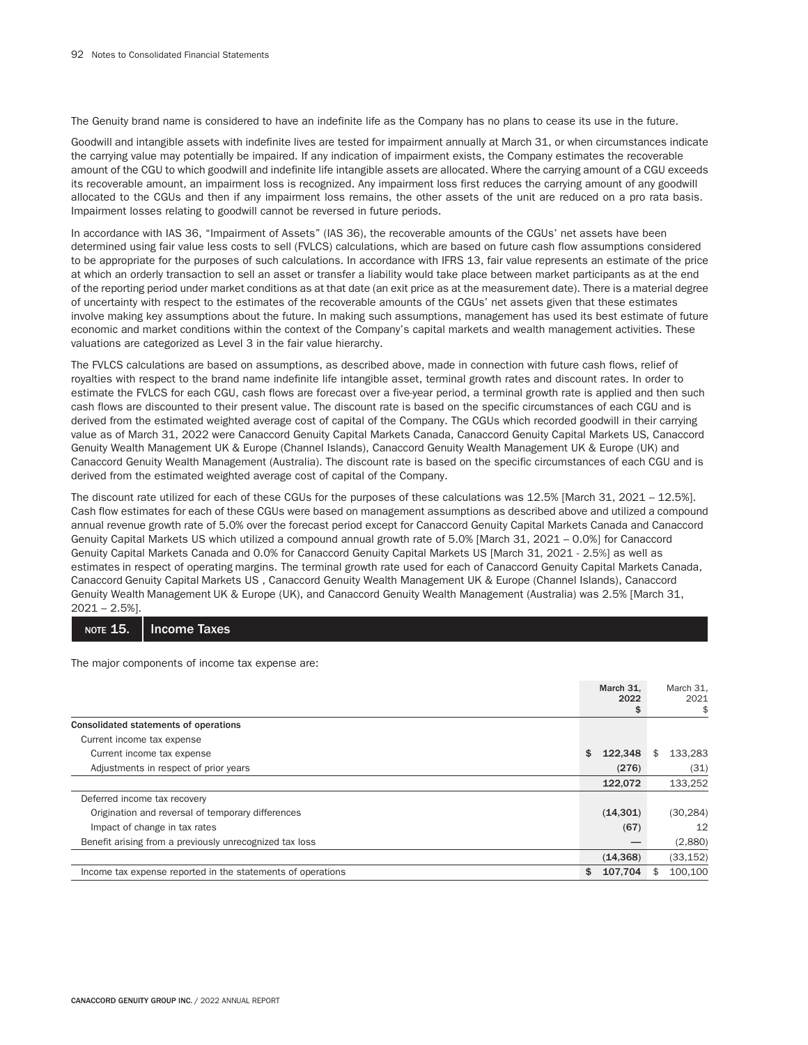The Genuity brand name is considered to have an indefinite life as the Company has no plans to cease its use in the future.

Goodwill and intangible assets with indefinite lives are tested for impairment annually at March 31, or when circumstances indicate the carrying value may potentially be impaired. If any indication of impairment exists, the Company estimates the recoverable amount of the CGU to which goodwill and indefinite life intangible assets are allocated. Where the carrying amount of a CGU exceeds its recoverable amount, an impairment loss is recognized. Any impairment loss first reduces the carrying amount of any goodwill allocated to the CGUs and then if any impairment loss remains, the other assets of the unit are reduced on a pro rata basis. Impairment losses relating to goodwill cannot be reversed in future periods.

In accordance with IAS 36, "Impairment of Assets" (IAS 36), the recoverable amounts of the CGUs' net assets have been determined using fair value less costs to sell (FVLCS) calculations, which are based on future cash flow assumptions considered to be appropriate for the purposes of such calculations. In accordance with IFRS 13, fair value represents an estimate of the price at which an orderly transaction to sell an asset or transfer a liability would take place between market participants as at the end of the reporting period under market conditions as at that date (an exit price as at the measurement date). There is a material degree of uncertainty with respect to the estimates of the recoverable amounts of the CGUs' net assets given that these estimates involve making key assumptions about the future. In making such assumptions, management has used its best estimate of future economic and market conditions within the context of the Company's capital markets and wealth management activities. These valuations are categorized as Level 3 in the fair value hierarchy.

The FVLCS calculations are based on assumptions, as described above, made in connection with future cash flows, relief of royalties with respect to the brand name indefinite life intangible asset, terminal growth rates and discount rates. In order to estimate the FVLCS for each CGU, cash flows are forecast over a five-year period, a terminal growth rate is applied and then such cash flows are discounted to their present value. The discount rate is based on the specific circumstances of each CGU and is derived from the estimated weighted average cost of capital of the Company. The CGUs which recorded goodwill in their carrying value as of March 31, 2022 were Canaccord Genuity Capital Markets Canada, Canaccord Genuity Capital Markets US, Canaccord Genuity Wealth Management UK & Europe (Channel Islands), Canaccord Genuity Wealth Management UK & Europe (UK) and Canaccord Genuity Wealth Management (Australia). The discount rate is based on the specific circumstances of each CGU and is derived from the estimated weighted average cost of capital of the Company.

The discount rate utilized for each of these CGUs for the purposes of these calculations was 12.5% [March 31, 2021 – 12.5%]. Cash flow estimates for each of these CGUs were based on management assumptions as described above and utilized a compound annual revenue growth rate of 5.0% over the forecast period except for Canaccord Genuity Capital Markets Canada and Canaccord Genuity Capital Markets US which utilized a compound annual growth rate of 5.0% [March 31, 2021 – 0.0%] for Canaccord Genuity Capital Markets Canada and 0.0% for Canaccord Genuity Capital Markets US [March 31, 2021 - 2.5%] as well as estimates in respect of operating margins. The terminal growth rate used for each of Canaccord Genuity Capital Markets Canada, Canaccord Genuity Capital Markets US , Canaccord Genuity Wealth Management UK & Europe (Channel Islands), Canaccord Genuity Wealth Management UK & Europe (UK), and Canaccord Genuity Wealth Management (Australia) was 2.5% [March 31, 2021 – 2.5%].

## NOTE 15. Income Taxes

The major components of income tax expense are:

| | March 31, 2022 $ | March 31, 2021 $ |
|---|---|---|
| **Consolidated statements of operations** | | |
| Current income tax expense | | |
| Current income tax expense | $ 122,348 | $ 133,283 |
| Adjustments in respect of prior years | (276) | (31) |
| | 122,072 | 133,252 |
| Deferred income tax recovery | | |
| Origination and reversal of temporary differences | (14,301) | (30,284) |
| Impact of change in tax rates | (67) | 12 |
| Benefit arising from a previously unrecognized tax loss | — | (2,880) |
| | (14,368) | (33,152) |
| Income tax expense reported in the statements of operations | $ 107,704 | $ 100,100 |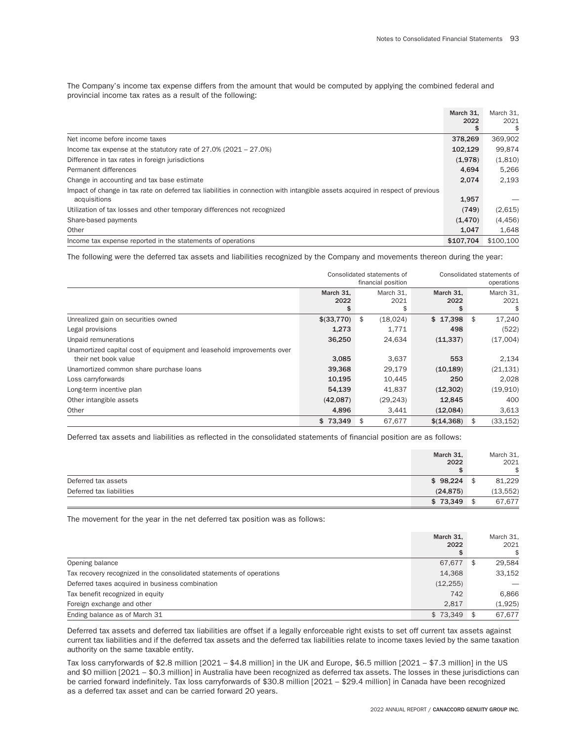The Company's income tax expense differs from the amount that would be computed by applying the combined federal and provincial income tax rates as a result of the following:

| | March 31, 2022 $ | March 31, 2021 $ |
|---|---|---|
| Net income before income taxes | 378,269 | 369,902 |
| Income tax expense at the statutory rate of 27.0% (2021 – 27.0%) | 102,129 | 99,874 |
| Difference in tax rates in foreign jurisdictions | (1,978) | (1,810) |
| Permanent differences | 4,694 | 5,266 |
| Change in accounting and tax base estimate | 2,074 | 2,193 |
| Impact of change in tax rate on deferred tax liabilities in connection with intangible assets acquired in respect of previous acquisitions | 1,957 | — |
| Utilization of tax losses and other temporary differences not recognized | (749) | (2,615) |
| Share-based payments | (1,470) | (4,456) |
| Other | 1,047 | 1,648 |
| Income tax expense reported in the statements of operations | $107,704 | $100,100 |

The following were the deferred tax assets and liabilities recognized by the Company and movements thereon during the year:

| | Consolidated statements of financial position | | Consolidated statements of operations | |
|---|---|---|---|---|
| | March 31, 2022 $ | March 31, 2021 $ | March 31, 2022 $ | March 31, 2021 $ |
| Unrealized gain on securities owned | $(33,770) | $ (18,024) | $ 17,398 | $ 17,240 |
| Legal provisions | 1,273 | 1,771 | 498 | (522) |
| Unpaid remunerations | 36,250 | 24,634 | (11,337) | (17,004) |
| Unamortized capital cost of equipment and leasehold improvements over their net book value | 3,085 | 3,637 | 553 | 2,134 |
| Unamortized common share purchase loans | 39,368 | 29,179 | (10,189) | (21,131) |
| Loss carryforwards | 10,195 | 10,445 | 250 | 2,028 |
| Long-term incentive plan | 54,139 | 41,837 | (12,302) | (19,910) |
| Other intangible assets | (42,087) | (29,243) | 12,845 | 400 |
| Other | 4,896 | 3,441 | (12,084) | 3,613 |
| | $ 73,349 | $ 67,677 | $(14,368) | $ (33,152) |

Deferred tax assets and liabilities as reflected in the consolidated statements of financial position are as follows:

| | March 31, 2022 $ | March 31, 2021 $ |
|---|---|---|
| Deferred tax assets | $ 98,224 | $ 81,229 |
| Deferred tax liabilities | (24,875) | (13,552) |
| | $ 73,349 | $ 67,677 |

The movement for the year in the net deferred tax position was as follows:

| | March 31, 2022 $ | March 31, 2021 $ |
|---|---|---|
| Opening balance | 67,677 | $ 29,584 |
| Tax recovery recognized in the consolidated statements of operations | 14,368 | 33,152 |
| Deferred taxes acquired in business combination | (12,255) | — |
| Tax benefit recognized in equity | 742 | 6,866 |
| Foreign exchange and other | 2,817 | (1,925) |
| Ending balance as of March 31 | $ 73,349 | $ 67,677 |

Deferred tax assets and deferred tax liabilities are offset if a legally enforceable right exists to set off current tax assets against current tax liabilities and if the deferred tax assets and the deferred tax liabilities relate to income taxes levied by the same taxation authority on the same taxable entity.

Tax loss carryforwards of $2.8 million [2021 – $4.8 million] in the UK and Europe, $6.5 million [2021 – $7.3 million] in the US and $0 million [2021 – $0.3 million] in Australia have been recognized as deferred tax assets. The losses in these jurisdictions can be carried forward indefinitely. Tax loss carryforwards of $30.8 million [2021 – $29.4 million] in Canada have been recognized as a deferred tax asset and can be carried forward 20 years.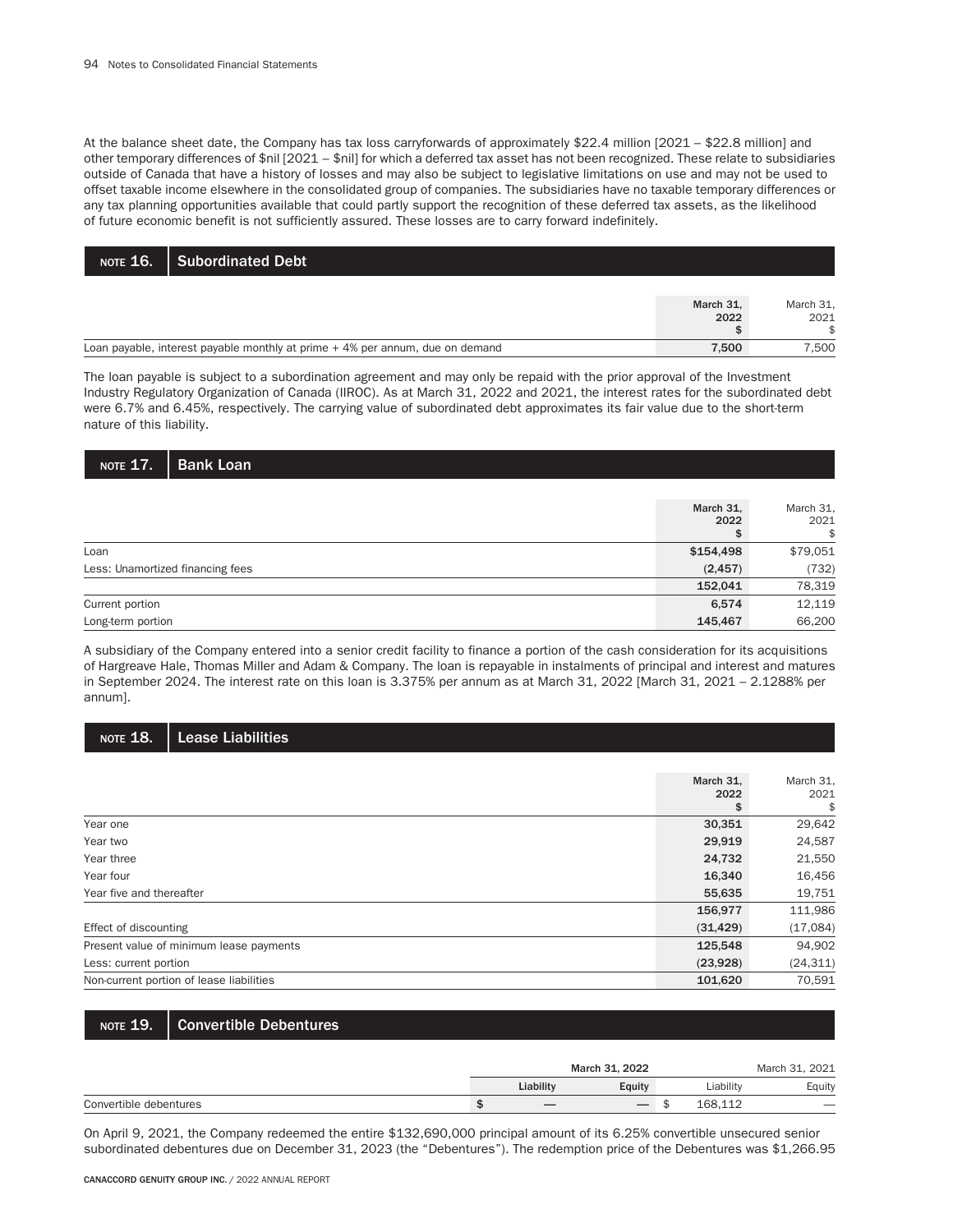At the balance sheet date, the Company has tax loss carryforwards of approximately $22.4 million [2021 – $22.8 million] and other temporary differences of $nil [2021 – $nil] for which a deferred tax asset has not been recognized. These relate to subsidiaries outside of Canada that have a history of losses and may also be subject to legislative limitations on use and may not be used to offset taxable income elsewhere in the consolidated group of companies. The subsidiaries have no taxable temporary differences or any tax planning opportunities available that could partly support the recognition of these deferred tax assets, as the likelihood of future economic benefit is not sufficiently assured. These losses are to carry forward indefinitely.

## NOTE 16. Subordinated Debt

| | March 31, 2022 $ | March 31, 2021 $ |
|---|---|---|
| Loan payable, interest payable monthly at prime + 4% per annum, due on demand | **7,500** | 7,500 |

The loan payable is subject to a subordination agreement and may only be repaid with the prior approval of the Investment Industry Regulatory Organization of Canada (IIROC). As at March 31, 2022 and 2021, the interest rates for the subordinated debt were 6.7% and 6.45%, respectively. The carrying value of subordinated debt approximates its fair value due to the short-term nature of this liability.

## NOTE 17. Bank Loan

| | March 31, 2022 $ | March 31, 2021 $ |
|---|---|---|
| Loan | **$154,498** | $79,051 |
| Less: Unamortized financing fees | **(2,457)** | (732) |
| | **152,041** | 78,319 |
| Current portion | **6,574** | 12,119 |
| Long-term portion | **145,467** | 66,200 |

A subsidiary of the Company entered into a senior credit facility to finance a portion of the cash consideration for its acquisitions of Hargreave Hale, Thomas Miller and Adam & Company. The loan is repayable in instalments of principal and interest and matures in September 2024. The interest rate on this loan is 3.375% per annum as at March 31, 2022 [March 31, 2021 – 2.1288% per annum].

## NOTE 18. Lease Liabilities

| | March 31, 2022 $ | March 31, 2021 $ |
|---|---|---|
| Year one | **30,351** | 29,642 |
| Year two | **29,919** | 24,587 |
| Year three | **24,732** | 21,550 |
| Year four | **16,340** | 16,456 |
| Year five and thereafter | **55,635** | 19,751 |
| | **156,977** | 111,986 |
| Effect of discounting | **(31,429)** | (17,084) |
| Present value of minimum lease payments | **125,548** | 94,902 |
| Less: current portion | **(23,928)** | (24,311) |
| Non-current portion of lease liabilities | **101,620** | 70,591 |

## NOTE 19. Convertible Debentures

| | March 31, 2022 | | March 31, 2021 | |
|---|---|---|---|---|
| | Liability | Equity | Liability | Equity |
| Convertible debentures | $ **—** | **—** | $ 168,112 | — |

On April 9, 2021, the Company redeemed the entire $132,690,000 principal amount of its 6.25% convertible unsecured senior subordinated debentures due on December 31, 2023 (the “Debentures”). The redemption price of the Debentures was $1,266.95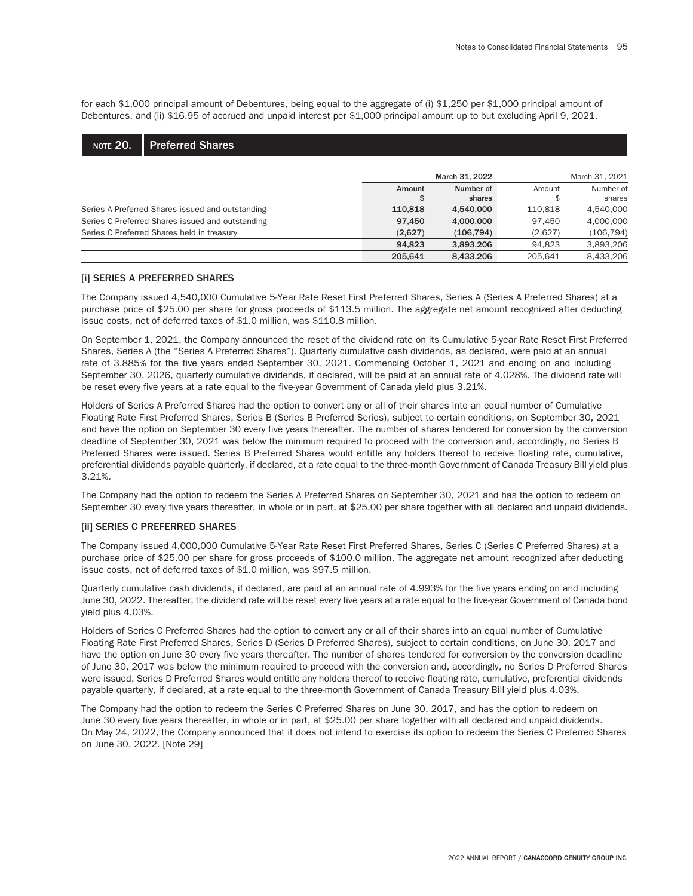for each $1,000 principal amount of Debentures, being equal to the aggregate of (i) $1,250 per $1,000 principal amount of Debentures, and (ii) $16.95 of accrued and unpaid interest per $1,000 principal amount up to but excluding April 9, 2021.

## NOTE 20. Preferred Shares

| | March 31, 2022 | | March 31, 2021 | |
|---|---|---|---|---|
| | **Amount $** | **Number of shares** | Amount $ | Number of shares |
| Series A Preferred Shares issued and outstanding | **110,818** | **4,540,000** | 110,818 | 4,540,000 |
| Series C Preferred Shares issued and outstanding | **97,450** | **4,000,000** | 97,450 | 4,000,000 |
| Series C Preferred Shares held in treasury | **(2,627)** | **(106,794)** | (2,627) | (106,794) |
| | **94,823** | **3,893,206** | 94,823 | 3,893,206 |
| | **205,641** | **8,433,206** | 205,641 | 8,433,206 |

### [i] SERIES A PREFERRED SHARES

The Company issued 4,540,000 Cumulative 5-Year Rate Reset First Preferred Shares, Series A (Series A Preferred Shares) at a purchase price of $25.00 per share for gross proceeds of $113.5 million. The aggregate net amount recognized after deducting issue costs, net of deferred taxes of $1.0 million, was $110.8 million.

On September 1, 2021, the Company announced the reset of the dividend rate on its Cumulative 5-year Rate Reset First Preferred Shares, Series A (the "Series A Preferred Shares"). Quarterly cumulative cash dividends, as declared, were paid at an annual rate of 3.885% for the five years ended September 30, 2021. Commencing October 1, 2021 and ending on and including September 30, 2026, quarterly cumulative dividends, if declared, will be paid at an annual rate of 4.028%. The dividend rate will be reset every five years at a rate equal to the five-year Government of Canada yield plus 3.21%.

Holders of Series A Preferred Shares had the option to convert any or all of their shares into an equal number of Cumulative Floating Rate First Preferred Shares, Series B (Series B Preferred Series), subject to certain conditions, on September 30, 2021 and have the option on September 30 every five years thereafter. The number of shares tendered for conversion by the conversion deadline of September 30, 2021 was below the minimum required to proceed with the conversion and, accordingly, no Series B Preferred Shares were issued. Series B Preferred Shares would entitle any holders thereof to receive floating rate, cumulative, preferential dividends payable quarterly, if declared, at a rate equal to the three-month Government of Canada Treasury Bill yield plus 3.21%.

The Company had the option to redeem the Series A Preferred Shares on September 30, 2021 and has the option to redeem on September 30 every five years thereafter, in whole or in part, at $25.00 per share together with all declared and unpaid dividends.

### [ii] SERIES C PREFERRED SHARES

The Company issued 4,000,000 Cumulative 5-Year Rate Reset First Preferred Shares, Series C (Series C Preferred Shares) at a purchase price of $25.00 per share for gross proceeds of $100.0 million. The aggregate net amount recognized after deducting issue costs, net of deferred taxes of $1.0 million, was $97.5 million.

Quarterly cumulative cash dividends, if declared, are paid at an annual rate of 4.993% for the five years ending on and including June 30, 2022. Thereafter, the dividend rate will be reset every five years at a rate equal to the five-year Government of Canada bond yield plus 4.03%.

Holders of Series C Preferred Shares had the option to convert any or all of their shares into an equal number of Cumulative Floating Rate First Preferred Shares, Series D (Series D Preferred Shares), subject to certain conditions, on June 30, 2017 and have the option on June 30 every five years thereafter. The number of shares tendered for conversion by the conversion deadline of June 30, 2017 was below the minimum required to proceed with the conversion and, accordingly, no Series D Preferred Shares were issued. Series D Preferred Shares would entitle any holders thereof to receive floating rate, cumulative, preferential dividends payable quarterly, if declared, at a rate equal to the three-month Government of Canada Treasury Bill yield plus 4.03%.

The Company had the option to redeem the Series C Preferred Shares on June 30, 2017, and has the option to redeem on June 30 every five years thereafter, in whole or in part, at $25.00 per share together with all declared and unpaid dividends. On May 24, 2022, the Company announced that it does not intend to exercise its option to redeem the Series C Preferred Shares on June 30, 2022. [Note 29]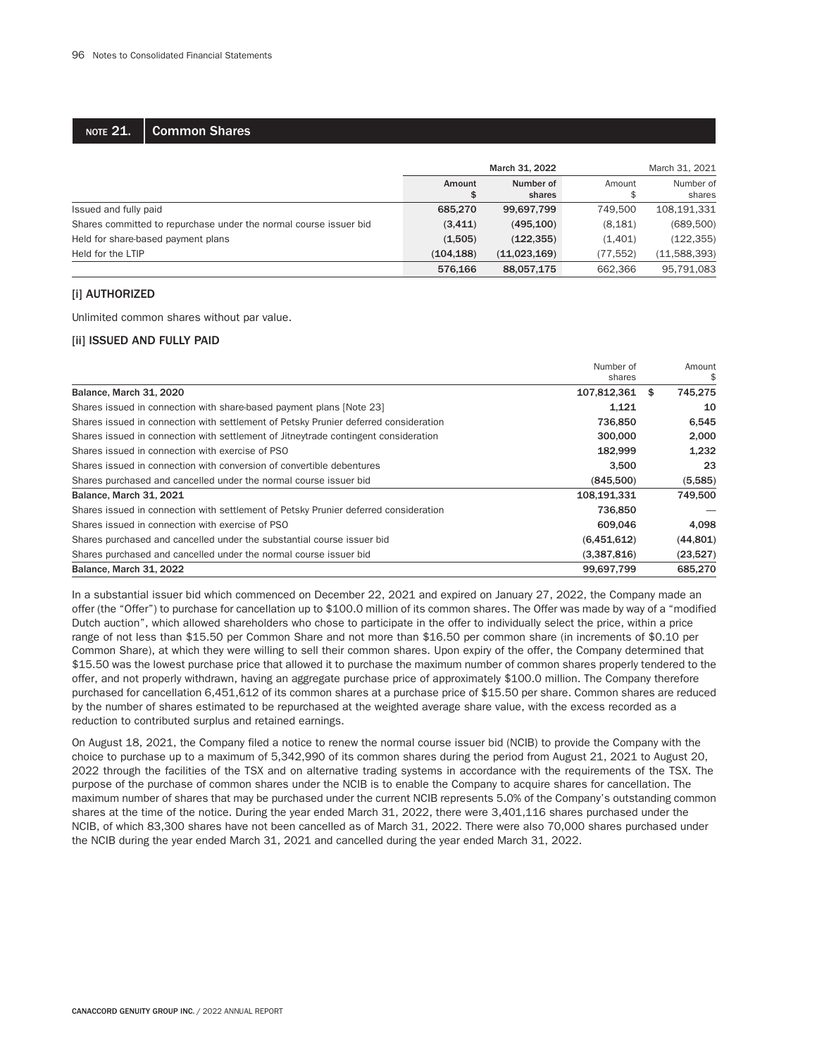## NOTE 21. Common Shares

| | March 31, 2022 | | March 31, 2021 | |
|---|---|---|---|---|
| | Amount $ | Number of shares | Amount $ | Number of shares |
| Issued and fully paid | 685,270 | 99,697,799 | 749,500 | 108,191,331 |
| Shares committed to repurchase under the normal course issuer bid | (3,411) | (495,100) | (8,181) | (689,500) |
| Held for share-based payment plans | (1,505) | (122,355) | (1,401) | (122,355) |
| Held for the LTIP | (104,188) | (11,023,169) | (77,552) | (11,588,393) |
| | 576,166 | 88,057,175 | 662,366 | 95,791,083 |

### [i] AUTHORIZED

Unlimited common shares without par value.

### [ii] ISSUED AND FULLY PAID

| | Number of shares | Amount $ |
|---|---|---|
| **Balance, March 31, 2020** | 107,812,361 | $ 745,275 |
| Shares issued in connection with share-based payment plans [Note 23] | 1,121 | 10 |
| Shares issued in connection with settlement of Petsky Prunier deferred consideration | 736,850 | 6,545 |
| Shares issued in connection with settlement of Jitneytrade contingent consideration | 300,000 | 2,000 |
| Shares issued in connection with exercise of PSO | 182,999 | 1,232 |
| Shares issued in connection with conversion of convertible debentures | 3,500 | 23 |
| Shares purchased and cancelled under the normal course issuer bid | (845,500) | (5,585) |
| **Balance, March 31, 2021** | 108,191,331 | 749,500 |
| Shares issued in connection with settlement of Petsky Prunier deferred consideration | 736,850 | — |
| Shares issued in connection with exercise of PSO | 609,046 | 4,098 |
| Shares purchased and cancelled under the substantial course issuer bid | (6,451,612) | (44,801) |
| Shares purchased and cancelled under the normal course issuer bid | (3,387,816) | (23,527) |
| **Balance, March 31, 2022** | 99,697,799 | 685,270 |

In a substantial issuer bid which commenced on December 22, 2021 and expired on January 27, 2022, the Company made an offer (the "Offer") to purchase for cancellation up to $100.0 million of its common shares. The Offer was made by way of a "modified Dutch auction", which allowed shareholders who chose to participate in the offer to individually select the price, within a price range of not less than $15.50 per Common Share and not more than $16.50 per common share (in increments of $0.10 per Common Share), at which they were willing to sell their common shares. Upon expiry of the offer, the Company determined that $15.50 was the lowest purchase price that allowed it to purchase the maximum number of common shares properly tendered to the offer, and not properly withdrawn, having an aggregate purchase price of approximately $100.0 million. The Company therefore purchased for cancellation 6,451,612 of its common shares at a purchase price of $15.50 per share. Common shares are reduced by the number of shares estimated to be repurchased at the weighted average share value, with the excess recorded as a reduction to contributed surplus and retained earnings.

On August 18, 2021, the Company filed a notice to renew the normal course issuer bid (NCIB) to provide the Company with the choice to purchase up to a maximum of 5,342,990 of its common shares during the period from August 21, 2021 to August 20, 2022 through the facilities of the TSX and on alternative trading systems in accordance with the requirements of the TSX. The purpose of the purchase of common shares under the NCIB is to enable the Company to acquire shares for cancellation. The maximum number of shares that may be purchased under the current NCIB represents 5.0% of the Company's outstanding common shares at the time of the notice. During the year ended March 31, 2022, there were 3,401,116 shares purchased under the NCIB, of which 83,300 shares have not been cancelled as of March 31, 2022. There were also 70,000 shares purchased under the NCIB during the year ended March 31, 2021 and cancelled during the year ended March 31, 2022.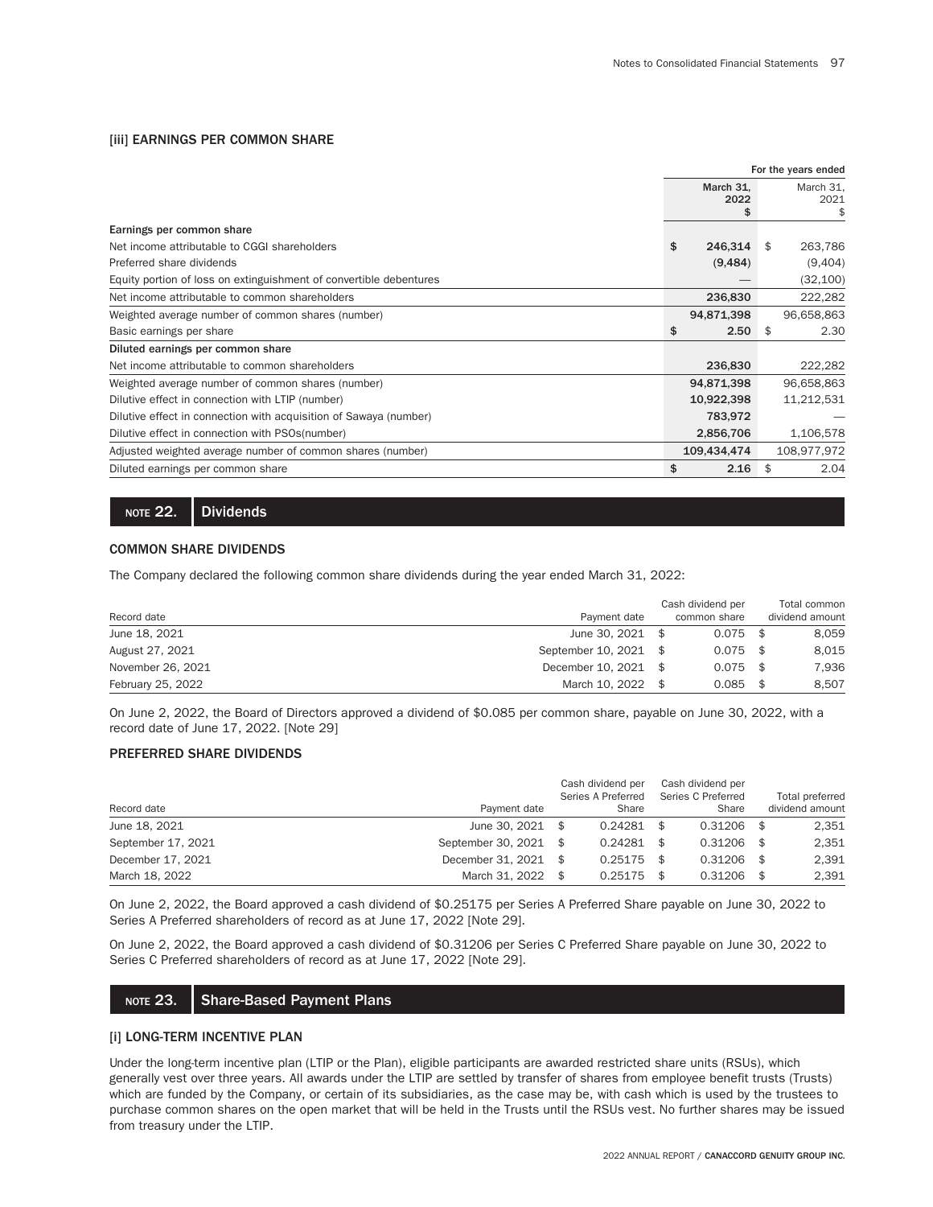### [iii] EARNINGS PER COMMON SHARE

| | For the years ended | |
|---|---|---|
| | March 31, 2022 $ | March 31, 2021 $ |
| **Earnings per common share** | | |
| Net income attributable to CGGI shareholders | $ 246,314 | $ 263,786 |
| Preferred share dividends | (9,484) | (9,404) |
| Equity portion of loss on extinguishment of convertible debentures | — | (32,100) |
| Net income attributable to common shareholders | 236,830 | 222,282 |
| Weighted average number of common shares (number) | 94,871,398 | 96,658,863 |
| Basic earnings per share | $ 2.50 | $ 2.30 |
| **Diluted earnings per common share** | | |
| Net income attributable to common shareholders | 236,830 | 222,282 |
| Weighted average number of common shares (number) | 94,871,398 | 96,658,863 |
| Dilutive effect in connection with LTIP (number) | 10,922,398 | 11,212,531 |
| Dilutive effect in connection with acquisition of Sawaya (number) | 783,972 | — |
| Dilutive effect in connection with PSOs(number) | 2,856,706 | 1,106,578 |
| Adjusted weighted average number of common shares (number) | 109,434,474 | 108,977,972 |
| Diluted earnings per common share | $ 2.16 | $ 2.04 |

## NOTE 22. Dividends

### COMMON SHARE DIVIDENDS

The Company declared the following common share dividends during the year ended March 31, 2022:

| Record date | Payment date | Cash dividend per common share | Total common dividend amount |
|---|---|---|---|
| June 18, 2021 | June 30, 2021 | $ 0.075 | $ 8,059 |
| August 27, 2021 | September 10, 2021 | $ 0.075 | $ 8,015 |
| November 26, 2021 | December 10, 2021 | $ 0.075 | $ 7,936 |
| February 25, 2022 | March 10, 2022 | $ 0.085 | $ 8,507 |

On June 2, 2022, the Board of Directors approved a dividend of $0.085 per common share, payable on June 30, 2022, with a record date of June 17, 2022. [Note 29]

### PREFERRED SHARE DIVIDENDS

| Record date | Payment date | Cash dividend per Series A Preferred Share | Cash dividend per Series C Preferred Share | Total preferred dividend amount |
|---|---|---|---|---|
| June 18, 2021 | June 30, 2021 | $ 0.24281 | $ 0.31206 | $ 2,351 |
| September 17, 2021 | September 30, 2021 | $ 0.24281 | $ 0.31206 | $ 2,351 |
| December 17, 2021 | December 31, 2021 | $ 0.25175 | $ 0.31206 | $ 2,391 |
| March 18, 2022 | March 31, 2022 | $ 0.25175 | $ 0.31206 | $ 2,391 |

On June 2, 2022, the Board approved a cash dividend of $0.25175 per Series A Preferred Share payable on June 30, 2022 to Series A Preferred shareholders of record as at June 17, 2022 [Note 29].

On June 2, 2022, the Board approved a cash dividend of $0.31206 per Series C Preferred Share payable on June 30, 2022 to Series C Preferred shareholders of record as at June 17, 2022 [Note 29].

## NOTE 23. Share-Based Payment Plans

### [i] LONG-TERM INCENTIVE PLAN

Under the long-term incentive plan (LTIP or the Plan), eligible participants are awarded restricted share units (RSUs), which generally vest over three years. All awards under the LTIP are settled by transfer of shares from employee benefit trusts (Trusts) which are funded by the Company, or certain of its subsidiaries, as the case may be, with cash which is used by the trustees to purchase common shares on the open market that will be held in the Trusts until the RSUs vest. No further shares may be issued from treasury under the LTIP.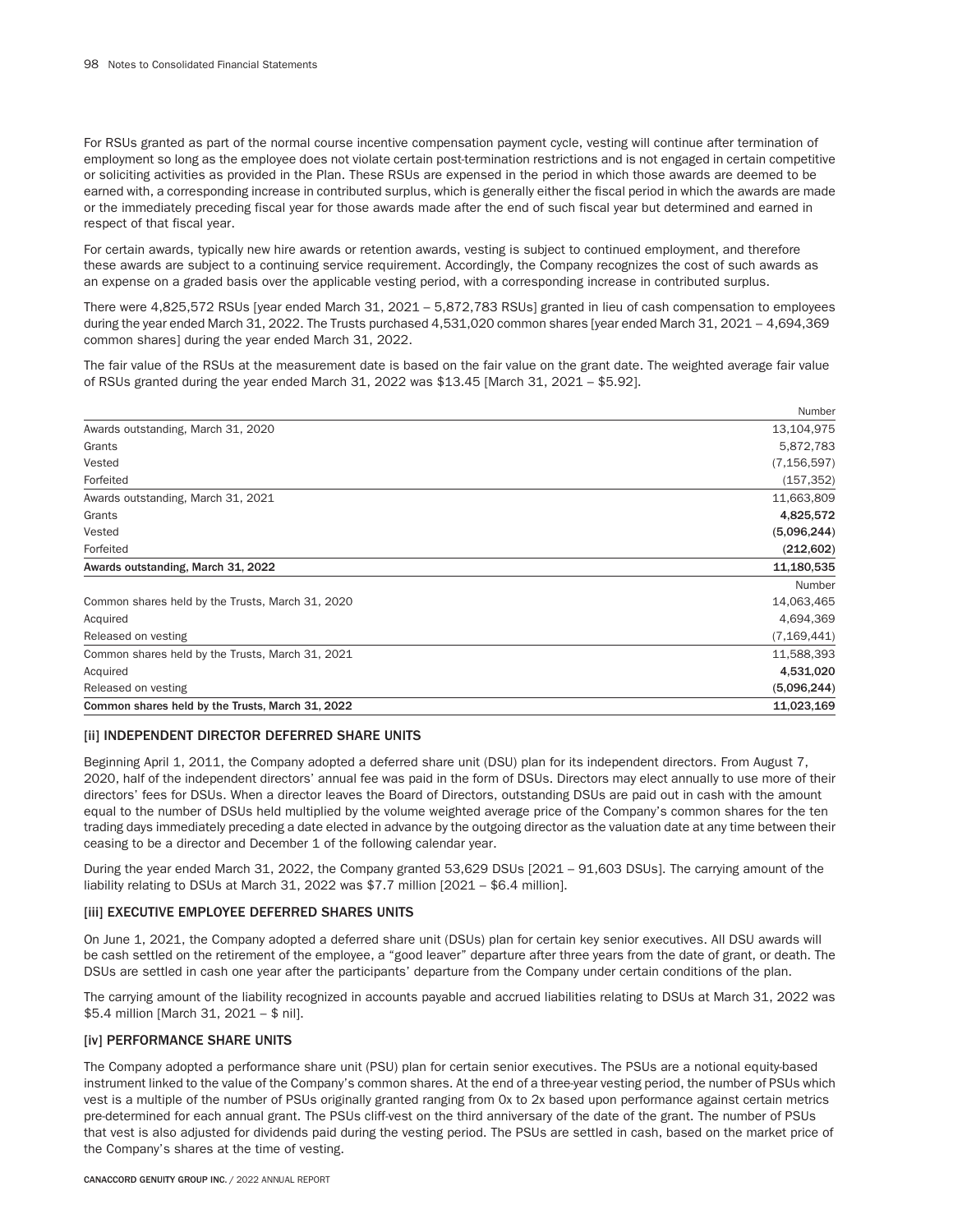For RSUs granted as part of the normal course incentive compensation payment cycle, vesting will continue after termination of employment so long as the employee does not violate certain post-termination restrictions and is not engaged in certain competitive or soliciting activities as provided in the Plan. These RSUs are expensed in the period in which those awards are deemed to be earned with, a corresponding increase in contributed surplus, which is generally either the fiscal period in which the awards are made or the immediately preceding fiscal year for those awards made after the end of such fiscal year but determined and earned in respect of that fiscal year.

For certain awards, typically new hire awards or retention awards, vesting is subject to continued employment, and therefore these awards are subject to a continuing service requirement. Accordingly, the Company recognizes the cost of such awards as an expense on a graded basis over the applicable vesting period, with a corresponding increase in contributed surplus.

There were 4,825,572 RSUs [year ended March 31, 2021 – 5,872,783 RSUs] granted in lieu of cash compensation to employees during the year ended March 31, 2022. The Trusts purchased 4,531,020 common shares [year ended March 31, 2021 – 4,694,369 common shares] during the year ended March 31, 2022.

The fair value of the RSUs at the measurement date is based on the fair value on the grant date. The weighted average fair value of RSUs granted during the year ended March 31, 2022 was $13.45 [March 31, 2021 – $5.92].

| | Number |
|---|---|
| Awards outstanding, March 31, 2020 | 13,104,975 |
| Grants | 5,872,783 |
| Vested | (7,156,597) |
| Forfeited | (157,352) |
| Awards outstanding, March 31, 2021 | 11,663,809 |
| Grants | **4,825,572** |
| Vested | **(5,096,244)** |
| Forfeited | **(212,602)** |
| **Awards outstanding, March 31, 2022** | **11,180,535** |

| | Number |
|---|---|
| Common shares held by the Trusts, March 31, 2020 | 14,063,465 |
| Acquired | 4,694,369 |
| Released on vesting | (7,169,441) |
| Common shares held by the Trusts, March 31, 2021 | 11,588,393 |
| Acquired | **4,531,020** |
| Released on vesting | **(5,096,244)** |
| **Common shares held by the Trusts, March 31, 2022** | **11,023,169** |

### [ii] INDEPENDENT DIRECTOR DEFERRED SHARE UNITS

Beginning April 1, 2011, the Company adopted a deferred share unit (DSU) plan for its independent directors. From August 7, 2020, half of the independent directors' annual fee was paid in the form of DSUs. Directors may elect annually to use more of their directors' fees for DSUs. When a director leaves the Board of Directors, outstanding DSUs are paid out in cash with the amount equal to the number of DSUs held multiplied by the volume weighted average price of the Company's common shares for the ten trading days immediately preceding a date elected in advance by the outgoing director as the valuation date at any time between their ceasing to be a director and December 1 of the following calendar year.

During the year ended March 31, 2022, the Company granted 53,629 DSUs [2021 – 91,603 DSUs]. The carrying amount of the liability relating to DSUs at March 31, 2022 was $7.7 million [2021 – $6.4 million].

### [iii] EXECUTIVE EMPLOYEE DEFERRED SHARES UNITS

On June 1, 2021, the Company adopted a deferred share unit (DSUs) plan for certain key senior executives. All DSU awards will be cash settled on the retirement of the employee, a "good leaver" departure after three years from the date of grant, or death. The DSUs are settled in cash one year after the participants' departure from the Company under certain conditions of the plan.

The carrying amount of the liability recognized in accounts payable and accrued liabilities relating to DSUs at March 31, 2022 was $5.4 million [March 31, 2021 – $ nil].

### [iv] PERFORMANCE SHARE UNITS

The Company adopted a performance share unit (PSU) plan for certain senior executives. The PSUs are a notional equity-based instrument linked to the value of the Company's common shares. At the end of a three-year vesting period, the number of PSUs which vest is a multiple of the number of PSUs originally granted ranging from 0x to 2x based upon performance against certain metrics pre-determined for each annual grant. The PSUs cliff-vest on the third anniversary of the date of the grant. The number of PSUs that vest is also adjusted for dividends paid during the vesting period. The PSUs are settled in cash, based on the market price of the Company's shares at the time of vesting.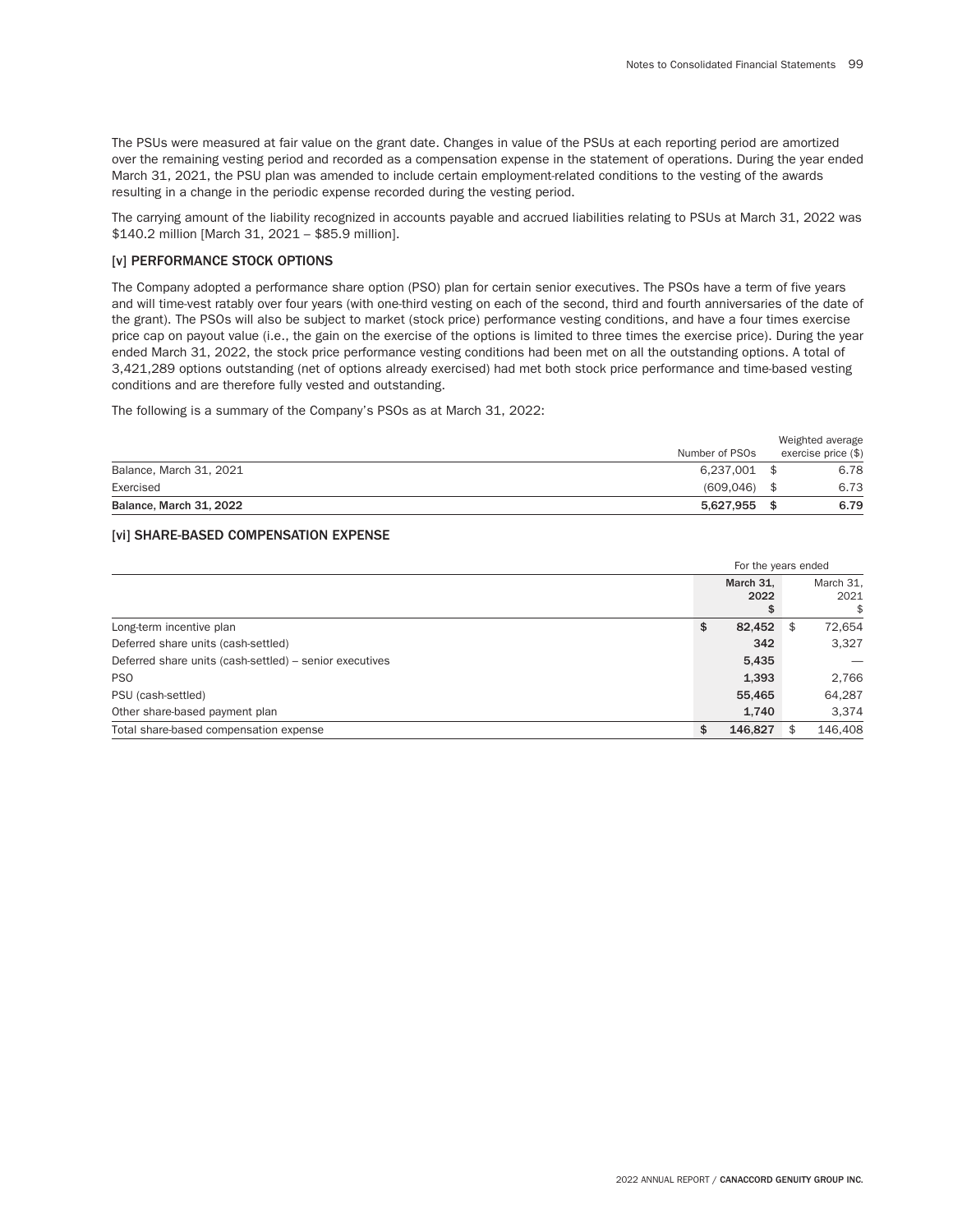The PSUs were measured at fair value on the grant date. Changes in value of the PSUs at each reporting period are amortized over the remaining vesting period and recorded as a compensation expense in the statement of operations. During the year ended March 31, 2021, the PSU plan was amended to include certain employment-related conditions to the vesting of the awards resulting in a change in the periodic expense recorded during the vesting period.

The carrying amount of the liability recognized in accounts payable and accrued liabilities relating to PSUs at March 31, 2022 was $140.2 million [March 31, 2021 – $85.9 million].

### [v] PERFORMANCE STOCK OPTIONS

The Company adopted a performance share option (PSO) plan for certain senior executives. The PSOs have a term of five years and will time-vest ratably over four years (with one-third vesting on each of the second, third and fourth anniversaries of the date of the grant). The PSOs will also be subject to market (stock price) performance vesting conditions, and have a four times exercise price cap on payout value (i.e., the gain on the exercise of the options is limited to three times the exercise price). During the year ended March 31, 2022, the stock price performance vesting conditions had been met on all the outstanding options. A total of 3,421,289 options outstanding (net of options already exercised) had met both stock price performance and time-based vesting conditions and are therefore fully vested and outstanding.

The following is a summary of the Company's PSOs as at March 31, 2022:

| | Number of PSOs | Weighted average exercise price ($) |
|---|---|---|
| Balance, March 31, 2021 | 6,237,001 | $ 6.78 |
| Exercised | (609,046) | $ 6.73 |
| **Balance, March 31, 2022** | **5,627,955** | **$ 6.79** |

### [vi] SHARE-BASED COMPENSATION EXPENSE

| | For the years ended | |
|---|---|---|
| | **March 31, 2022 $** | March 31, 2021 $ |
| Long-term incentive plan | **$ 82,452** | $ 72,654 |
| Deferred share units (cash-settled) | **342** | 3,327 |
| Deferred share units (cash-settled) – senior executives | **5,435** | — |
| PSO | **1,393** | 2,766 |
| PSU (cash-settled) | **55,465** | 64,287 |
| Other share-based payment plan | **1,740** | 3,374 |
| Total share-based compensation expense | **$ 146,827** | $ 146,408 |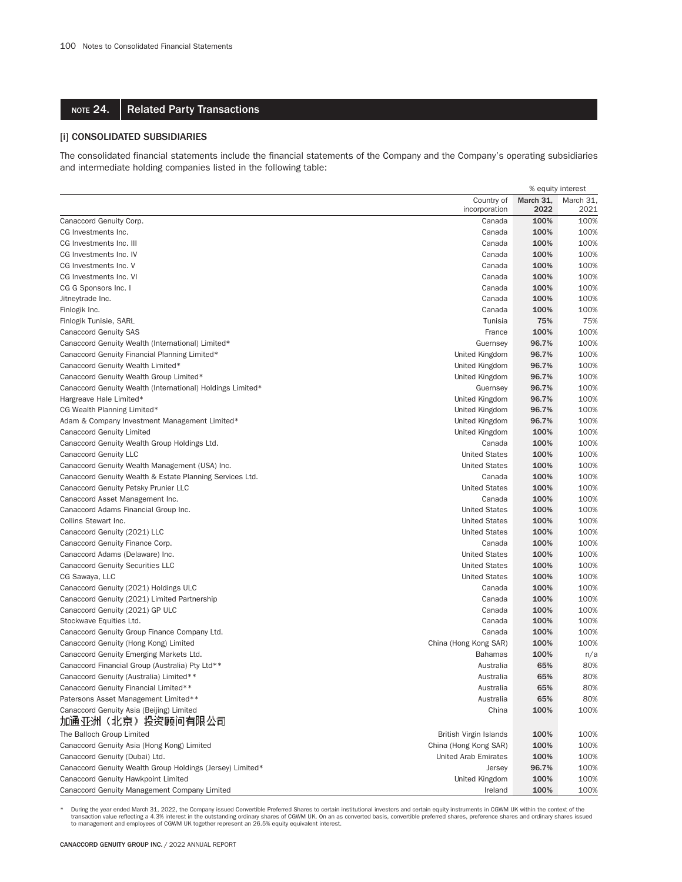## NOTE 24. Related Party Transactions

### [i] CONSOLIDATED SUBSIDIARIES

The consolidated financial statements include the financial statements of the Company and the Company's operating subsidiaries and intermediate holding companies listed in the following table:

| | | % equity interest | |
|---|---|---|---|
| | Country of incorporation | **March 31, 2022** | March 31, 2021 |
| Canaccord Genuity Corp. | Canada | **100%** | 100% |
| CG Investments Inc. | Canada | **100%** | 100% |
| CG Investments Inc. III | Canada | **100%** | 100% |
| CG Investments Inc. IV | Canada | **100%** | 100% |
| CG Investments Inc. V | Canada | **100%** | 100% |
| CG Investments Inc. VI | Canada | **100%** | 100% |
| CG G Sponsors Inc. I | Canada | **100%** | 100% |
| Jitneytrade Inc. | Canada | **100%** | 100% |
| Finlogik Inc. | Canada | **100%** | 100% |
| Finlogik Tunisie, SARL | Tunisia | **75%** | 75% |
| Canaccord Genuity SAS | France | **100%** | 100% |
| Canaccord Genuity Wealth (International) Limited* | Guernsey | **96.7%** | 100% |
| Canaccord Genuity Financial Planning Limited* | United Kingdom | **96.7%** | 100% |
| Canaccord Genuity Wealth Limited* | United Kingdom | **96.7%** | 100% |
| Canaccord Genuity Wealth Group Limited* | United Kingdom | **96.7%** | 100% |
| Canaccord Genuity Wealth (International) Holdings Limited* | Guernsey | **96.7%** | 100% |
| Hargreave Hale Limited* | United Kingdom | **96.7%** | 100% |
| CG Wealth Planning Limited* | United Kingdom | **96.7%** | 100% |
| Adam & Company Investment Management Limited* | United Kingdom | **96.7%** | 100% |
| Canaccord Genuity Limited | United Kingdom | **100%** | 100% |
| Canaccord Genuity Wealth Group Holdings Ltd. | Canada | **100%** | 100% |
| Canaccord Genuity LLC | United States | **100%** | 100% |
| Canaccord Genuity Wealth Management (USA) Inc. | United States | **100%** | 100% |
| Canaccord Genuity Wealth & Estate Planning Services Ltd. | Canada | **100%** | 100% |
| Canaccord Genuity Petsky Prunier LLC | United States | **100%** | 100% |
| Canaccord Asset Management Inc. | Canada | **100%** | 100% |
| Canaccord Adams Financial Group Inc. | United States | **100%** | 100% |
| Collins Stewart Inc. | United States | **100%** | 100% |
| Canaccord Genuity (2021) LLC | United States | **100%** | 100% |
| Canaccord Genuity Finance Corp. | Canada | **100%** | 100% |
| Canaccord Adams (Delaware) Inc. | United States | **100%** | 100% |
| Canaccord Genuity Securities LLC | United States | **100%** | 100% |
| CG Sawaya, LLC | United States | **100%** | 100% |
| Canaccord Genuity (2021) Holdings ULC | Canada | **100%** | 100% |
| Canaccord Genuity (2021) Limited Partnership | Canada | **100%** | 100% |
| Canaccord Genuity (2021) GP ULC | Canada | **100%** | 100% |
| Stockwave Equities Ltd. | Canada | **100%** | 100% |
| Canaccord Genuity Group Finance Company Ltd. | Canada | **100%** | 100% |
| Canaccord Genuity (Hong Kong) Limited | China (Hong Kong SAR) | **100%** | 100% |
| Canaccord Genuity Emerging Markets Ltd. | Bahamas | **100%** | n/a |
| Canaccord Financial Group (Australia) Pty Ltd** | Australia | **65%** | 80% |
| Canaccord Genuity (Australia) Limited** | Australia | **65%** | 80% |
| Canaccord Genuity Financial Limited** | Australia | **65%** | 80% |
| Patersons Asset Management Limited** | Australia | **65%** | 80% |
| Canaccord Genuity Asia (Beijing) Limited 加通亚洲（北京）投资顾问有限公司 | China | **100%** | 100% |
| The Balloch Group Limited | British Virgin Islands | **100%** | 100% |
| Canaccord Genuity Asia (Hong Kong) Limited | China (Hong Kong SAR) | **100%** | 100% |
| Canaccord Genuity (Dubai) Ltd. | United Arab Emirates | **100%** | 100% |
| Canaccord Genuity Wealth Group Holdings (Jersey) Limited* | Jersey | **96.7%** | 100% |
| Canaccord Genuity Hawkpoint Limited | United Kingdom | **100%** | 100% |
| Canaccord Genuity Management Company Limited | Ireland | **100%** | 100% |

\* During the year ended March 31, 2022, the Company issued Convertible Preferred Shares to certain institutional investors and certain equity instruments in CGWM UK within the context of the transaction value reflecting a 4.3% interest in the outstanding ordinary shares of CGWM UK. On an as converted basis, convertible preferred shares, preference shares and ordinary shares issued to management and employees of CGWM UK together represent an 26.5% equity equivalent interest.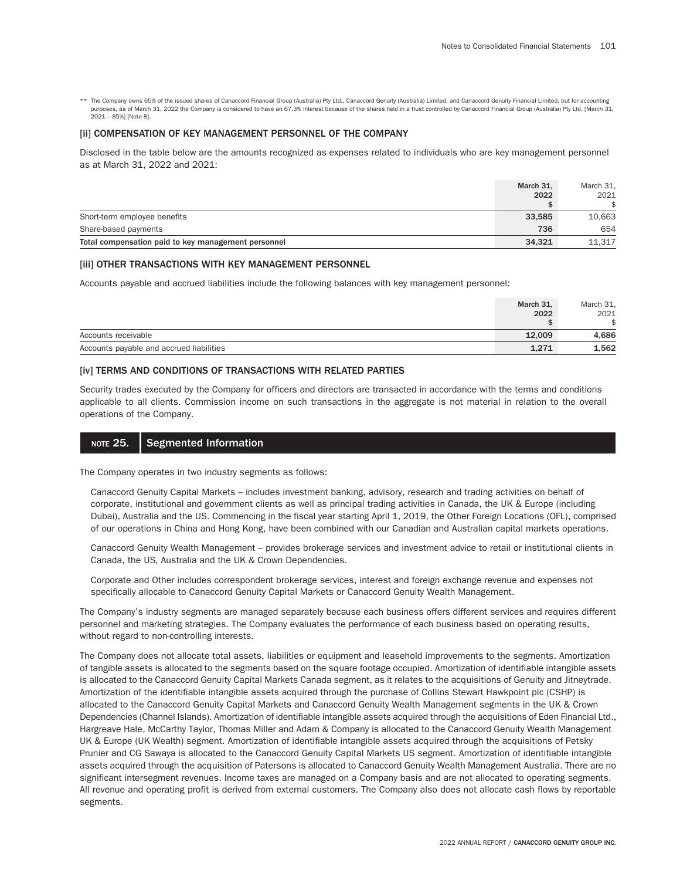** The Company owns 65% of the issued shares of Canaccord Financial Group (Australia) Pty Ltd., Canaccord Genuity (Australia) Limited, and Canaccord Genuity Financial Limited, but for accounting purposes, as of March 31, 2022 the Company is considered to have an 67.3% interest because of the shares held in a trust controlled by Canaccord Financial Group (Australia) Pty Ltd. [March 31, 2021 – 85%] [Note 8].

### [ii] COMPENSATION OF KEY MANAGEMENT PERSONNEL OF THE COMPANY

Disclosed in the table below are the amounts recognized as expenses related to individuals who are key management personnel as at March 31, 2022 and 2021:

| | March 31, 2022 $ | March 31, 2021 $ |
|---|---|---|
| Short-term employee benefits | 33,585 | 10,663 |
| Share-based payments | 736 | 654 |
| **Total compensation paid to key management personnel** | **34,321** | 11,317 |

### [iii] OTHER TRANSACTIONS WITH KEY MANAGEMENT PERSONNEL

Accounts payable and accrued liabilities include the following balances with key management personnel:

| | March 31, 2022 $ | March 31, 2021 $ |
|---|---|---|
| Accounts receivable | 12,009 | 4,686 |
| Accounts payable and accrued liabilities | 1,271 | 1,562 |

### [iv] TERMS AND CONDITIONS OF TRANSACTIONS WITH RELATED PARTIES

Security trades executed by the Company for officers and directors are transacted in accordance with the terms and conditions applicable to all clients. Commission income on such transactions in the aggregate is not material in relation to the overall operations of the Company.

## NOTE 25. Segmented Information

The Company operates in two industry segments as follows:

Canaccord Genuity Capital Markets – includes investment banking, advisory, research and trading activities on behalf of corporate, institutional and government clients as well as principal trading activities in Canada, the UK & Europe (including Dubai), Australia and the US. Commencing in the fiscal year starting April 1, 2019, the Other Foreign Locations (OFL), comprised of our operations in China and Hong Kong, have been combined with our Canadian and Australian capital markets operations.

Canaccord Genuity Wealth Management – provides brokerage services and investment advice to retail or institutional clients in Canada, the US, Australia and the UK & Crown Dependencies.

Corporate and Other includes correspondent brokerage services, interest and foreign exchange revenue and expenses not specifically allocable to Canaccord Genuity Capital Markets or Canaccord Genuity Wealth Management.

The Company's industry segments are managed separately because each business offers different services and requires different personnel and marketing strategies. The Company evaluates the performance of each business based on operating results, without regard to non-controlling interests.

The Company does not allocate total assets, liabilities or equipment and leasehold improvements to the segments. Amortization of tangible assets is allocated to the segments based on the square footage occupied. Amortization of identifiable intangible assets is allocated to the Canaccord Genuity Capital Markets Canada segment, as it relates to the acquisitions of Genuity and Jitneytrade. Amortization of the identifiable intangible assets acquired through the purchase of Collins Stewart Hawkpoint plc (CSHP) is allocated to the Canaccord Genuity Capital Markets and Canaccord Genuity Wealth Management segments in the UK & Crown Dependencies (Channel Islands). Amortization of identifiable intangible assets acquired through the acquisitions of Eden Financial Ltd., Hargreave Hale, McCarthy Taylor, Thomas Miller and Adam & Company is allocated to the Canaccord Genuity Wealth Management UK & Europe (UK Wealth) segment. Amortization of identifiable intangible assets acquired through the acquisitions of Petsky Prunier and CG Sawaya is allocated to the Canaccord Genuity Capital Markets US segment. Amortization of identifiable intangible assets acquired through the acquisition of Patersons is allocated to Canaccord Genuity Wealth Management Australia. There are no significant intersegment revenues. Income taxes are managed on a Company basis and are not allocated to operating segments. All revenue and operating profit is derived from external customers. The Company also does not allocate cash flows by reportable segments.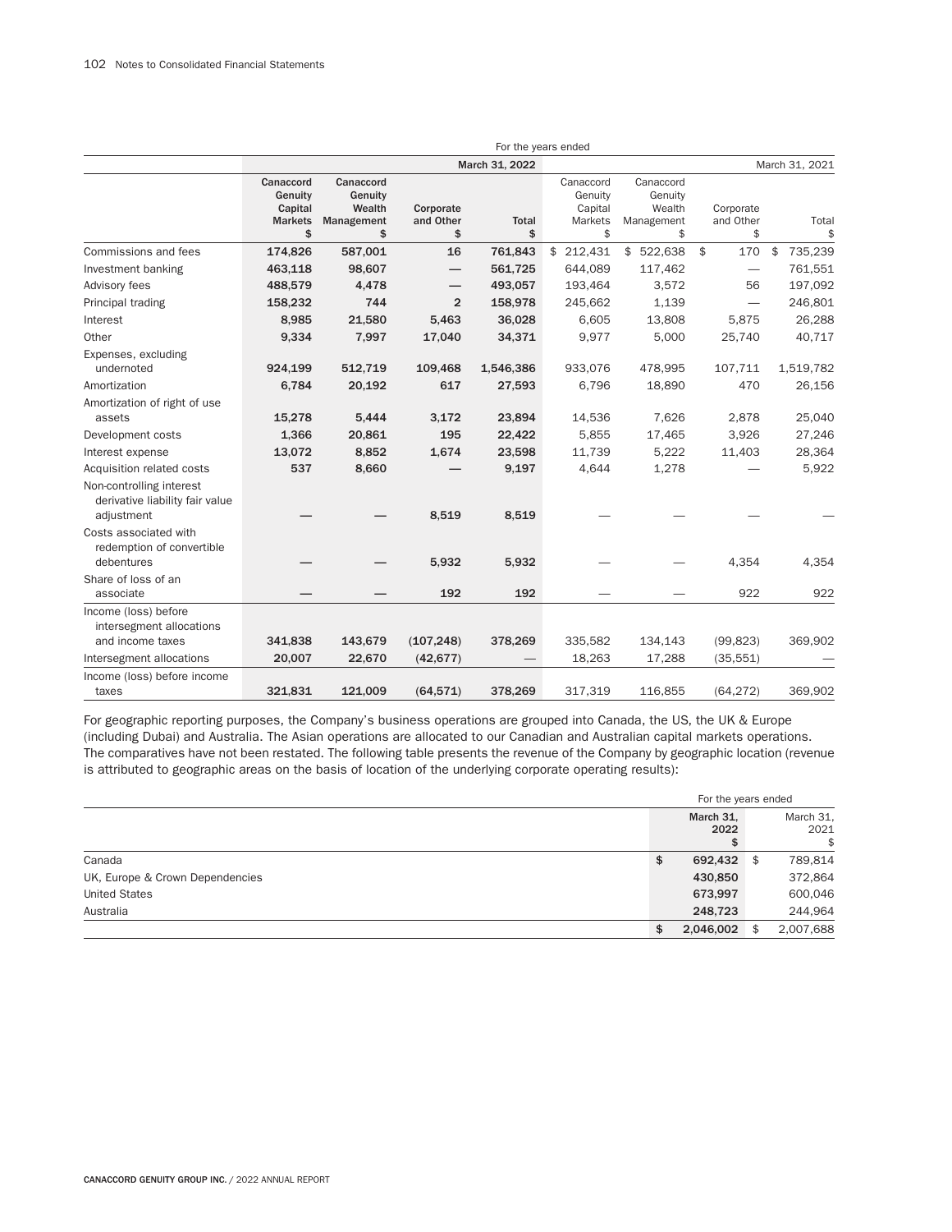| | For the years ended | | | | | | | |
|---|---|---|---|---|---|---|---|---|
| | | | | March 31, 2022 | | | | March 31, 2021 |
| | Canaccord Genuity Capital Markets $ | Canaccord Genuity Wealth Management $ | Corporate and Other $ | Total $ | Canaccord Genuity Capital Markets $ | Canaccord Genuity Wealth Management $ | Corporate and Other $ | Total $ |
| Commissions and fees | 174,826 | 587,001 | 16 | 761,843 | $ 212,431 | $ 522,638 | $ 170 | $ 735,239 |
| Investment banking | 463,118 | 98,607 | — | 561,725 | 644,089 | 117,462 | — | 761,551 |
| Advisory fees | 488,579 | 4,478 | — | 493,057 | 193,464 | 3,572 | 56 | 197,092 |
| Principal trading | 158,232 | 744 | 2 | 158,978 | 245,662 | 1,139 | — | 246,801 |
| Interest | 8,985 | 21,580 | 5,463 | 36,028 | 6,605 | 13,808 | 5,875 | 26,288 |
| Other | 9,334 | 7,997 | 17,040 | 34,371 | 9,977 | 5,000 | 25,740 | 40,717 |
| Expenses, excluding undernoted | 924,199 | 512,719 | 109,468 | 1,546,386 | 933,076 | 478,995 | 107,711 | 1,519,782 |
| Amortization | 6,784 | 20,192 | 617 | 27,593 | 6,796 | 18,890 | 470 | 26,156 |
| Amortization of right of use assets | 15,278 | 5,444 | 3,172 | 23,894 | 14,536 | 7,626 | 2,878 | 25,040 |
| Development costs | 1,366 | 20,861 | 195 | 22,422 | 5,855 | 17,465 | 3,926 | 27,246 |
| Interest expense | 13,072 | 8,852 | 1,674 | 23,598 | 11,739 | 5,222 | 11,403 | 28,364 |
| Acquisition related costs | 537 | 8,660 | — | 9,197 | 4,644 | 1,278 | — | 5,922 |
| Non-controlling interest derivative liability fair value adjustment | — | — | 8,519 | 8,519 | — | — | — | — |
| Costs associated with redemption of convertible debentures | — | — | 5,932 | 5,932 | — | — | 4,354 | 4,354 |
| Share of loss of an associate | — | — | 192 | 192 | — | — | 922 | 922 |
| Income (loss) before intersegment allocations and income taxes | 341,838 | 143,679 | (107,248) | 378,269 | 335,582 | 134,143 | (99,823) | 369,902 |
| Intersegment allocations | 20,007 | 22,670 | (42,677) | — | 18,263 | 17,288 | (35,551) | — |
| Income (loss) before income taxes | 321,831 | 121,009 | (64,571) | 378,269 | 317,319 | 116,855 | (64,272) | 369,902 |

For geographic reporting purposes, the Company's business operations are grouped into Canada, the US, the UK & Europe (including Dubai) and Australia. The Asian operations are allocated to our Canadian and Australian capital markets operations. The comparatives have not been restated. The following table presents the revenue of the Company by geographic location (revenue is attributed to geographic areas on the basis of location of the underlying corporate operating results):

| | For the years ended | |
|---|---|---|
| | March 31, 2022 $ | March 31, 2021 $ |
| Canada | $ 692,432 | $ 789,814 |
| UK, Europe & Crown Dependencies | 430,850 | 372,864 |
| United States | 673,997 | 600,046 |
| Australia | 248,723 | 244,964 |
| | $ 2,046,002 | $ 2,007,688 |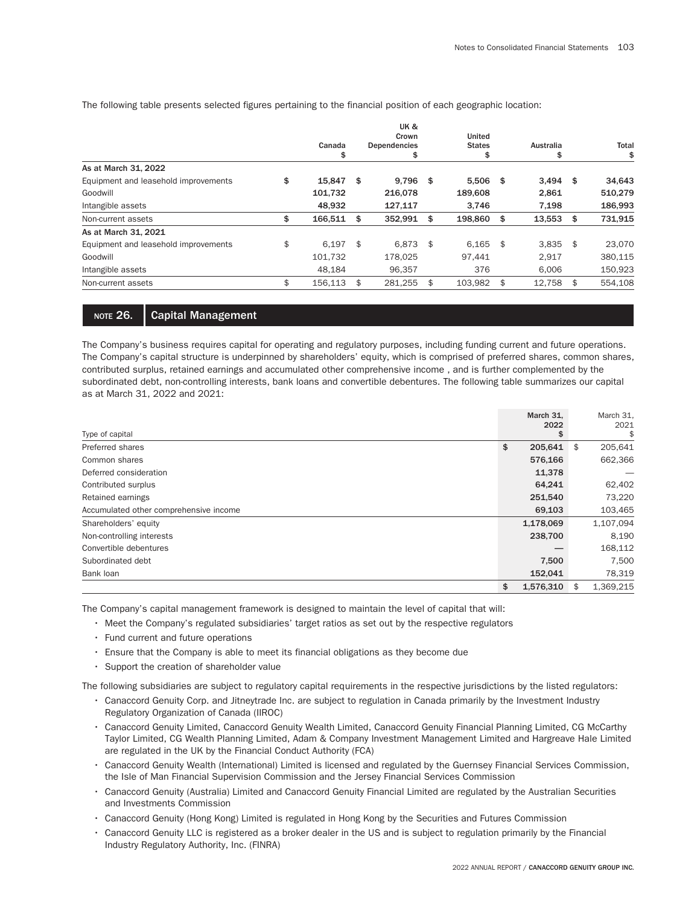The following table presents selected figures pertaining to the financial position of each geographic location:

| | Canada $ | UK & Crown Dependencies $ | United States $ | Australia $ | Total $ |
|---|---|---|---|---|---|
| **As at March 31, 2022** | | | | | |
| Equipment and leasehold improvements | $ 15,847 | $ 9,796 | $ 5,506 | $ 3,494 | $ 34,643 |
| Goodwill | 101,732 | 216,078 | 189,608 | 2,861 | 510,279 |
| Intangible assets | 48,932 | 127,117 | 3,746 | 7,198 | 186,993 |
| Non-current assets | $ 166,511 | $ 352,991 | $ 198,860 | $ 13,553 | $ 731,915 |
| **As at March 31, 2021** | | | | | |
| Equipment and leasehold improvements | $ 6,197 | $ 6,873 | $ 6,165 | $ 3,835 | $ 23,070 |
| Goodwill | 101,732 | 178,025 | 97,441 | 2,917 | 380,115 |
| Intangible assets | 48,184 | 96,357 | 376 | 6,006 | 150,923 |
| Non-current assets | $ 156,113 | $ 281,255 | $ 103,982 | $ 12,758 | $ 554,108 |

## NOTE 26. Capital Management

The Company's business requires capital for operating and regulatory purposes, including funding current and future operations. The Company's capital structure is underpinned by shareholders' equity, which is comprised of preferred shares, common shares, contributed surplus, retained earnings and accumulated other comprehensive income , and is further complemented by the subordinated debt, non-controlling interests, bank loans and convertible debentures. The following table summarizes our capital as at March 31, 2022 and 2021:

| Type of capital | March 31, 2022 $ | March 31, 2021 $ |
|---|---|---|
| Preferred shares | $ 205,641 | $ 205,641 |
| Common shares | 576,166 | 662,366 |
| Deferred consideration | 11,378 | — |
| Contributed surplus | 64,241 | 62,402 |
| Retained earnings | 251,540 | 73,220 |
| Accumulated other comprehensive income | 69,103 | 103,465 |
| Shareholders' equity | 1,178,069 | 1,107,094 |
| Non-controlling interests | 238,700 | 8,190 |
| Convertible debentures | — | 168,112 |
| Subordinated debt | 7,500 | 7,500 |
| Bank loan | 152,041 | 78,319 |
| | $ 1,576,310 | $ 1,369,215 |

The Company's capital management framework is designed to maintain the level of capital that will:

- Meet the Company's regulated subsidiaries' target ratios as set out by the respective regulators
- Fund current and future operations
- Ensure that the Company is able to meet its financial obligations as they become due
- Support the creation of shareholder value

The following subsidiaries are subject to regulatory capital requirements in the respective jurisdictions by the listed regulators:

- Canaccord Genuity Corp. and Jitneytrade Inc. are subject to regulation in Canada primarily by the Investment Industry Regulatory Organization of Canada (IIROC)
- Canaccord Genuity Limited, Canaccord Genuity Wealth Limited, Canaccord Genuity Financial Planning Limited, CG McCarthy Taylor Limited, CG Wealth Planning Limited, Adam & Company Investment Management Limited and Hargreave Hale Limited are regulated in the UK by the Financial Conduct Authority (FCA)
- Canaccord Genuity Wealth (International) Limited is licensed and regulated by the Guernsey Financial Services Commission, the Isle of Man Financial Supervision Commission and the Jersey Financial Services Commission
- Canaccord Genuity (Australia) Limited and Canaccord Genuity Financial Limited are regulated by the Australian Securities and Investments Commission
- Canaccord Genuity (Hong Kong) Limited is regulated in Hong Kong by the Securities and Futures Commission
- Canaccord Genuity LLC is registered as a broker dealer in the US and is subject to regulation primarily by the Financial Industry Regulatory Authority, Inc. (FINRA)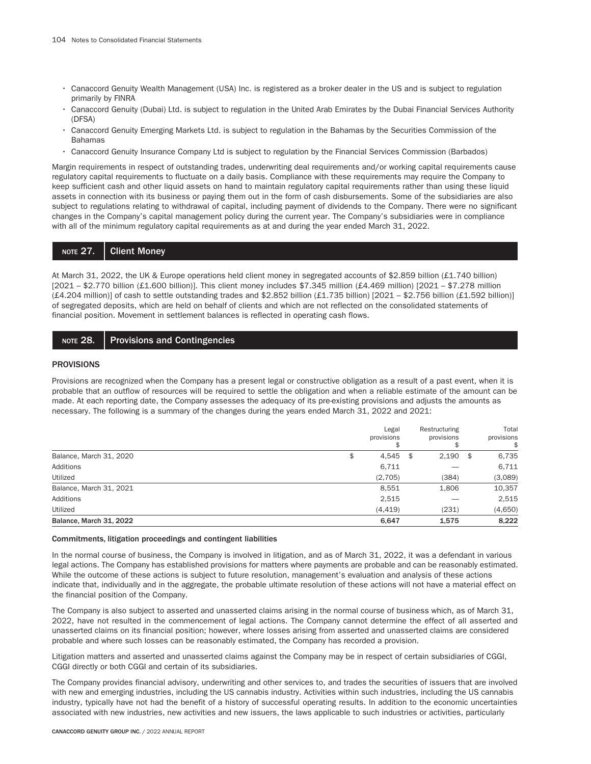- Canaccord Genuity Wealth Management (USA) Inc. is registered as a broker dealer in the US and is subject to regulation primarily by FINRA
- Canaccord Genuity (Dubai) Ltd. is subject to regulation in the United Arab Emirates by the Dubai Financial Services Authority (DFSA)
- Canaccord Genuity Emerging Markets Ltd. is subject to regulation in the Bahamas by the Securities Commission of the Bahamas
- Canaccord Genuity Insurance Company Ltd is subject to regulation by the Financial Services Commission (Barbados)

Margin requirements in respect of outstanding trades, underwriting deal requirements and/or working capital requirements cause regulatory capital requirements to fluctuate on a daily basis. Compliance with these requirements may require the Company to keep sufficient cash and other liquid assets on hand to maintain regulatory capital requirements rather than using these liquid assets in connection with its business or paying them out in the form of cash disbursements. Some of the subsidiaries are also subject to regulations relating to withdrawal of capital, including payment of dividends to the Company. There were no significant changes in the Company's capital management policy during the current year. The Company's subsidiaries were in compliance with all of the minimum regulatory capital requirements as at and during the year ended March 31, 2022.

## NOTE 27. Client Money

At March 31, 2022, the UK & Europe operations held client money in segregated accounts of $2.859 billion (£1.740 billion) [2021 – $2.770 billion (£1.600 billion)]. This client money includes $7.345 million (£4.469 million) [2021 – $7.278 million (£4.204 million)] of cash to settle outstanding trades and $2.852 billion (£1.735 billion) [2021 – $2.756 billion (£1.592 billion)] of segregated deposits, which are held on behalf of clients and which are not reflected on the consolidated statements of financial position. Movement in settlement balances is reflected in operating cash flows.

## NOTE 28. Provisions and Contingencies

### PROVISIONS

Provisions are recognized when the Company has a present legal or constructive obligation as a result of a past event, when it is probable that an outflow of resources will be required to settle the obligation and when a reliable estimate of the amount can be made. At each reporting date, the Company assesses the adequacy of its pre-existing provisions and adjusts the amounts as necessary. The following is a summary of the changes during the years ended March 31, 2022 and 2021:

| | Legal provisions $ | Restructuring provisions $ | Total provisions $ |
|---|---|---|---|
| Balance, March 31, 2020 | $ 4,545 | $ 2,190 | $ 6,735 |
| Additions | 6,711 | — | 6,711 |
| Utilized | (2,705) | (384) | (3,089) |
| Balance, March 31, 2021 | 8,551 | 1,806 | 10,357 |
| Additions | 2,515 | — | 2,515 |
| Utilized | (4,419) | (231) | (4,650) |
| **Balance, March 31, 2022** | **6,647** | **1,575** | **8,222** |

#### Commitments, litigation proceedings and contingent liabilities

In the normal course of business, the Company is involved in litigation, and as of March 31, 2022, it was a defendant in various legal actions. The Company has established provisions for matters where payments are probable and can be reasonably estimated. While the outcome of these actions is subject to future resolution, management's evaluation and analysis of these actions indicate that, individually and in the aggregate, the probable ultimate resolution of these actions will not have a material effect on the financial position of the Company.

The Company is also subject to asserted and unasserted claims arising in the normal course of business which, as of March 31, 2022, have not resulted in the commencement of legal actions. The Company cannot determine the effect of all asserted and unasserted claims on its financial position; however, where losses arising from asserted and unasserted claims are considered probable and where such losses can be reasonably estimated, the Company has recorded a provision.

Litigation matters and asserted and unasserted claims against the Company may be in respect of certain subsidiaries of CGGI, CGGI directly or both CGGI and certain of its subsidiaries.

The Company provides financial advisory, underwriting and other services to, and trades the securities of issuers that are involved with new and emerging industries, including the US cannabis industry. Activities within such industries, including the US cannabis industry, typically have not had the benefit of a history of successful operating results. In addition to the economic uncertainties associated with new industries, new activities and new issuers, the laws applicable to such industries or activities, particularly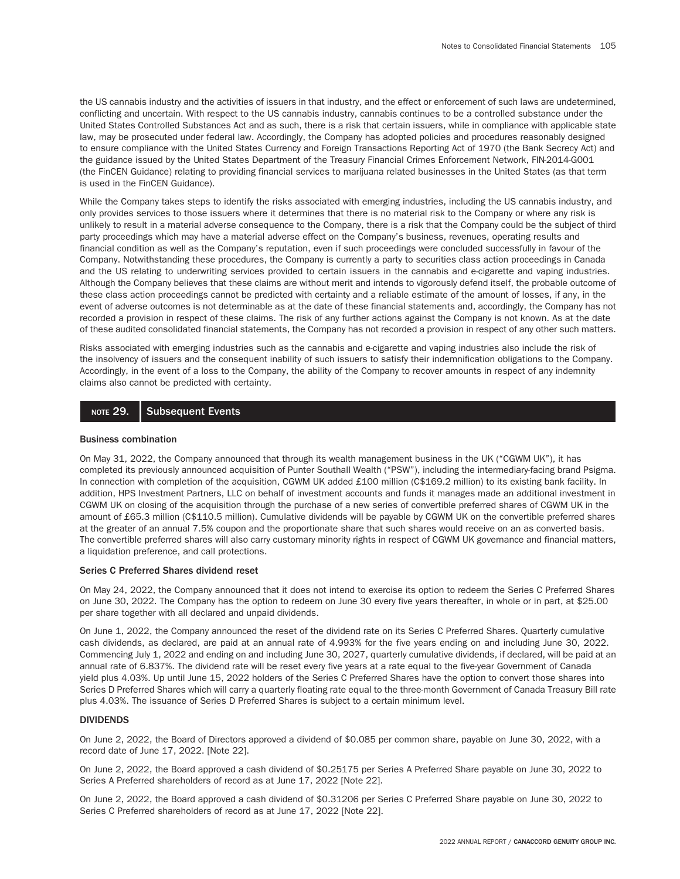the US cannabis industry and the activities of issuers in that industry, and the effect or enforcement of such laws are undetermined, conflicting and uncertain. With respect to the US cannabis industry, cannabis continues to be a controlled substance under the United States Controlled Substances Act and as such, there is a risk that certain issuers, while in compliance with applicable state law, may be prosecuted under federal law. Accordingly, the Company has adopted policies and procedures reasonably designed to ensure compliance with the United States Currency and Foreign Transactions Reporting Act of 1970 (the Bank Secrecy Act) and the guidance issued by the United States Department of the Treasury Financial Crimes Enforcement Network, FIN-2014-G001 (the FinCEN Guidance) relating to providing financial services to marijuana related businesses in the United States (as that term is used in the FinCEN Guidance).

While the Company takes steps to identify the risks associated with emerging industries, including the US cannabis industry, and only provides services to those issuers where it determines that there is no material risk to the Company or where any risk is unlikely to result in a material adverse consequence to the Company, there is a risk that the Company could be the subject of third party proceedings which may have a material adverse effect on the Company's business, revenues, operating results and financial condition as well as the Company's reputation, even if such proceedings were concluded successfully in favour of the Company. Notwithstanding these procedures, the Company is currently a party to securities class action proceedings in Canada and the US relating to underwriting services provided to certain issuers in the cannabis and e-cigarette and vaping industries. Although the Company believes that these claims are without merit and intends to vigorously defend itself, the probable outcome of these class action proceedings cannot be predicted with certainty and a reliable estimate of the amount of losses, if any, in the event of adverse outcomes is not determinable as at the date of these financial statements and, accordingly, the Company has not recorded a provision in respect of these claims. The risk of any further actions against the Company is not known. As at the date of these audited consolidated financial statements, the Company has not recorded a provision in respect of any other such matters.

Risks associated with emerging industries such as the cannabis and e-cigarette and vaping industries also include the risk of the insolvency of issuers and the consequent inability of such issuers to satisfy their indemnification obligations to the Company. Accordingly, in the event of a loss to the Company, the ability of the Company to recover amounts in respect of any indemnity claims also cannot be predicted with certainty.

## NOTE 29. Subsequent Events

### Business combination

On May 31, 2022, the Company announced that through its wealth management business in the UK ("CGWM UK"), it has completed its previously announced acquisition of Punter Southall Wealth ("PSW"), including the intermediary-facing brand Psigma. In connection with completion of the acquisition, CGWM UK added £100 million (C$169.2 million) to its existing bank facility. In addition, HPS Investment Partners, LLC on behalf of investment accounts and funds it manages made an additional investment in CGWM UK on closing of the acquisition through the purchase of a new series of convertible preferred shares of CGWM UK in the amount of £65.3 million (C$110.5 million). Cumulative dividends will be payable by CGWM UK on the convertible preferred shares at the greater of an annual 7.5% coupon and the proportionate share that such shares would receive on an as converted basis. The convertible preferred shares will also carry customary minority rights in respect of CGWM UK governance and financial matters, a liquidation preference, and call protections.

### Series C Preferred Shares dividend reset

On May 24, 2022, the Company announced that it does not intend to exercise its option to redeem the Series C Preferred Shares on June 30, 2022. The Company has the option to redeem on June 30 every five years thereafter, in whole or in part, at $25.00 per share together with all declared and unpaid dividends.

On June 1, 2022, the Company announced the reset of the dividend rate on its Series C Preferred Shares. Quarterly cumulative cash dividends, as declared, are paid at an annual rate of 4.993% for the five years ending on and including June 30, 2022. Commencing July 1, 2022 and ending on and including June 30, 2027, quarterly cumulative dividends, if declared, will be paid at an annual rate of 6.837%. The dividend rate will be reset every five years at a rate equal to the five-year Government of Canada yield plus 4.03%. Up until June 15, 2022 holders of the Series C Preferred Shares have the option to convert those shares into Series D Preferred Shares which will carry a quarterly floating rate equal to the three-month Government of Canada Treasury Bill rate plus 4.03%. The issuance of Series D Preferred Shares is subject to a certain minimum level.

### DIVIDENDS

On June 2, 2022, the Board of Directors approved a dividend of $0.085 per common share, payable on June 30, 2022, with a record date of June 17, 2022. [Note 22].

On June 2, 2022, the Board approved a cash dividend of $0.25175 per Series A Preferred Share payable on June 30, 2022 to Series A Preferred shareholders of record as at June 17, 2022 [Note 22].

On June 2, 2022, the Board approved a cash dividend of $0.31206 per Series C Preferred Share payable on June 30, 2022 to Series C Preferred shareholders of record as at June 17, 2022 [Note 22].